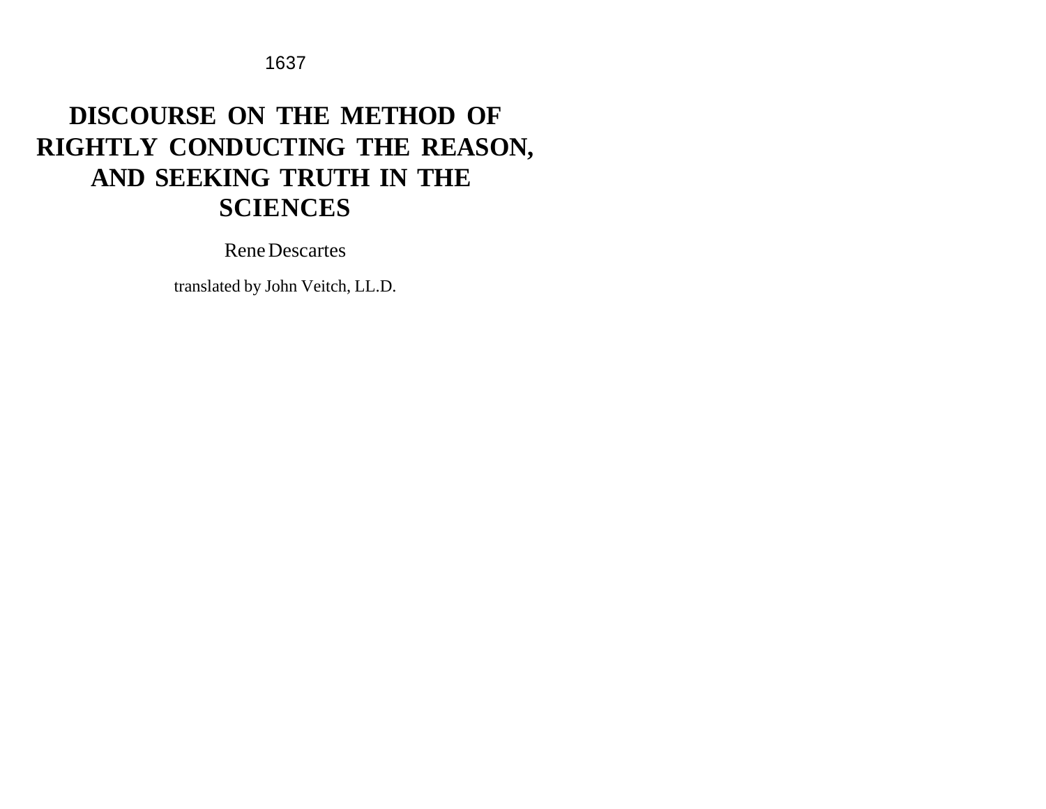1637

# DISCOURSE ON THE METHOD OF RIGHTLY CONDUCTING THE REASON, AND SEEKING TRUTH IN THE SCIENCES

Rene Descartes

translated by John Veitch, LL.D.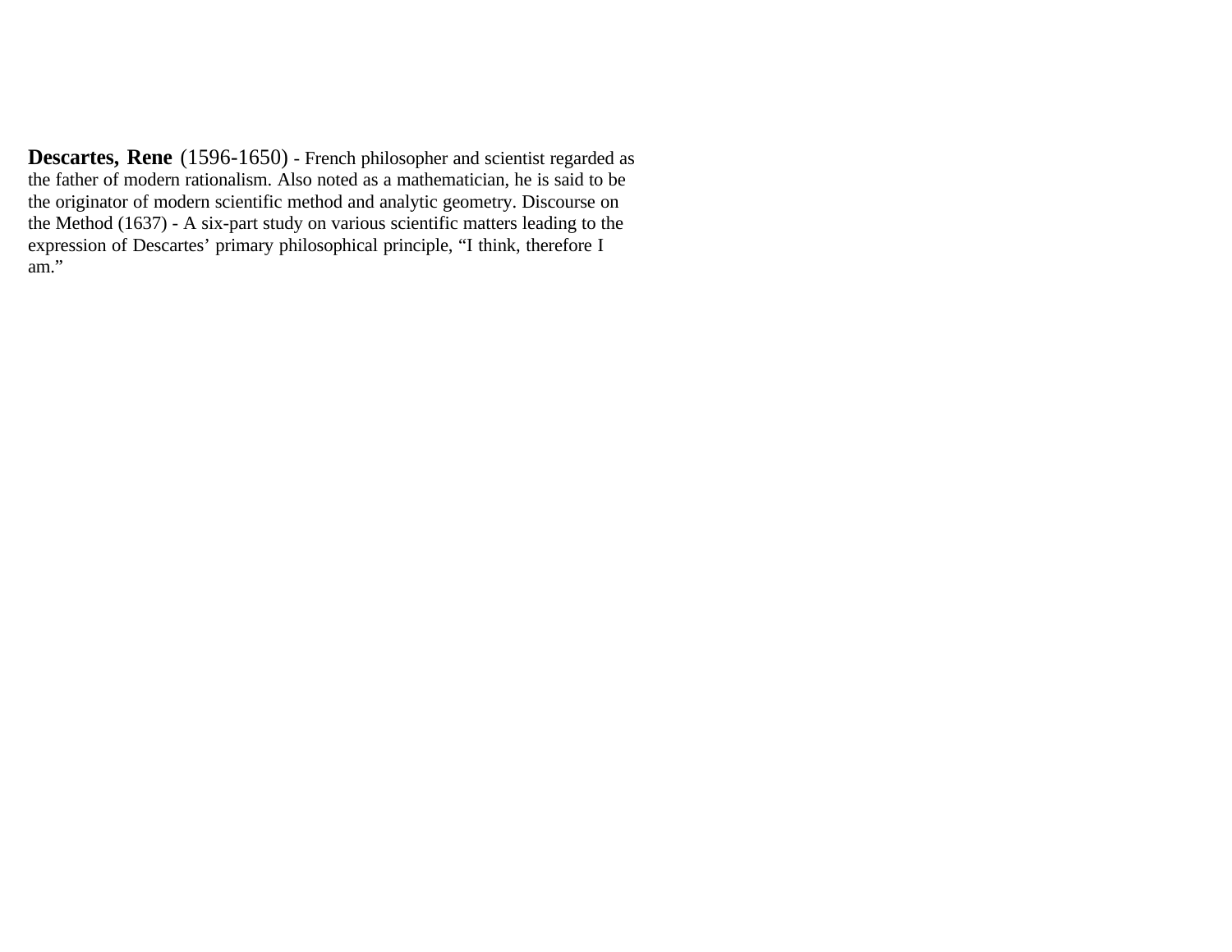**Descartes, Rene** (1596-1650) - French philosopher and scientist regarded as the father of modern rationalism. Also noted as a mathematician, he is said to be the originator of modern scientific method and analytic geometry. Discourse on the Method (1637) - A six-part study on various scientific matters leading to the expression of Descartes' primary philosophical principle, "I think, therefore I am."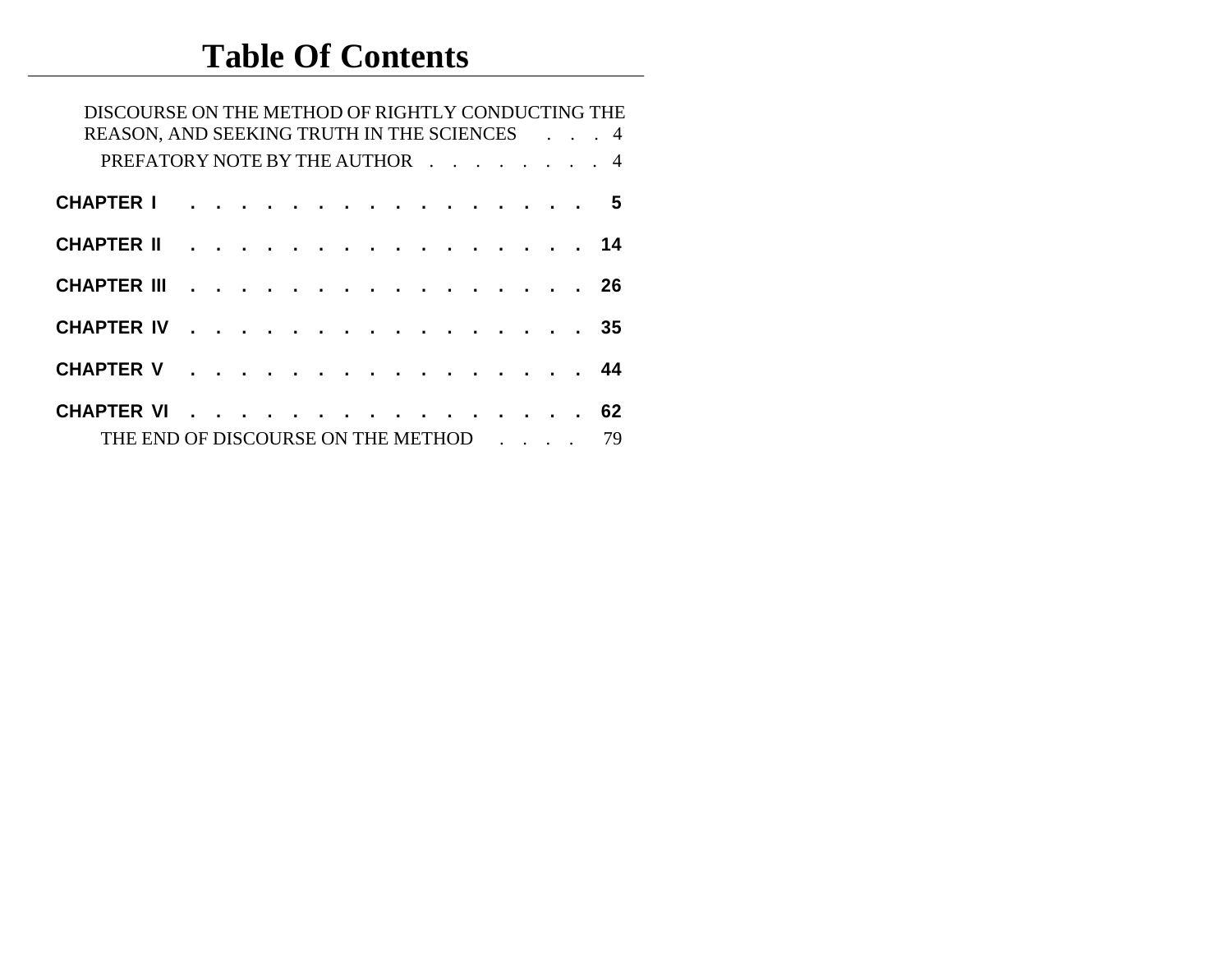# Table Of Contents

DISCOURSE ON THE METHOD OF RIGHTLY CONDUCTING THE REASON, AND SEEKING TRUTH IN THE SCIENCES . . . 4

PREFATORY NOTE BY THE AUTHOR . . . . . . . . 4

**CHAPTER I** . . . . . . . . . . . . . . . . 5

**CHAPTER II** . . . . . . . . . . . . . . . . 14

**CHAPTER III** . . . . . . . . . . . . . . . . 26

**CHAPTER IV** . . . . . . . . . . . . . . . . 35

**CHAPTER V** . . . . . . . . . . . . . . . . 44

**CHAPTER VI** . . . . . . . . . . . . . . . . 62

THE END OF DISCOURSE ON THE METHOD . . . . 79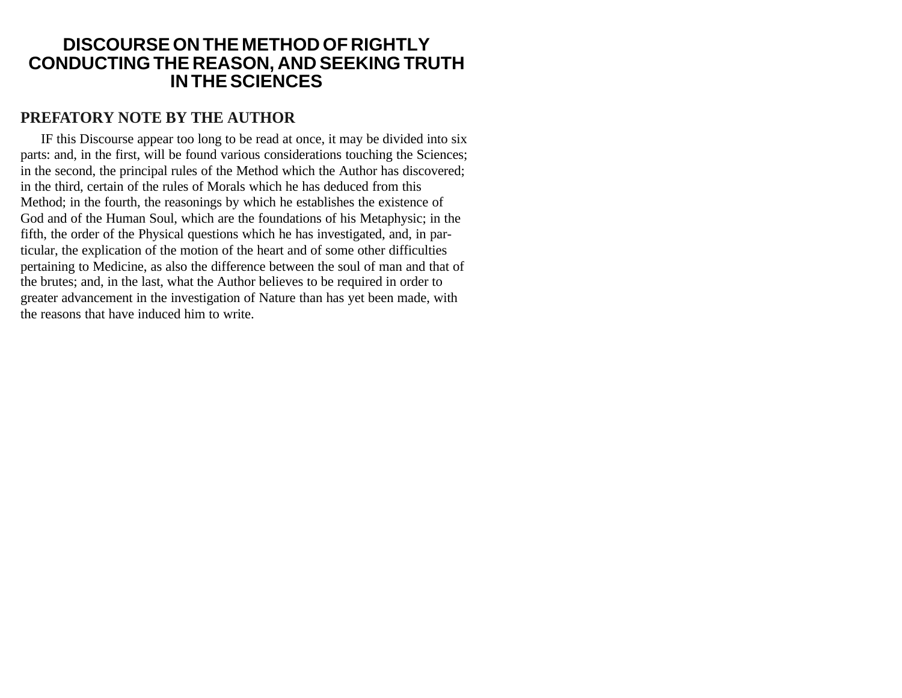# DISCOURSE ON THE METHOD OF RIGHTLY CONDUCTING THE REASON, AND SEEKING TRUTH IN THE SCIENCES

## PREFATORY NOTE BY THE AUTHOR

IF this Discourse appear too long to be read at once, it may be divided into six parts: and, in the first, will be found various considerations touching the Sciences; in the second, the principal rules of the Method which the Author has discovered; in the third, certain of the rules of Morals which he has deduced from this Method; in the fourth, the reasonings by which he establishes the existence of God and of the Human Soul, which are the foundations of his Metaphysic; in the fifth, the order of the Physical questions which he has investigated, and, in particular, the explication of the motion of the heart and of some other difficulties pertaining to Medicine, as also the difference between the soul of man and that of the brutes; and, in the last, what the Author believes to be required in order to greater advancement in the investigation of Nature than has yet been made, with the reasons that have induced him to write.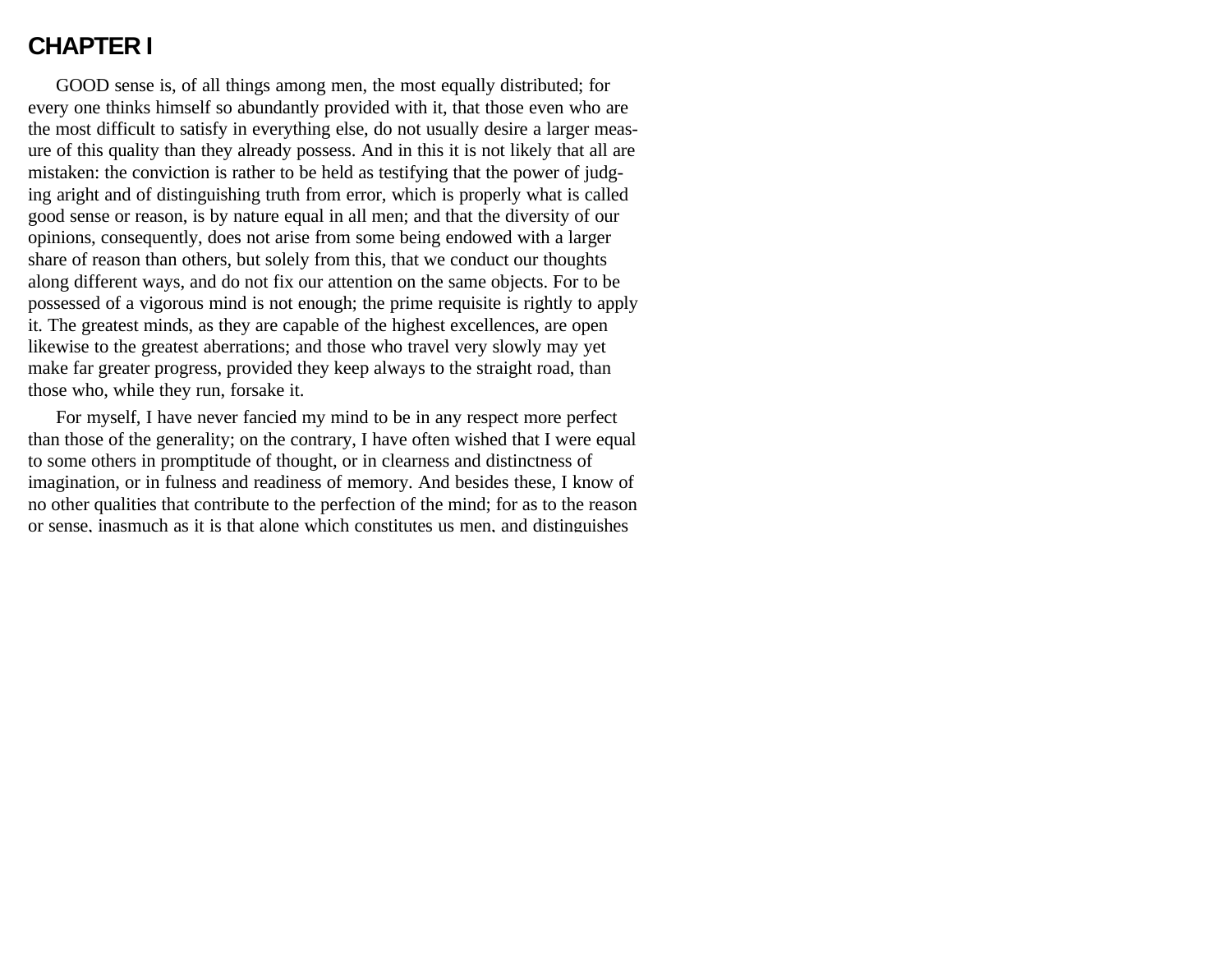## CHAPTER I

GOOD sense is, of all things among men, the most equally distributed; for every one thinks himself so abundantly provided with it, that those even who are the most difficult to satisfy in everything else, do not usually desire a larger measure of this quality than they already possess. And in this it is not likely that all are mistaken: the conviction is rather to be held as testifying that the power of judging aright and of distinguishing truth from error, which is properly what is called good sense or reason, is by nature equal in all men; and that the diversity of our opinions, consequently, does not arise from some being endowed with a larger share of reason than others, but solely from this, that we conduct our thoughts along different ways, and do not fix our attention on the same objects. For to be possessed of a vigorous mind is not enough; the prime requisite is rightly to apply it. The greatest minds, as they are capable of the highest excellences, are open likewise to the greatest aberrations; and those who travel very slowly may yet make far greater progress, provided they keep always to the straight road, than those who, while they run, forsake it.

For myself, I have never fancied my mind to be in any respect more perfect than those of the generality; on the contrary, I have often wished that I were equal to some others in promptitude of thought, or in clearness and distinctness of imagination, or in fulness and readiness of memory. And besides these, I know of no other qualities that contribute to the perfection of the mind; for as to the reason or sense, inasmuch as it is that alone which constitutes us men, and distinguishes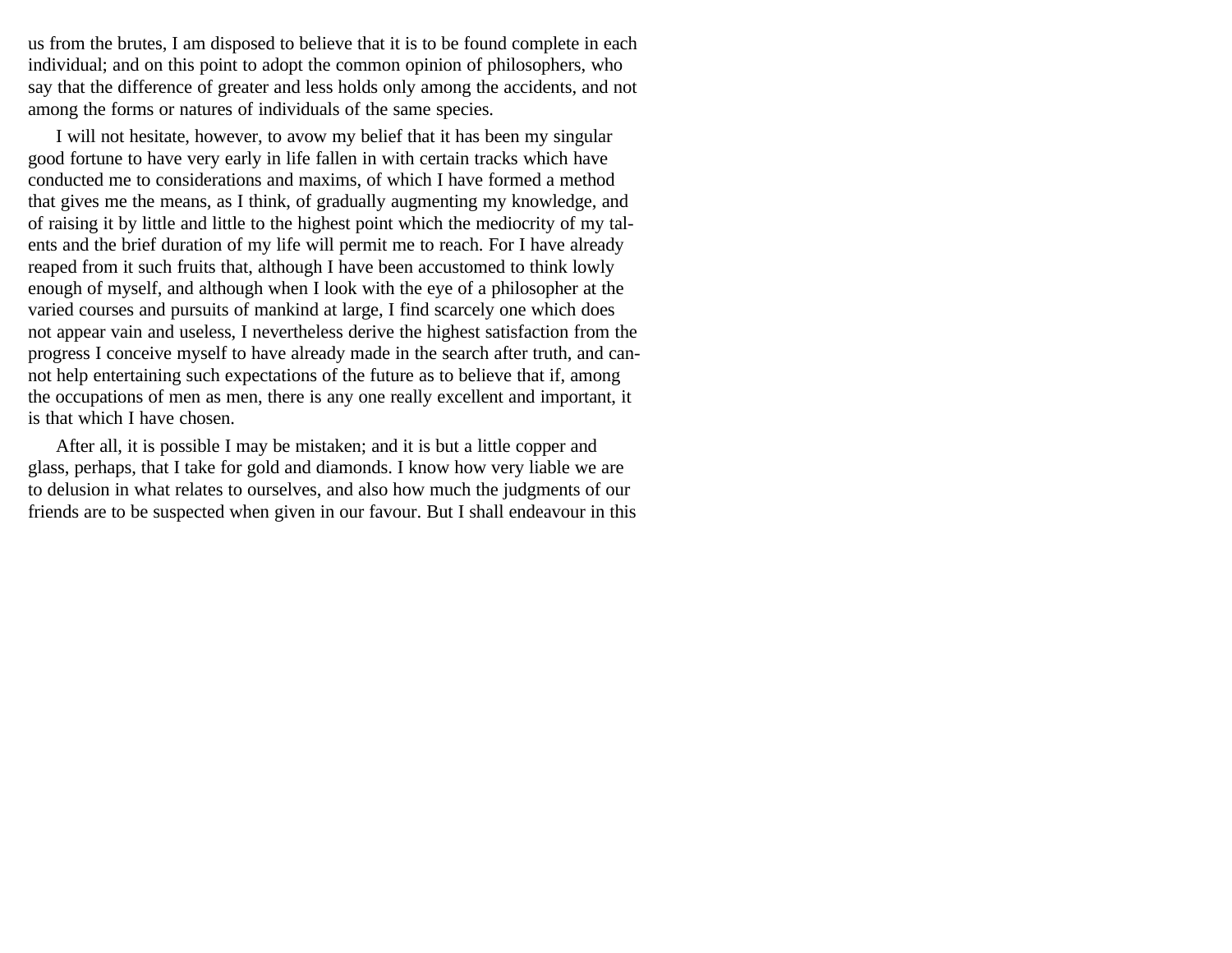us from the brutes, I am disposed to believe that it is to be found complete in each individual; and on this point to adopt the common opinion of philosophers, who say that the difference of greater and less holds only among the accidents, and not among the forms or natures of individuals of the same species.

I will not hesitate, however, to avow my belief that it has been my singular good fortune to have very early in life fallen in with certain tracks which have conducted me to considerations and maxims, of which I have formed a method that gives me the means, as I think, of gradually augmenting my knowledge, and of raising it by little and little to the highest point which the mediocrity of my talents and the brief duration of my life will permit me to reach. For I have already reaped from it such fruits that, although I have been accustomed to think lowly enough of myself, and although when I look with the eye of a philosopher at the varied courses and pursuits of mankind at large, I find scarcely one which does not appear vain and useless, I nevertheless derive the highest satisfaction from the progress I conceive myself to have already made in the search after truth, and cannot help entertaining such expectations of the future as to believe that if, among the occupations of men as men, there is any one really excellent and important, it is that which I have chosen.

After all, it is possible I may be mistaken; and it is but a little copper and glass, perhaps, that I take for gold and diamonds. I know how very liable we are to delusion in what relates to ourselves, and also how much the judgments of our friends are to be suspected when given in our favour. But I shall endeavour in this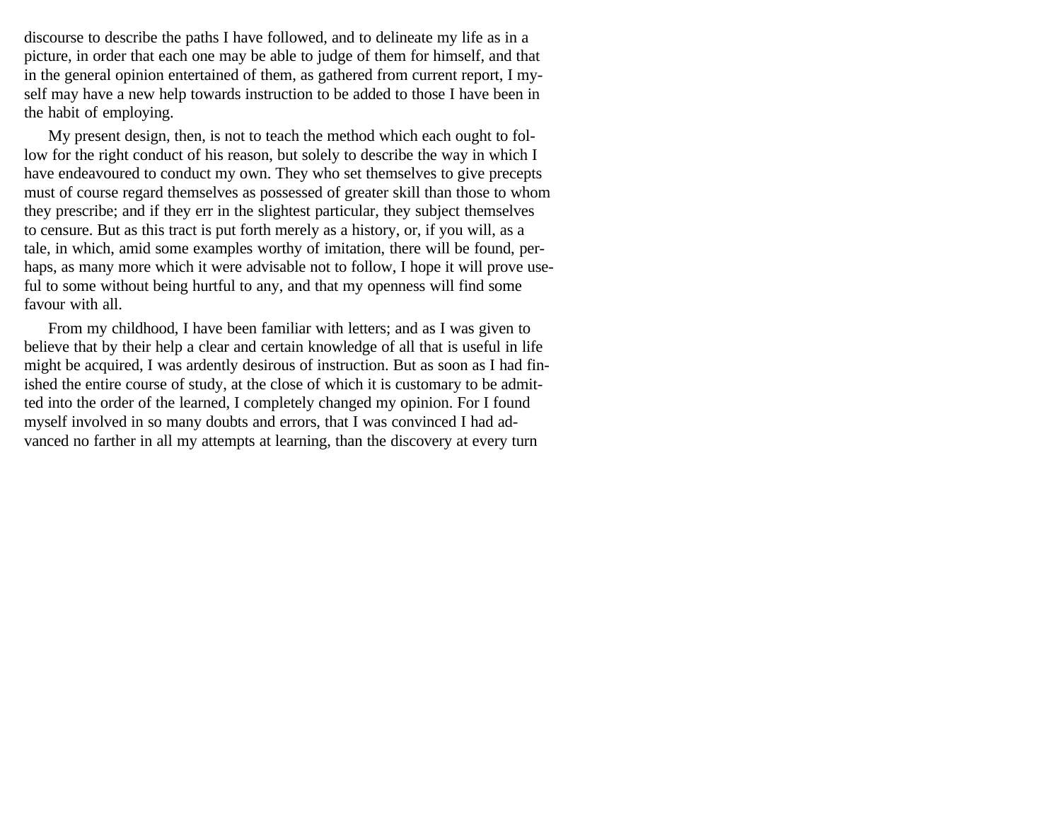discourse to describe the paths I have followed, and to delineate my life as in a picture, in order that each one may be able to judge of them for himself, and that in the general opinion entertained of them, as gathered from current report, I myself may have a new help towards instruction to be added to those I have been in the habit of employing.

My present design, then, is not to teach the method which each ought to follow for the right conduct of his reason, but solely to describe the way in which I have endeavoured to conduct my own. They who set themselves to give precepts must of course regard themselves as possessed of greater skill than those to whom they prescribe; and if they err in the slightest particular, they subject themselves to censure. But as this tract is put forth merely as a history, or, if you will, as a tale, in which, amid some examples worthy of imitation, there will be found, perhaps, as many more which it were advisable not to follow, I hope it will prove useful to some without being hurtful to any, and that my openness will find some favour with all.

From my childhood, I have been familiar with letters; and as I was given to believe that by their help a clear and certain knowledge of all that is useful in life might be acquired, I was ardently desirous of instruction. But as soon as I had finished the entire course of study, at the close of which it is customary to be admitted into the order of the learned, I completely changed my opinion. For I found myself involved in so many doubts and errors, that I was convinced I had advanced no farther in all my attempts at learning, than the discovery at every turn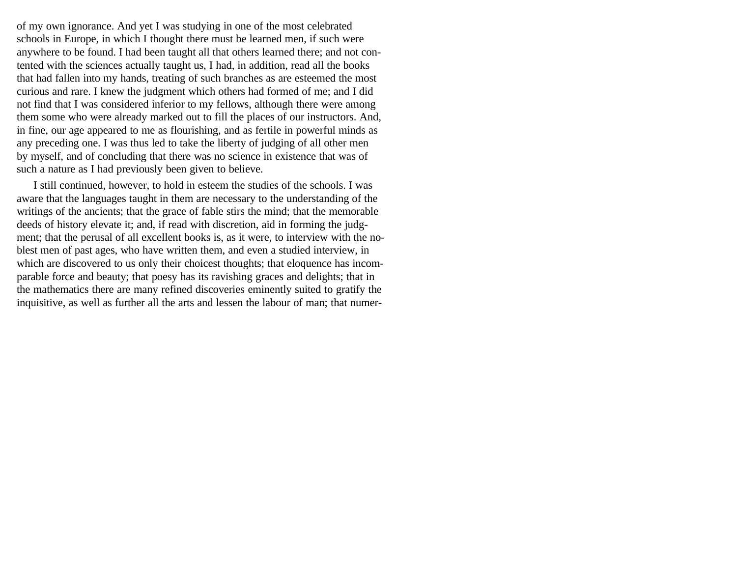of my own ignorance. And yet I was studying in one of the most celebrated schools in Europe, in which I thought there must be learned men, if such were anywhere to be found. I had been taught all that others learned there; and not contented with the sciences actually taught us, I had, in addition, read all the books that had fallen into my hands, treating of such branches as are esteemed the most curious and rare. I knew the judgment which others had formed of me; and I did not find that I was considered inferior to my fellows, although there were among them some who were already marked out to fill the places of our instructors. And, in fine, our age appeared to me as flourishing, and as fertile in powerful minds as any preceding one. I was thus led to take the liberty of judging of all other men by myself, and of concluding that there was no science in existence that was of such a nature as I had previously been given to believe.

I still continued, however, to hold in esteem the studies of the schools. I was aware that the languages taught in them are necessary to the understanding of the writings of the ancients; that the grace of fable stirs the mind; that the memorable deeds of history elevate it; and, if read with discretion, aid in forming the judgment; that the perusal of all excellent books is, as it were, to interview with the noblest men of past ages, who have written them, and even a studied interview, in which are discovered to us only their choicest thoughts; that eloquence has incomparable force and beauty; that poesy has its ravishing graces and delights; that in the mathematics there are many refined discoveries eminently suited to gratify the inquisitive, as well as further all the arts and lessen the labour of man; that numer-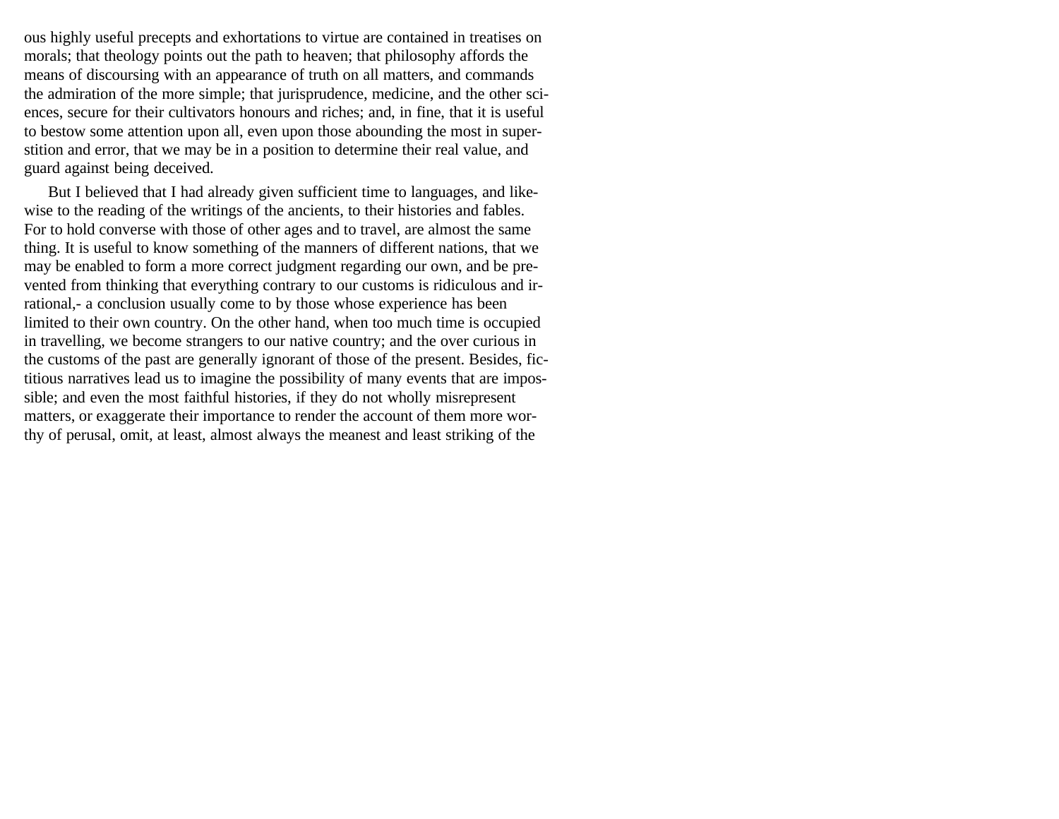ous highly useful precepts and exhortations to virtue are contained in treatises on morals; that theology points out the path to heaven; that philosophy affords the means of discoursing with an appearance of truth on all matters, and commands the admiration of the more simple; that jurisprudence, medicine, and the other sciences, secure for their cultivators honours and riches; and, in fine, that it is useful to bestow some attention upon all, even upon those abounding the most in superstition and error, that we may be in a position to determine their real value, and guard against being deceived.

But I believed that I had already given sufficient time to languages, and likewise to the reading of the writings of the ancients, to their histories and fables. For to hold converse with those of other ages and to travel, are almost the same thing. It is useful to know something of the manners of different nations, that we may be enabled to form a more correct judgment regarding our own, and be prevented from thinking that everything contrary to our customs is ridiculous and irrational,- a conclusion usually come to by those whose experience has been limited to their own country. On the other hand, when too much time is occupied in travelling, we become strangers to our native country; and the over curious in the customs of the past are generally ignorant of those of the present. Besides, fictitious narratives lead us to imagine the possibility of many events that are impossible; and even the most faithful histories, if they do not wholly misrepresent matters, or exaggerate their importance to render the account of them more worthy of perusal, omit, at least, almost always the meanest and least striking of the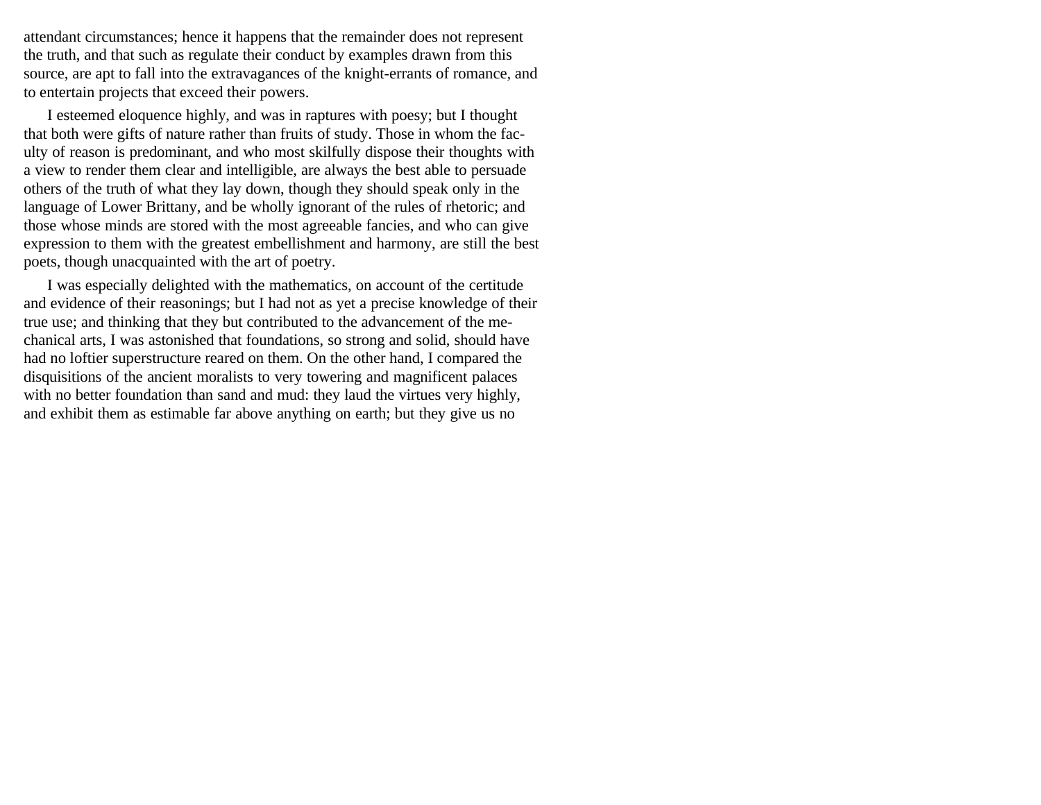attendant circumstances; hence it happens that the remainder does not represent the truth, and that such as regulate their conduct by examples drawn from this source, are apt to fall into the extravagances of the knight-errants of romance, and to entertain projects that exceed their powers.

I esteemed eloquence highly, and was in raptures with poesy; but I thought that both were gifts of nature rather than fruits of study. Those in whom the faculty of reason is predominant, and who most skilfully dispose their thoughts with a view to render them clear and intelligible, are always the best able to persuade others of the truth of what they lay down, though they should speak only in the language of Lower Brittany, and be wholly ignorant of the rules of rhetoric; and those whose minds are stored with the most agreeable fancies, and who can give expression to them with the greatest embellishment and harmony, are still the best poets, though unacquainted with the art of poetry.

I was especially delighted with the mathematics, on account of the certitude and evidence of their reasonings; but I had not as yet a precise knowledge of their true use; and thinking that they but contributed to the advancement of the mechanical arts, I was astonished that foundations, so strong and solid, should have had no loftier superstructure reared on them. On the other hand, I compared the disquisitions of the ancient moralists to very towering and magnificent palaces with no better foundation than sand and mud: they laud the virtues very highly, and exhibit them as estimable far above anything on earth; but they give us no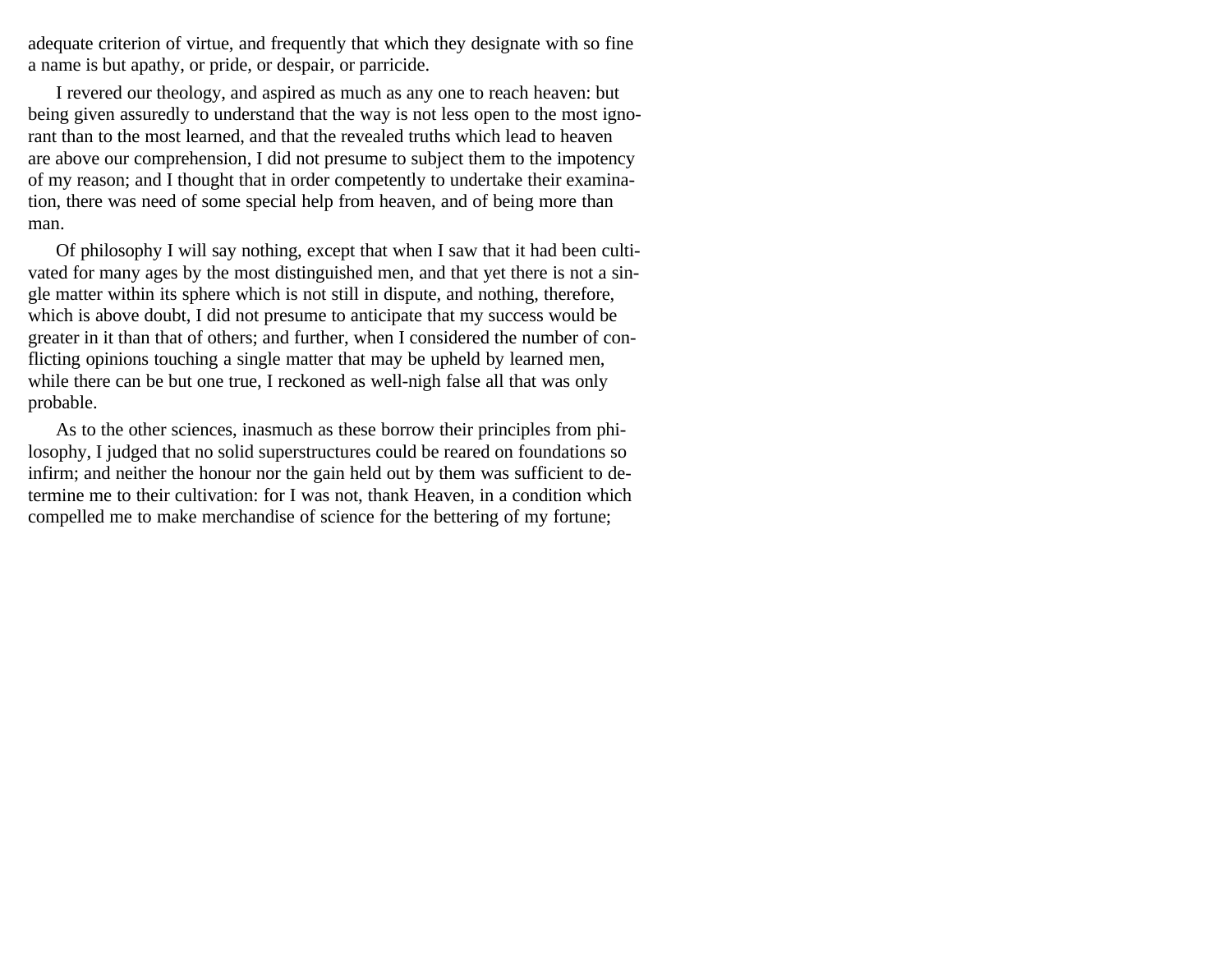adequate criterion of virtue, and frequently that which they designate with so fine a name is but apathy, or pride, or despair, or parricide.

I revered our theology, and aspired as much as any one to reach heaven: but being given assuredly to understand that the way is not less open to the most ignorant than to the most learned, and that the revealed truths which lead to heaven are above our comprehension, I did not presume to subject them to the impotency of my reason; and I thought that in order competently to undertake their examination, there was need of some special help from heaven, and of being more than man.

Of philosophy I will say nothing, except that when I saw that it had been cultivated for many ages by the most distinguished men, and that yet there is not a single matter within its sphere which is not still in dispute, and nothing, therefore, which is above doubt, I did not presume to anticipate that my success would be greater in it than that of others; and further, when I considered the number of conflicting opinions touching a single matter that may be upheld by learned men, while there can be but one true, I reckoned as well-nigh false all that was only probable.

As to the other sciences, inasmuch as these borrow their principles from philosophy, I judged that no solid superstructures could be reared on foundations so infirm; and neither the honour nor the gain held out by them was sufficient to determine me to their cultivation: for I was not, thank Heaven, in a condition which compelled me to make merchandise of science for the bettering of my fortune;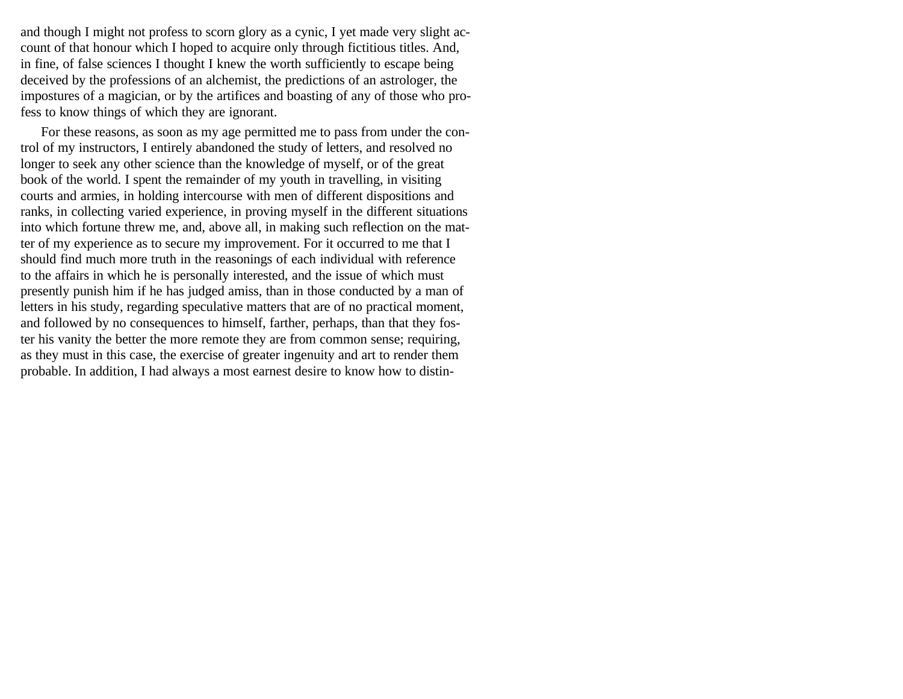and though I might not profess to scorn glory as a cynic, I yet made very slight account of that honour which I hoped to acquire only through fictitious titles. And, in fine, of false sciences I thought I knew the worth sufficiently to escape being deceived by the professions of an alchemist, the predictions of an astrologer, the impostures of a magician, or by the artifices and boasting of any of those who profess to know things of which they are ignorant.

For these reasons, as soon as my age permitted me to pass from under the control of my instructors, I entirely abandoned the study of letters, and resolved no longer to seek any other science than the knowledge of myself, or of the great book of the world. I spent the remainder of my youth in travelling, in visiting courts and armies, in holding intercourse with men of different dispositions and ranks, in collecting varied experience, in proving myself in the different situations into which fortune threw me, and, above all, in making such reflection on the matter of my experience as to secure my improvement. For it occurred to me that I should find much more truth in the reasonings of each individual with reference to the affairs in which he is personally interested, and the issue of which must presently punish him if he has judged amiss, than in those conducted by a man of letters in his study, regarding speculative matters that are of no practical moment, and followed by no consequences to himself, farther, perhaps, than that they foster his vanity the better the more remote they are from common sense; requiring, as they must in this case, the exercise of greater ingenuity and art to render them probable. In addition, I had always a most earnest desire to know how to distin-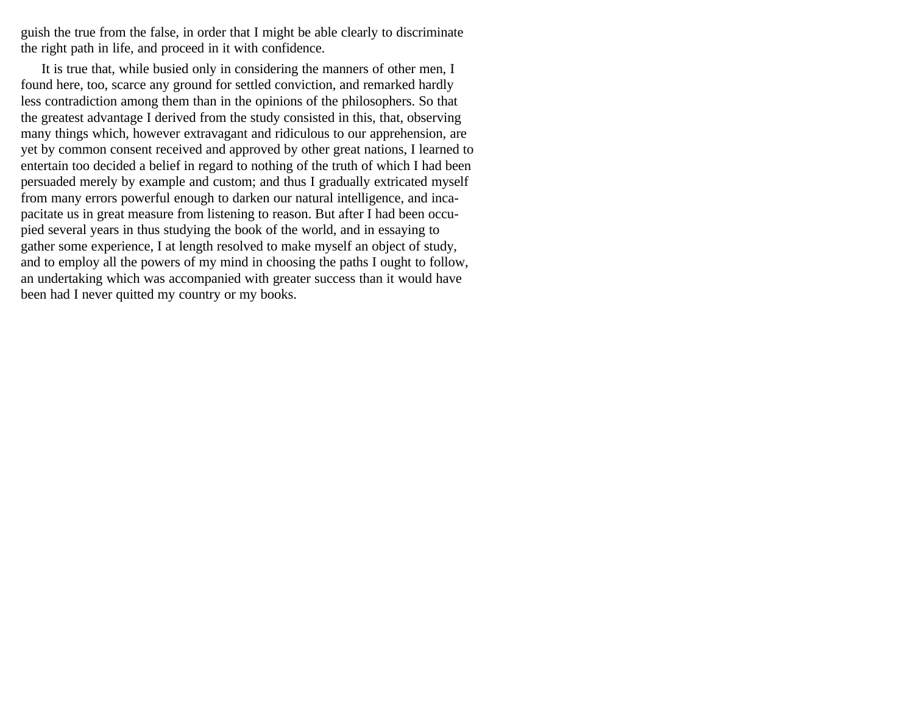guish the true from the false, in order that I might be able clearly to discriminate the right path in life, and proceed in it with confidence.

It is true that, while busied only in considering the manners of other men, I found here, too, scarce any ground for settled conviction, and remarked hardly less contradiction among them than in the opinions of the philosophers. So that the greatest advantage I derived from the study consisted in this, that, observing many things which, however extravagant and ridiculous to our apprehension, are yet by common consent received and approved by other great nations, I learned to entertain too decided a belief in regard to nothing of the truth of which I had been persuaded merely by example and custom; and thus I gradually extricated myself from many errors powerful enough to darken our natural intelligence, and incapacitate us in great measure from listening to reason. But after I had been occupied several years in thus studying the book of the world, and in essaying to gather some experience, I at length resolved to make myself an object of study, and to employ all the powers of my mind in choosing the paths I ought to follow, an undertaking which was accompanied with greater success than it would have been had I never quitted my country or my books.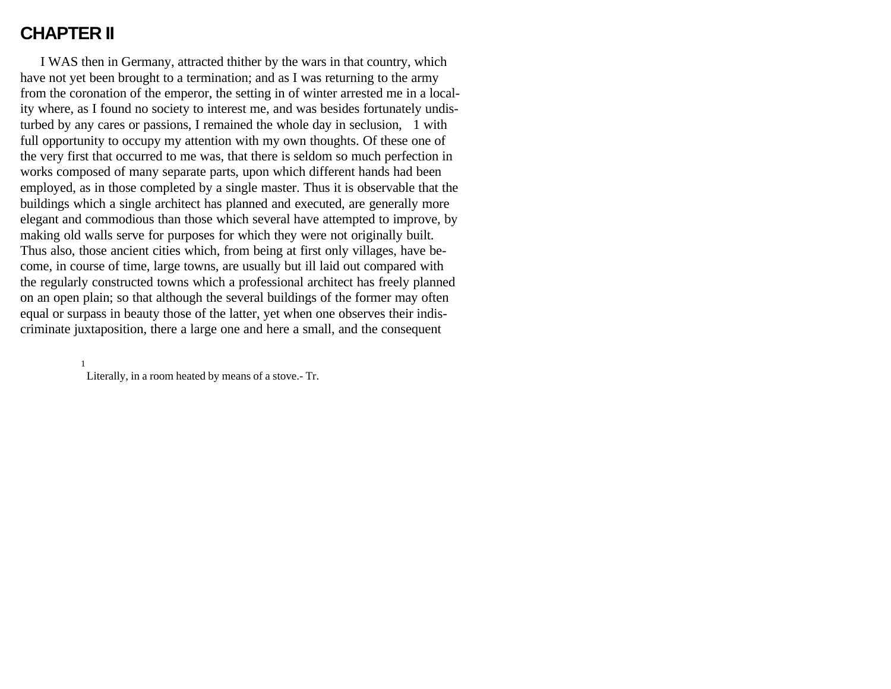# CHAPTER II

I WAS then in Germany, attracted thither by the wars in that country, which have not yet been brought to a termination; and as I was returning to the army from the coronation of the emperor, the setting in of winter arrested me in a locality where, as I found no society to interest me, and was besides fortunately undisturbed by any cares or passions, I remained the whole day in seclusion, [1] with full opportunity to occupy my attention with my own thoughts. Of these one of the very first that occurred to me was, that there is seldom so much perfection in works composed of many separate parts, upon which different hands had been employed, as in those completed by a single master. Thus it is observable that the buildings which a single architect has planned and executed, are generally more elegant and commodious than those which several have attempted to improve, by making old walls serve for purposes for which they were not originally built. Thus also, those ancient cities which, from being at first only villages, have become, in course of time, large towns, are usually but ill laid out compared with the regularly constructed towns which a professional architect has freely planned on an open plain; so that although the several buildings of the former may often equal or surpass in beauty those of the latter, yet when one observes their indiscriminate juxtaposition, there a large one and here a small, and the consequent

[1] Literally, in a room heated by means of a stove.- Tr.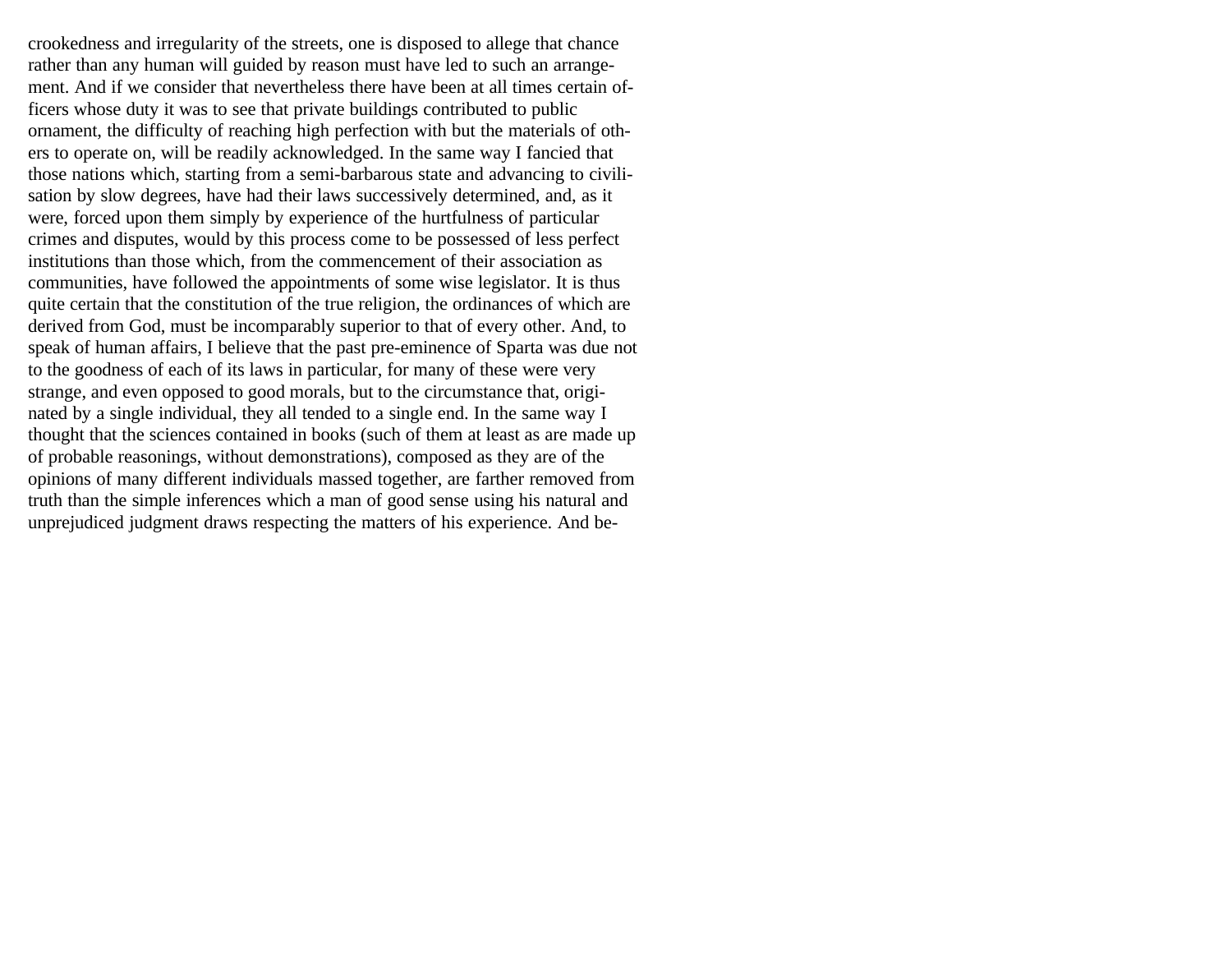crookedness and irregularity of the streets, one is disposed to allege that chance rather than any human will guided by reason must have led to such an arrangement. And if we consider that nevertheless there have been at all times certain officers whose duty it was to see that private buildings contributed to public ornament, the difficulty of reaching high perfection with but the materials of others to operate on, will be readily acknowledged. In the same way I fancied that those nations which, starting from a semi-barbarous state and advancing to civilisation by slow degrees, have had their laws successively determined, and, as it were, forced upon them simply by experience of the hurtfulness of particular crimes and disputes, would by this process come to be possessed of less perfect institutions than those which, from the commencement of their association as communities, have followed the appointments of some wise legislator. It is thus quite certain that the constitution of the true religion, the ordinances of which are derived from God, must be incomparably superior to that of every other. And, to speak of human affairs, I believe that the past pre-eminence of Sparta was due not to the goodness of each of its laws in particular, for many of these were very strange, and even opposed to good morals, but to the circumstance that, originated by a single individual, they all tended to a single end. In the same way I thought that the sciences contained in books (such of them at least as are made up of probable reasonings, without demonstrations), composed as they are of the opinions of many different individuals massed together, are farther removed from truth than the simple inferences which a man of good sense using his natural and unprejudiced judgment draws respecting the matters of his experience. And be-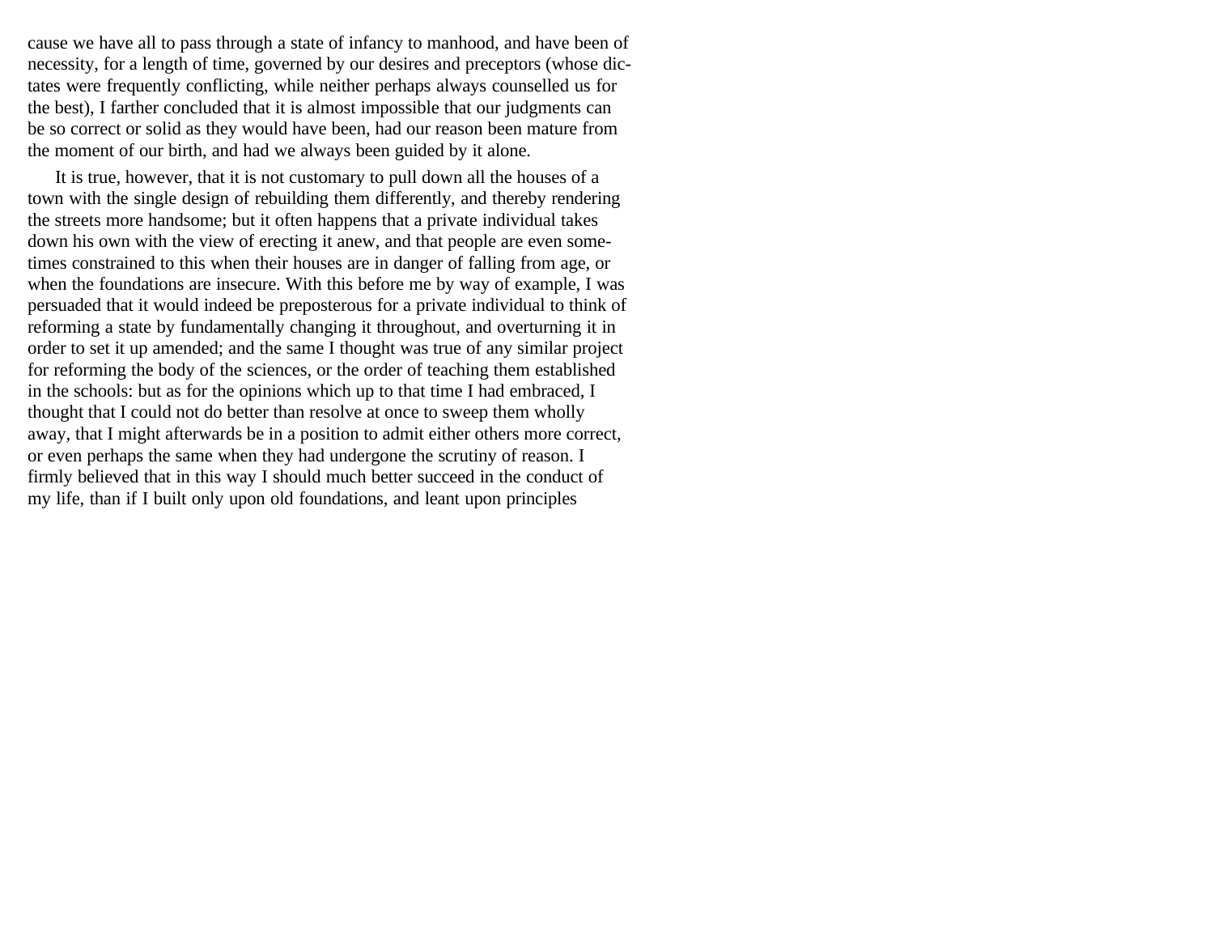cause we have all to pass through a state of infancy to manhood, and have been of necessity, for a length of time, governed by our desires and preceptors (whose dictates were frequently conflicting, while neither perhaps always counselled us for the best), I farther concluded that it is almost impossible that our judgments can be so correct or solid as they would have been, had our reason been mature from the moment of our birth, and had we always been guided by it alone.

It is true, however, that it is not customary to pull down all the houses of a town with the single design of rebuilding them differently, and thereby rendering the streets more handsome; but it often happens that a private individual takes down his own with the view of erecting it anew, and that people are even sometimes constrained to this when their houses are in danger of falling from age, or when the foundations are insecure. With this before me by way of example, I was persuaded that it would indeed be preposterous for a private individual to think of reforming a state by fundamentally changing it throughout, and overturning it in order to set it up amended; and the same I thought was true of any similar project for reforming the body of the sciences, or the order of teaching them established in the schools: but as for the opinions which up to that time I had embraced, I thought that I could not do better than resolve at once to sweep them wholly away, that I might afterwards be in a position to admit either others more correct, or even perhaps the same when they had undergone the scrutiny of reason. I firmly believed that in this way I should much better succeed in the conduct of my life, than if I built only upon old foundations, and leant upon principles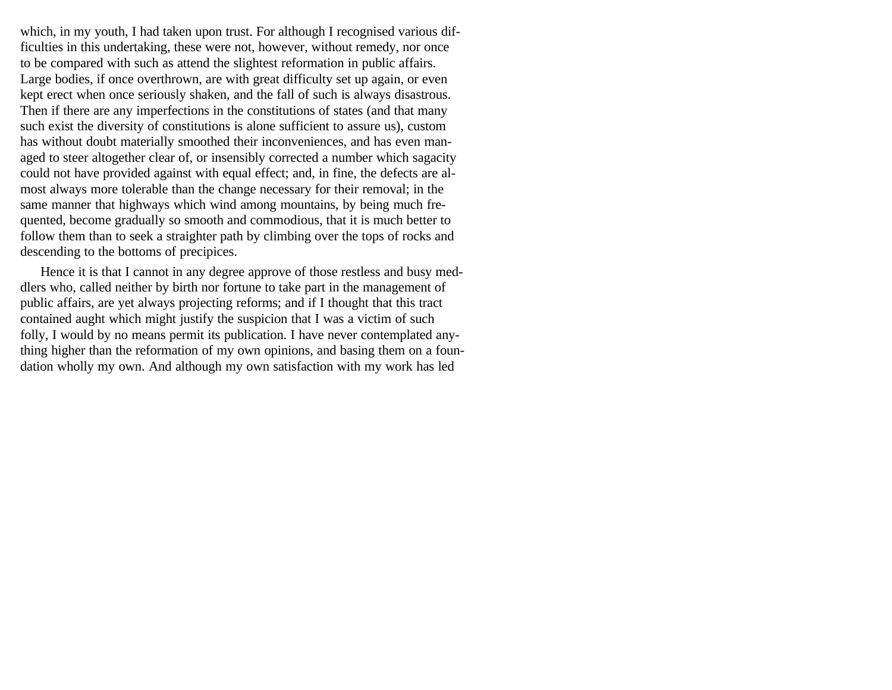which, in my youth, I had taken upon trust. For although I recognised various difficulties in this undertaking, these were not, however, without remedy, nor once to be compared with such as attend the slightest reformation in public affairs. Large bodies, if once overthrown, are with great difficulty set up again, or even kept erect when once seriously shaken, and the fall of such is always disastrous. Then if there are any imperfections in the constitutions of states (and that many such exist the diversity of constitutions is alone sufficient to assure us), custom has without doubt materially smoothed their inconveniences, and has even managed to steer altogether clear of, or insensibly corrected a number which sagacity could not have provided against with equal effect; and, in fine, the defects are almost always more tolerable than the change necessary for their removal; in the same manner that highways which wind among mountains, by being much frequented, become gradually so smooth and commodious, that it is much better to follow them than to seek a straighter path by climbing over the tops of rocks and descending to the bottoms of precipices.

Hence it is that I cannot in any degree approve of those restless and busy meddlers who, called neither by birth nor fortune to take part in the management of public affairs, are yet always projecting reforms; and if I thought that this tract contained aught which might justify the suspicion that I was a victim of such folly, I would by no means permit its publication. I have never contemplated anything higher than the reformation of my own opinions, and basing them on a foundation wholly my own. And although my own satisfaction with my work has led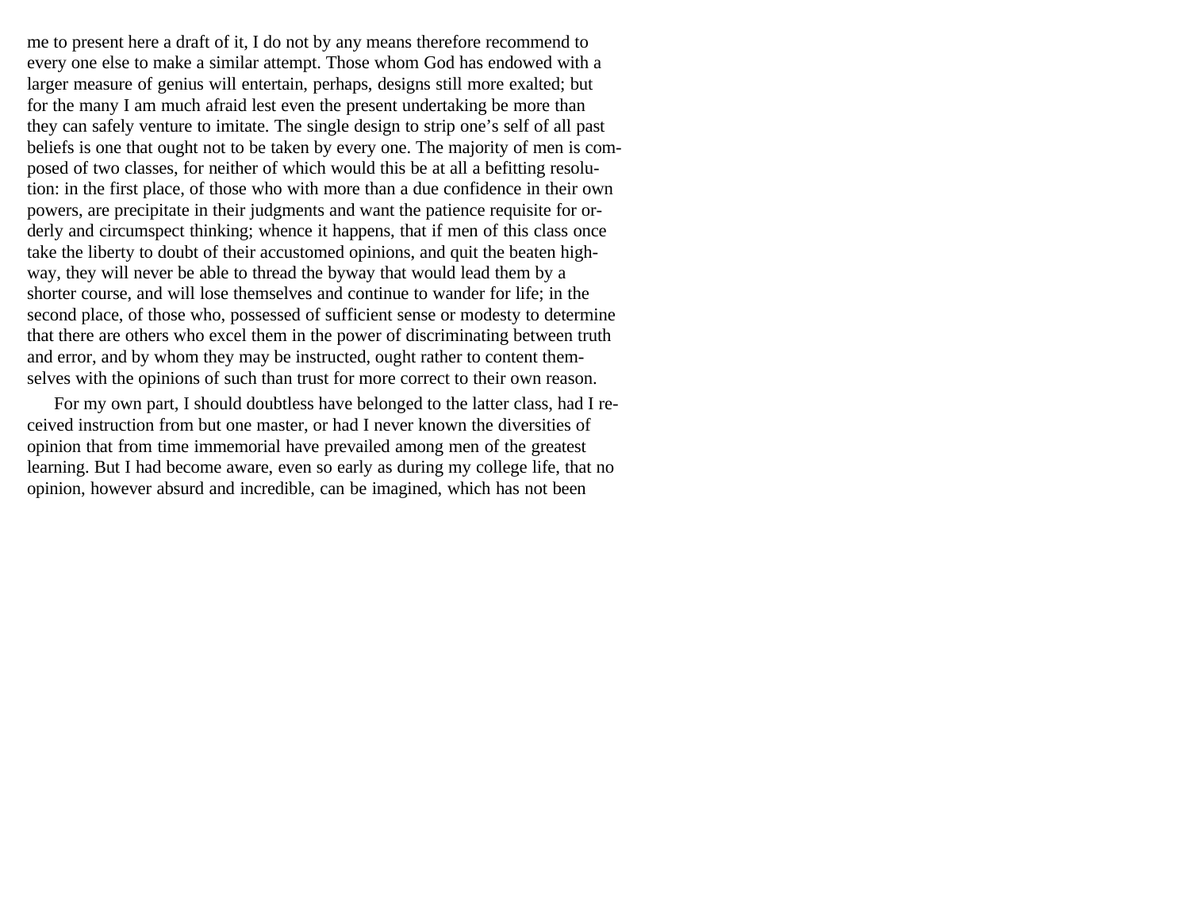me to present here a draft of it, I do not by any means therefore recommend to every one else to make a similar attempt. Those whom God has endowed with a larger measure of genius will entertain, perhaps, designs still more exalted; but for the many I am much afraid lest even the present undertaking be more than they can safely venture to imitate. The single design to strip one's self of all past beliefs is one that ought not to be taken by every one. The majority of men is composed of two classes, for neither of which would this be at all a befitting resolution: in the first place, of those who with more than a due confidence in their own powers, are precipitate in their judgments and want the patience requisite for orderly and circumspect thinking; whence it happens, that if men of this class once take the liberty to doubt of their accustomed opinions, and quit the beaten highway, they will never be able to thread the byway that would lead them by a shorter course, and will lose themselves and continue to wander for life; in the second place, of those who, possessed of sufficient sense or modesty to determine that there are others who excel them in the power of discriminating between truth and error, and by whom they may be instructed, ought rather to content themselves with the opinions of such than trust for more correct to their own reason.

For my own part, I should doubtless have belonged to the latter class, had I received instruction from but one master, or had I never known the diversities of opinion that from time immemorial have prevailed among men of the greatest learning. But I had become aware, even so early as during my college life, that no opinion, however absurd and incredible, can be imagined, which has not been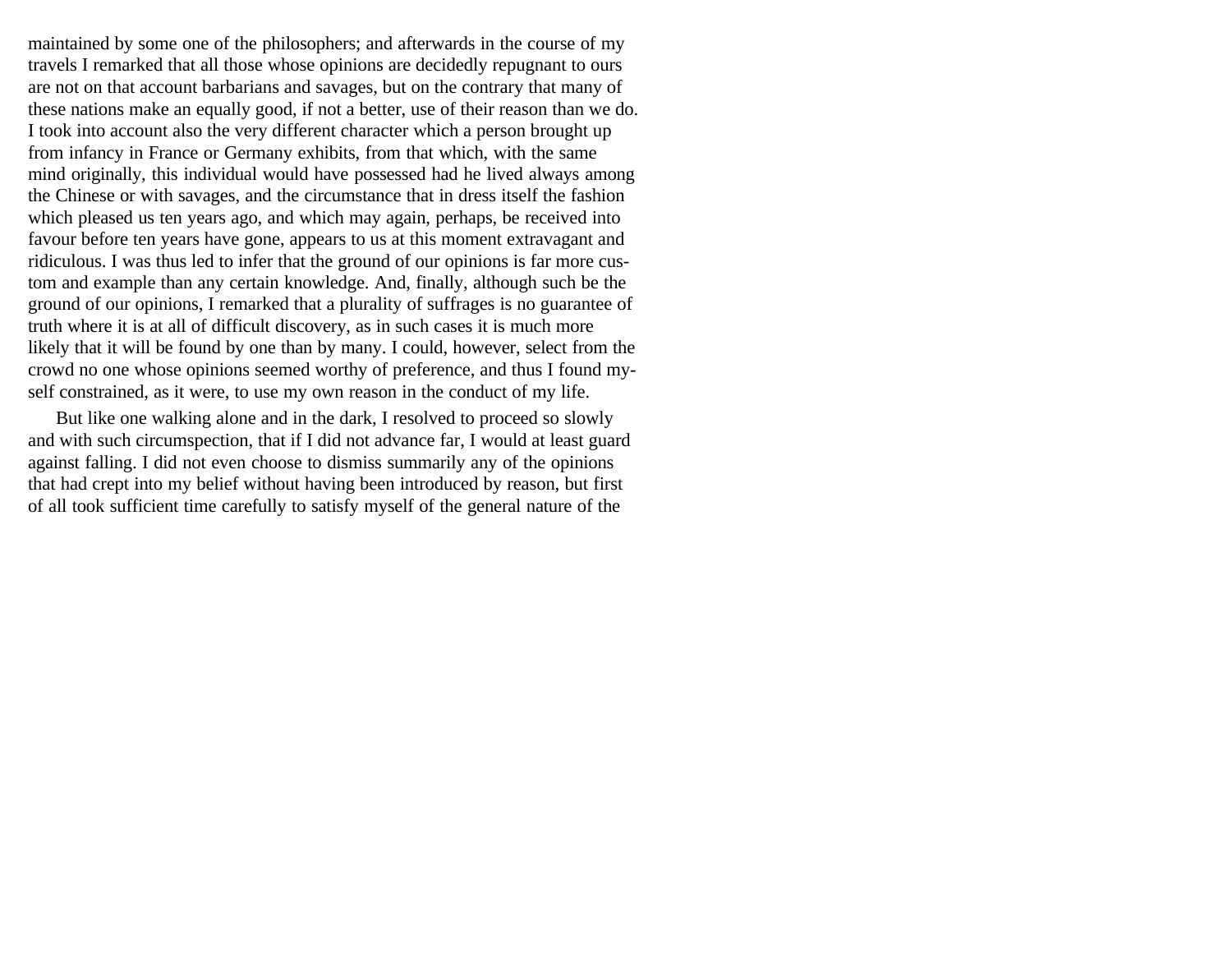maintained by some one of the philosophers; and afterwards in the course of my travels I remarked that all those whose opinions are decidedly repugnant to ours are not on that account barbarians and savages, but on the contrary that many of these nations make an equally good, if not a better, use of their reason than we do. I took into account also the very different character which a person brought up from infancy in France or Germany exhibits, from that which, with the same mind originally, this individual would have possessed had he lived always among the Chinese or with savages, and the circumstance that in dress itself the fashion which pleased us ten years ago, and which may again, perhaps, be received into favour before ten years have gone, appears to us at this moment extravagant and ridiculous. I was thus led to infer that the ground of our opinions is far more custom and example than any certain knowledge. And, finally, although such be the ground of our opinions, I remarked that a plurality of suffrages is no guarantee of truth where it is at all of difficult discovery, as in such cases it is much more likely that it will be found by one than by many. I could, however, select from the crowd no one whose opinions seemed worthy of preference, and thus I found myself constrained, as it were, to use my own reason in the conduct of my life.

But like one walking alone and in the dark, I resolved to proceed so slowly and with such circumspection, that if I did not advance far, I would at least guard against falling. I did not even choose to dismiss summarily any of the opinions that had crept into my belief without having been introduced by reason, but first of all took sufficient time carefully to satisfy myself of the general nature of the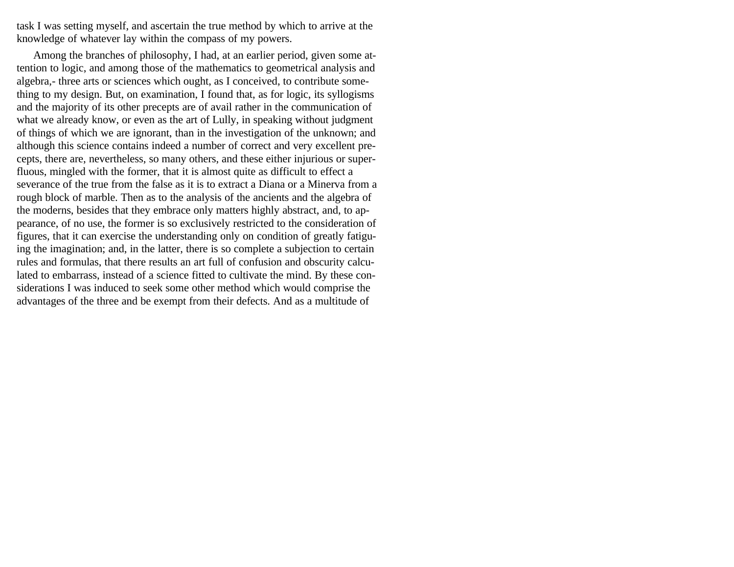task I was setting myself, and ascertain the true method by which to arrive at the knowledge of whatever lay within the compass of my powers.

Among the branches of philosophy, I had, at an earlier period, given some attention to logic, and among those of the mathematics to geometrical analysis and algebra,- three arts or sciences which ought, as I conceived, to contribute something to my design. But, on examination, I found that, as for logic, its syllogisms and the majority of its other precepts are of avail rather in the communication of what we already know, or even as the art of Lully, in speaking without judgment of things of which we are ignorant, than in the investigation of the unknown; and although this science contains indeed a number of correct and very excellent precepts, there are, nevertheless, so many others, and these either injurious or superfluous, mingled with the former, that it is almost quite as difficult to effect a severance of the true from the false as it is to extract a Diana or a Minerva from a rough block of marble. Then as to the analysis of the ancients and the algebra of the moderns, besides that they embrace only matters highly abstract, and, to appearance, of no use, the former is so exclusively restricted to the consideration of figures, that it can exercise the understanding only on condition of greatly fatiguing the imagination; and, in the latter, there is so complete a subjection to certain rules and formulas, that there results an art full of confusion and obscurity calculated to embarrass, instead of a science fitted to cultivate the mind. By these considerations I was induced to seek some other method which would comprise the advantages of the three and be exempt from their defects. And as a multitude of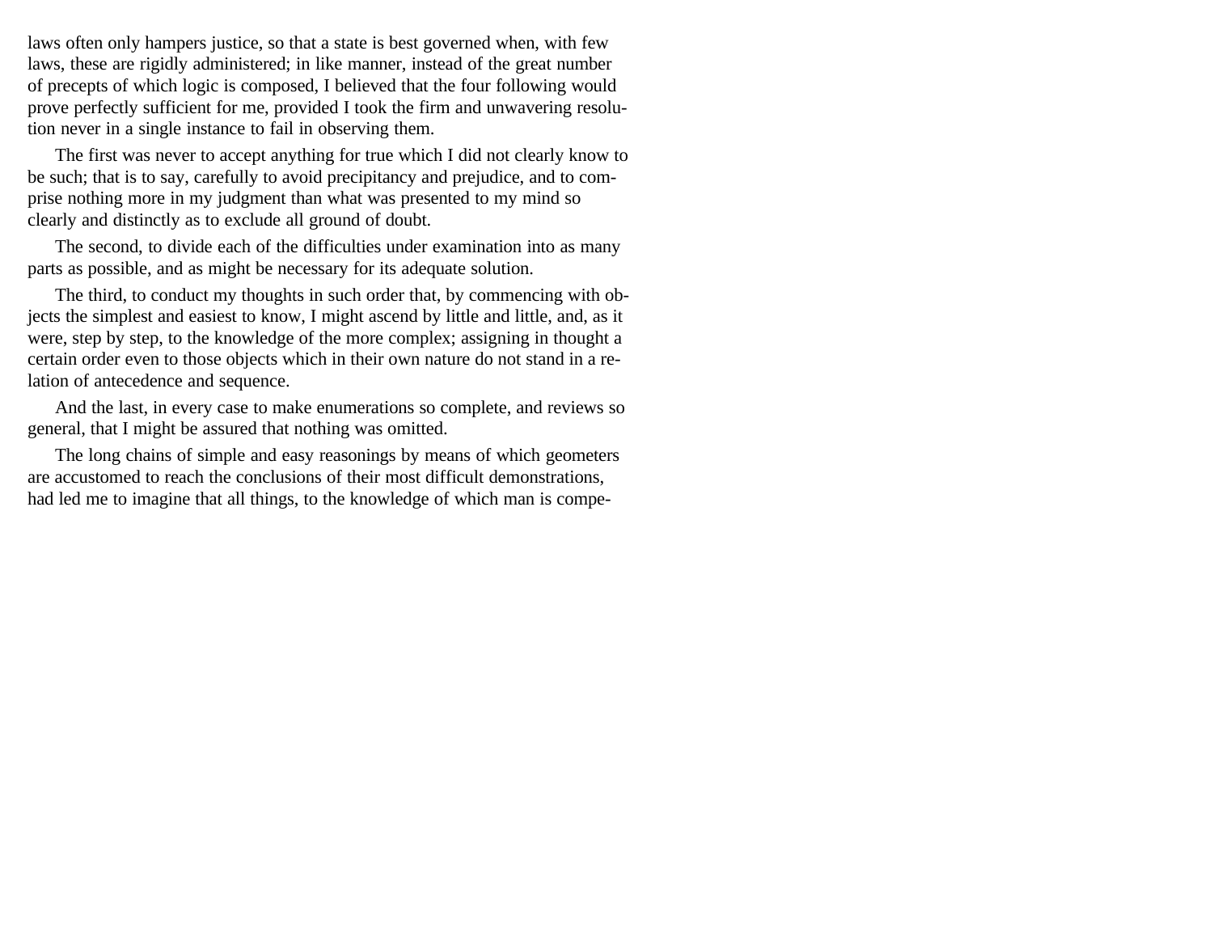laws often only hampers justice, so that a state is best governed when, with few laws, these are rigidly administered; in like manner, instead of the great number of precepts of which logic is composed, I believed that the four following would prove perfectly sufficient for me, provided I took the firm and unwavering resolution never in a single instance to fail in observing them.

The first was never to accept anything for true which I did not clearly know to be such; that is to say, carefully to avoid precipitancy and prejudice, and to comprise nothing more in my judgment than what was presented to my mind so clearly and distinctly as to exclude all ground of doubt.

The second, to divide each of the difficulties under examination into as many parts as possible, and as might be necessary for its adequate solution.

The third, to conduct my thoughts in such order that, by commencing with objects the simplest and easiest to know, I might ascend by little and little, and, as it were, step by step, to the knowledge of the more complex; assigning in thought a certain order even to those objects which in their own nature do not stand in a relation of antecedence and sequence.

And the last, in every case to make enumerations so complete, and reviews so general, that I might be assured that nothing was omitted.

The long chains of simple and easy reasonings by means of which geometers are accustomed to reach the conclusions of their most difficult demonstrations, had led me to imagine that all things, to the knowledge of which man is compe-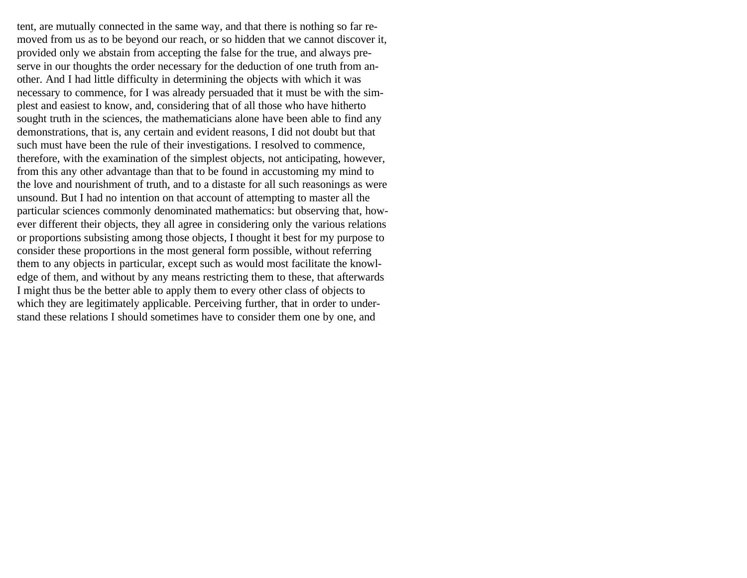tent, are mutually connected in the same way, and that there is nothing so far removed from us as to be beyond our reach, or so hidden that we cannot discover it, provided only we abstain from accepting the false for the true, and always preserve in our thoughts the order necessary for the deduction of one truth from another. And I had little difficulty in determining the objects with which it was necessary to commence, for I was already persuaded that it must be with the simplest and easiest to know, and, considering that of all those who have hitherto sought truth in the sciences, the mathematicians alone have been able to find any demonstrations, that is, any certain and evident reasons, I did not doubt but that such must have been the rule of their investigations. I resolved to commence, therefore, with the examination of the simplest objects, not anticipating, however, from this any other advantage than that to be found in accustoming my mind to the love and nourishment of truth, and to a distaste for all such reasonings as were unsound. But I had no intention on that account of attempting to master all the particular sciences commonly denominated mathematics: but observing that, however different their objects, they all agree in considering only the various relations or proportions subsisting among those objects, I thought it best for my purpose to consider these proportions in the most general form possible, without referring them to any objects in particular, except such as would most facilitate the knowledge of them, and without by any means restricting them to these, that afterwards I might thus be the better able to apply them to every other class of objects to which they are legitimately applicable. Perceiving further, that in order to understand these relations I should sometimes have to consider them one by one, and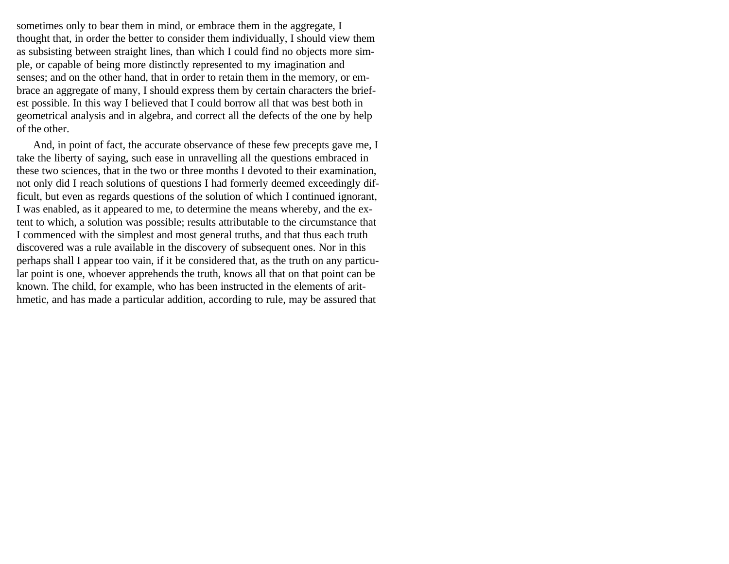sometimes only to bear them in mind, or embrace them in the aggregate, I thought that, in order the better to consider them individually, I should view them as subsisting between straight lines, than which I could find no objects more simple, or capable of being more distinctly represented to my imagination and senses; and on the other hand, that in order to retain them in the memory, or embrace an aggregate of many, I should express them by certain characters the briefest possible. In this way I believed that I could borrow all that was best both in geometrical analysis and in algebra, and correct all the defects of the one by help of the other.

And, in point of fact, the accurate observance of these few precepts gave me, I take the liberty of saying, such ease in unravelling all the questions embraced in these two sciences, that in the two or three months I devoted to their examination, not only did I reach solutions of questions I had formerly deemed exceedingly difficult, but even as regards questions of the solution of which I continued ignorant, I was enabled, as it appeared to me, to determine the means whereby, and the extent to which, a solution was possible; results attributable to the circumstance that I commenced with the simplest and most general truths, and that thus each truth discovered was a rule available in the discovery of subsequent ones. Nor in this perhaps shall I appear too vain, if it be considered that, as the truth on any particular point is one, whoever apprehends the truth, knows all that on that point can be known. The child, for example, who has been instructed in the elements of arithmetic, and has made a particular addition, according to rule, may be assured that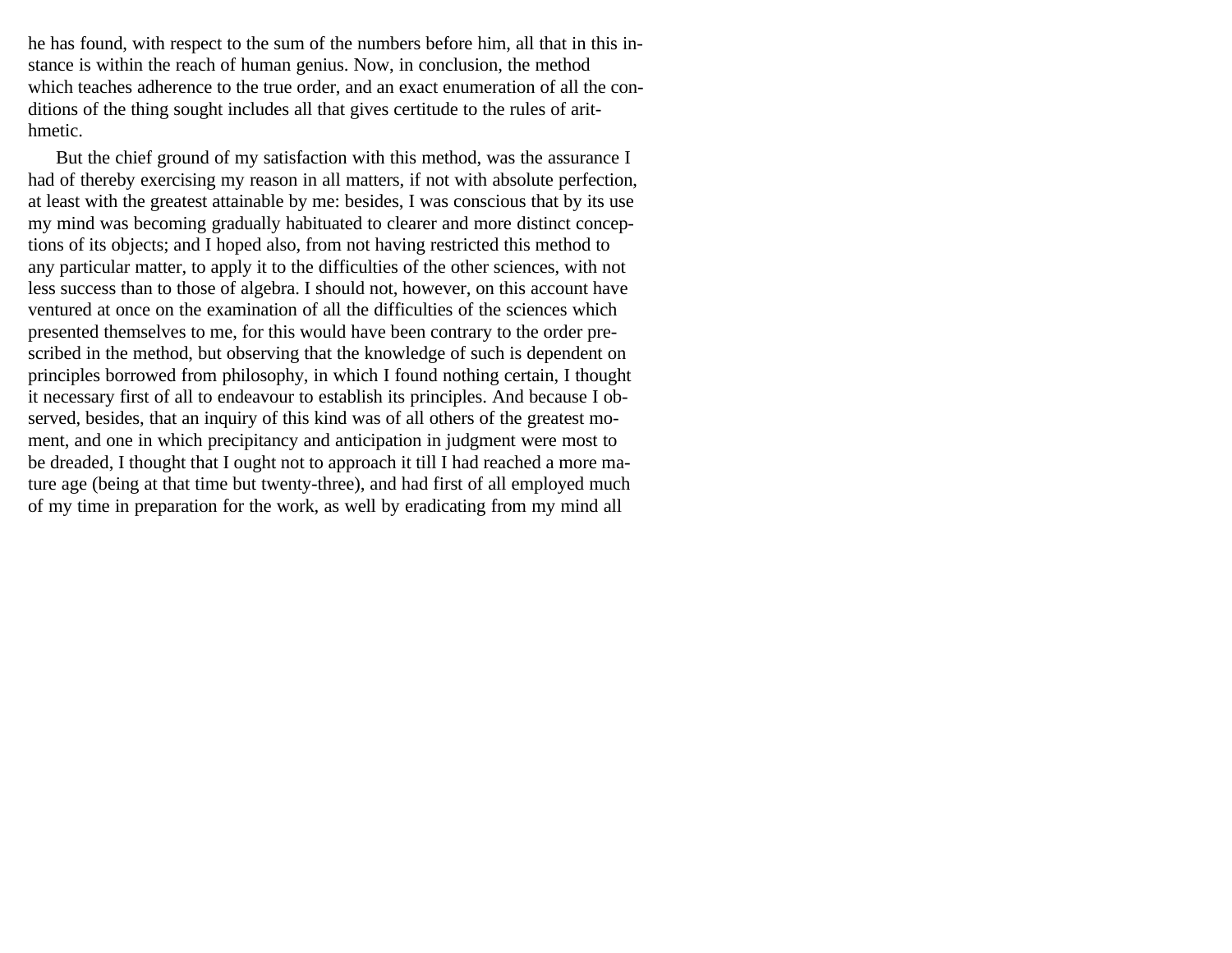he has found, with respect to the sum of the numbers before him, all that in this instance is within the reach of human genius. Now, in conclusion, the method which teaches adherence to the true order, and an exact enumeration of all the conditions of the thing sought includes all that gives certitude to the rules of arithmetic.

But the chief ground of my satisfaction with this method, was the assurance I had of thereby exercising my reason in all matters, if not with absolute perfection, at least with the greatest attainable by me: besides, I was conscious that by its use my mind was becoming gradually habituated to clearer and more distinct conceptions of its objects; and I hoped also, from not having restricted this method to any particular matter, to apply it to the difficulties of the other sciences, with not less success than to those of algebra. I should not, however, on this account have ventured at once on the examination of all the difficulties of the sciences which presented themselves to me, for this would have been contrary to the order prescribed in the method, but observing that the knowledge of such is dependent on principles borrowed from philosophy, in which I found nothing certain, I thought it necessary first of all to endeavour to establish its principles. And because I observed, besides, that an inquiry of this kind was of all others of the greatest moment, and one in which precipitancy and anticipation in judgment were most to be dreaded, I thought that I ought not to approach it till I had reached a more mature age (being at that time but twenty-three), and had first of all employed much of my time in preparation for the work, as well by eradicating from my mind all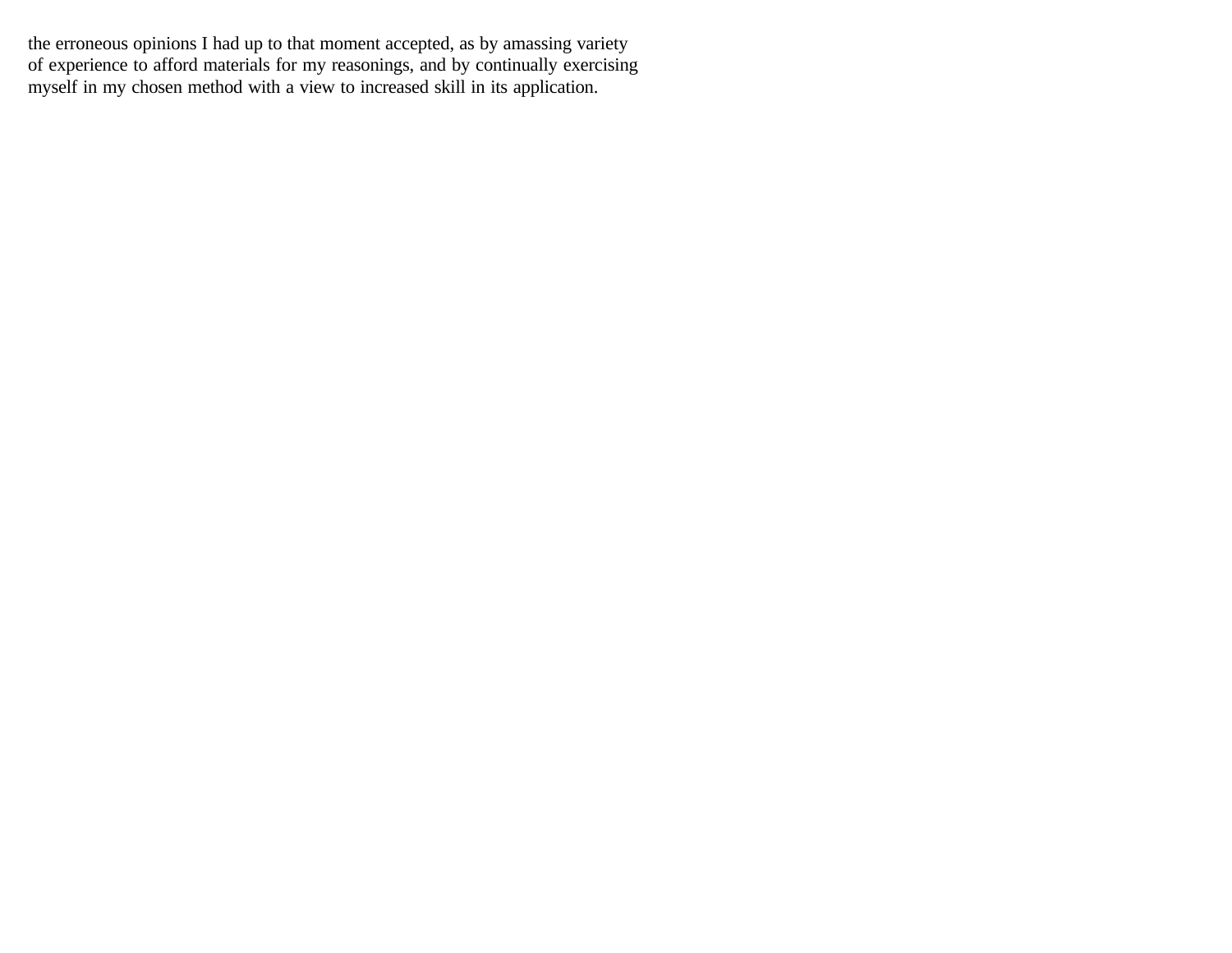the erroneous opinions I had up to that moment accepted, as by amassing variety of experience to afford materials for my reasonings, and by continually exercising myself in my chosen method with a view to increased skill in its application.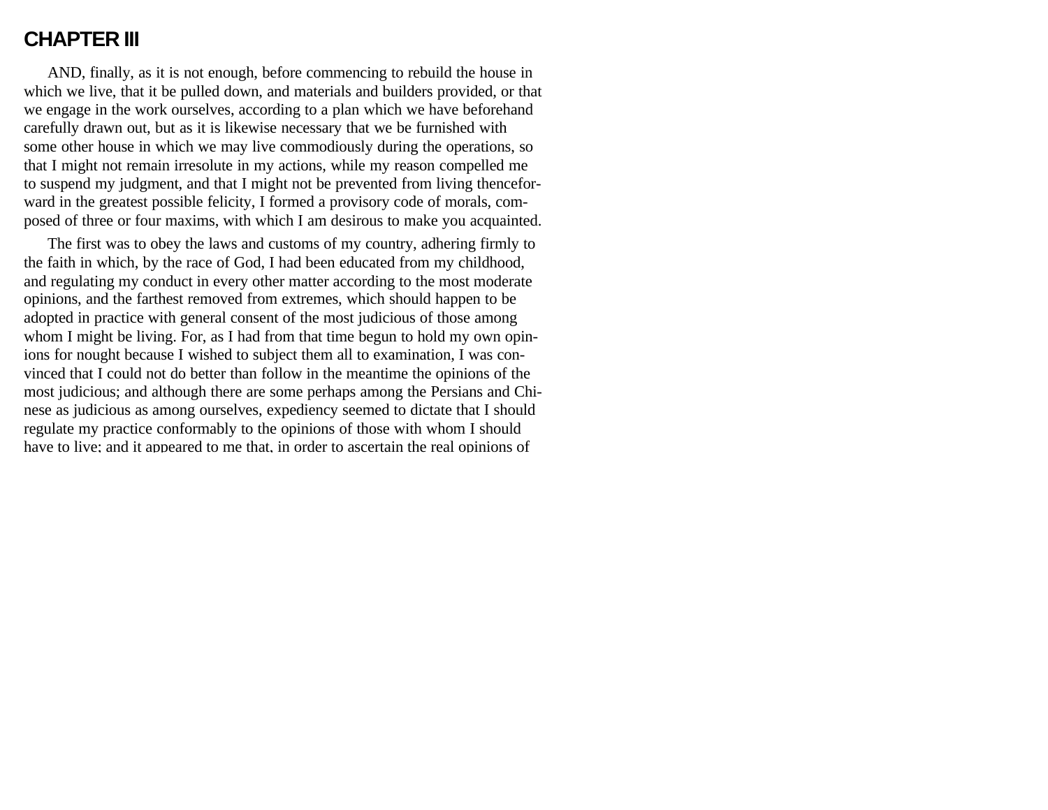# CHAPTER III

AND, finally, as it is not enough, before commencing to rebuild the house in which we live, that it be pulled down, and materials and builders provided, or that we engage in the work ourselves, according to a plan which we have beforehand carefully drawn out, but as it is likewise necessary that we be furnished with some other house in which we may live commodiously during the operations, so that I might not remain irresolute in my actions, while my reason compelled me to suspend my judgment, and that I might not be prevented from living thenceforward in the greatest possible felicity, I formed a provisory code of morals, composed of three or four maxims, with which I am desirous to make you acquainted.

The first was to obey the laws and customs of my country, adhering firmly to the faith in which, by the race of God, I had been educated from my childhood, and regulating my conduct in every other matter according to the most moderate opinions, and the farthest removed from extremes, which should happen to be adopted in practice with general consent of the most judicious of those among whom I might be living. For, as I had from that time begun to hold my own opinions for nought because I wished to subject them all to examination, I was convinced that I could not do better than follow in the meantime the opinions of the most judicious; and although there are some perhaps among the Persians and Chinese as judicious as among ourselves, expediency seemed to dictate that I should regulate my practice conformably to the opinions of those with whom I should have to live; and it appeared to me that, in order to ascertain the real opinions of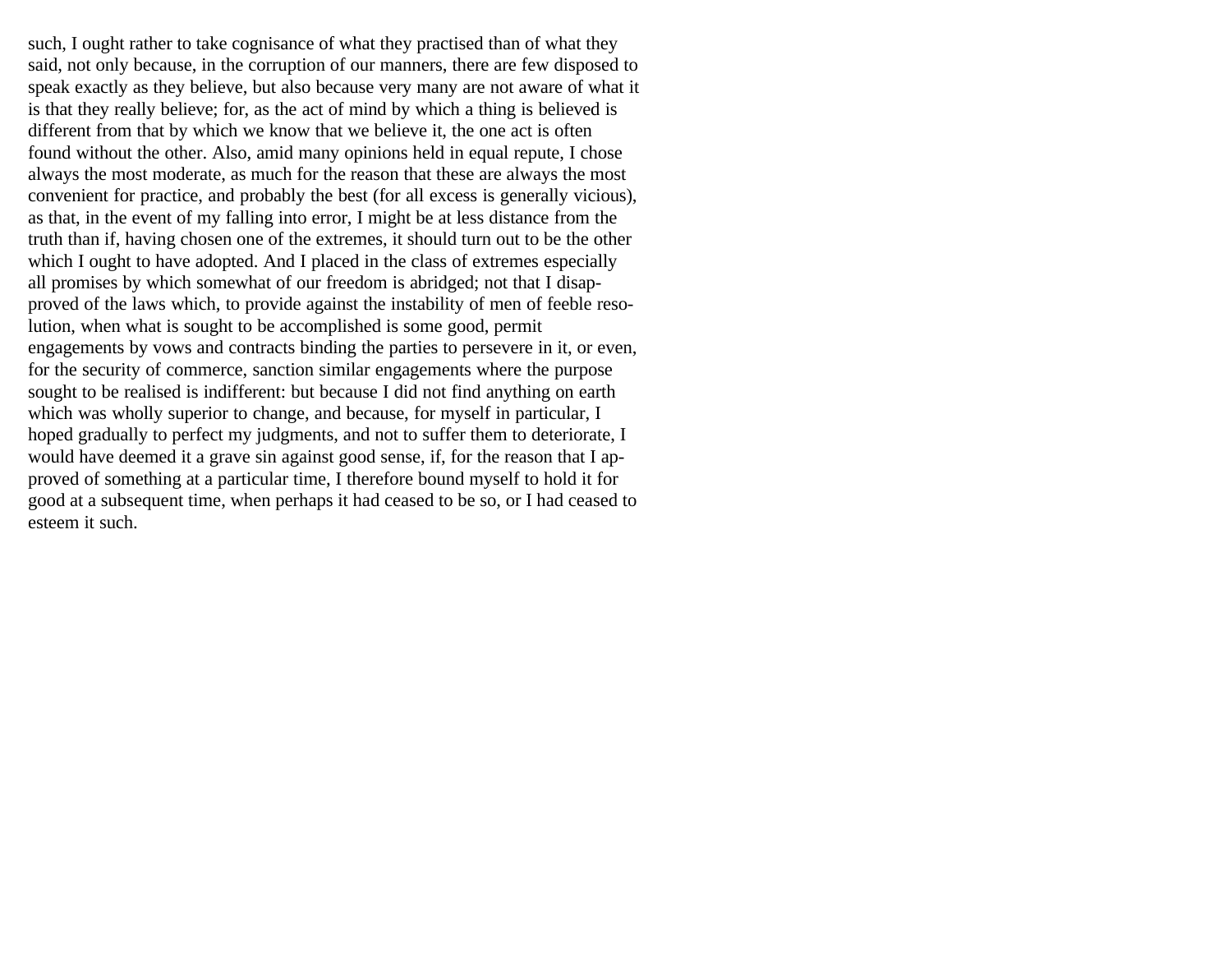such, I ought rather to take cognisance of what they practised than of what they said, not only because, in the corruption of our manners, there are few disposed to speak exactly as they believe, but also because very many are not aware of what it is that they really believe; for, as the act of mind by which a thing is believed is different from that by which we know that we believe it, the one act is often found without the other. Also, amid many opinions held in equal repute, I chose always the most moderate, as much for the reason that these are always the most convenient for practice, and probably the best (for all excess is generally vicious), as that, in the event of my falling into error, I might be at less distance from the truth than if, having chosen one of the extremes, it should turn out to be the other which I ought to have adopted. And I placed in the class of extremes especially all promises by which somewhat of our freedom is abridged; not that I disapproved of the laws which, to provide against the instability of men of feeble resolution, when what is sought to be accomplished is some good, permit engagements by vows and contracts binding the parties to persevere in it, or even, for the security of commerce, sanction similar engagements where the purpose sought to be realised is indifferent: but because I did not find anything on earth which was wholly superior to change, and because, for myself in particular, I hoped gradually to perfect my judgments, and not to suffer them to deteriorate, I would have deemed it a grave sin against good sense, if, for the reason that I approved of something at a particular time, I therefore bound myself to hold it for good at a subsequent time, when perhaps it had ceased to be so, or I had ceased to esteem it such.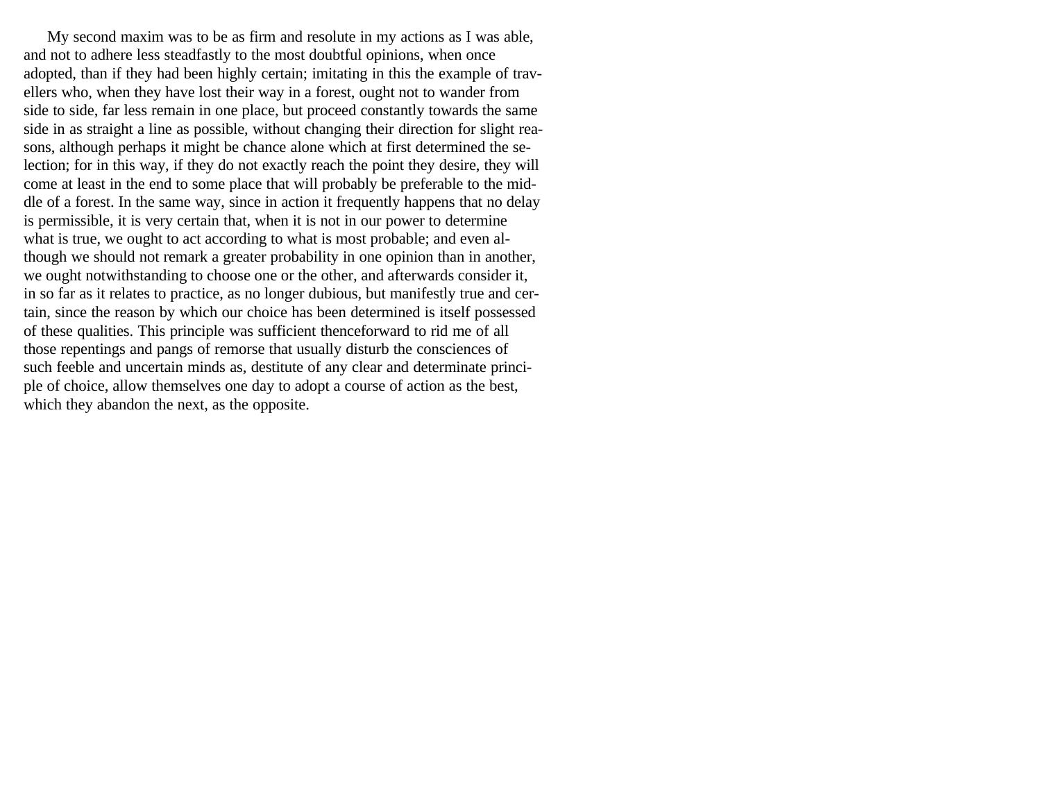My second maxim was to be as firm and resolute in my actions as I was able, and not to adhere less steadfastly to the most doubtful opinions, when once adopted, than if they had been highly certain; imitating in this the example of travellers who, when they have lost their way in a forest, ought not to wander from side to side, far less remain in one place, but proceed constantly towards the same side in as straight a line as possible, without changing their direction for slight reasons, although perhaps it might be chance alone which at first determined the selection; for in this way, if they do not exactly reach the point they desire, they will come at least in the end to some place that will probably be preferable to the middle of a forest. In the same way, since in action it frequently happens that no delay is permissible, it is very certain that, when it is not in our power to determine what is true, we ought to act according to what is most probable; and even although we should not remark a greater probability in one opinion than in another, we ought notwithstanding to choose one or the other, and afterwards consider it, in so far as it relates to practice, as no longer dubious, but manifestly true and certain, since the reason by which our choice has been determined is itself possessed of these qualities. This principle was sufficient thenceforward to rid me of all those repentings and pangs of remorse that usually disturb the consciences of such feeble and uncertain minds as, destitute of any clear and determinate principle of choice, allow themselves one day to adopt a course of action as the best, which they abandon the next, as the opposite.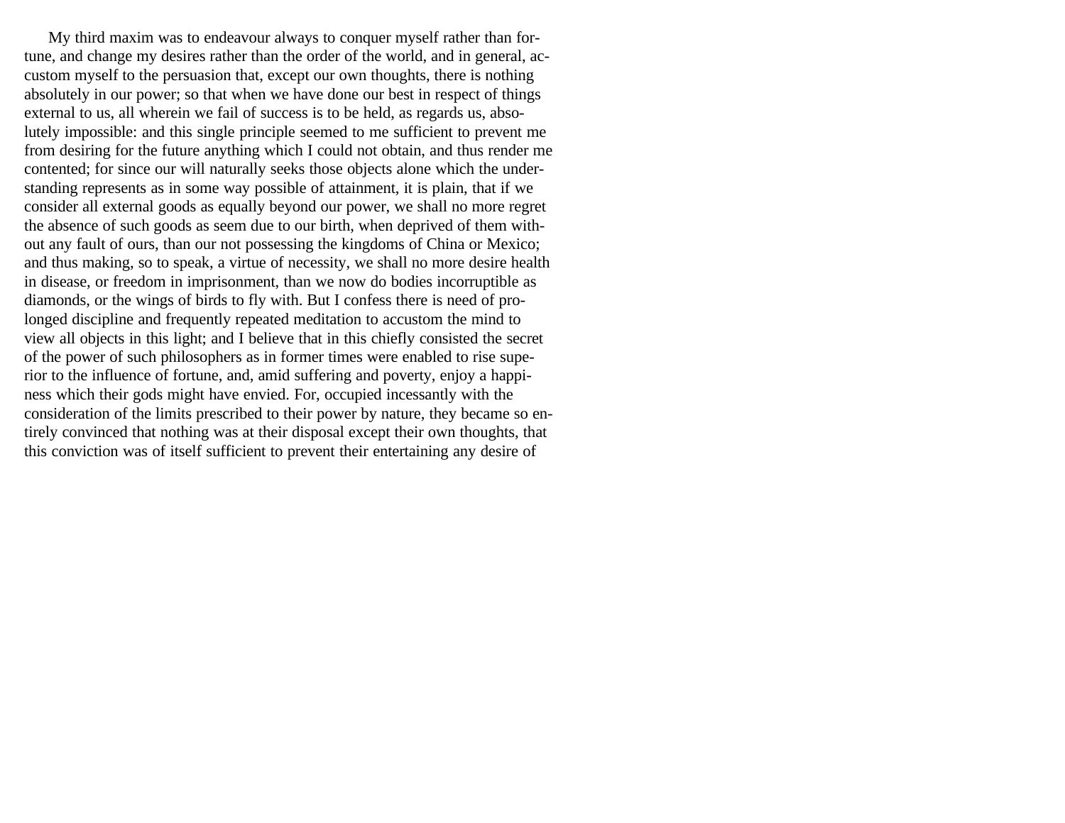My third maxim was to endeavour always to conquer myself rather than fortune, and change my desires rather than the order of the world, and in general, accustom myself to the persuasion that, except our own thoughts, there is nothing absolutely in our power; so that when we have done our best in respect of things external to us, all wherein we fail of success is to be held, as regards us, absolutely impossible: and this single principle seemed to me sufficient to prevent me from desiring for the future anything which I could not obtain, and thus render me contented; for since our will naturally seeks those objects alone which the understanding represents as in some way possible of attainment, it is plain, that if we consider all external goods as equally beyond our power, we shall no more regret the absence of such goods as seem due to our birth, when deprived of them without any fault of ours, than our not possessing the kingdoms of China or Mexico; and thus making, so to speak, a virtue of necessity, we shall no more desire health in disease, or freedom in imprisonment, than we now do bodies incorruptible as diamonds, or the wings of birds to fly with. But I confess there is need of prolonged discipline and frequently repeated meditation to accustom the mind to view all objects in this light; and I believe that in this chiefly consisted the secret of the power of such philosophers as in former times were enabled to rise superior to the influence of fortune, and, amid suffering and poverty, enjoy a happiness which their gods might have envied. For, occupied incessantly with the consideration of the limits prescribed to their power by nature, they became so entirely convinced that nothing was at their disposal except their own thoughts, that this conviction was of itself sufficient to prevent their entertaining any desire of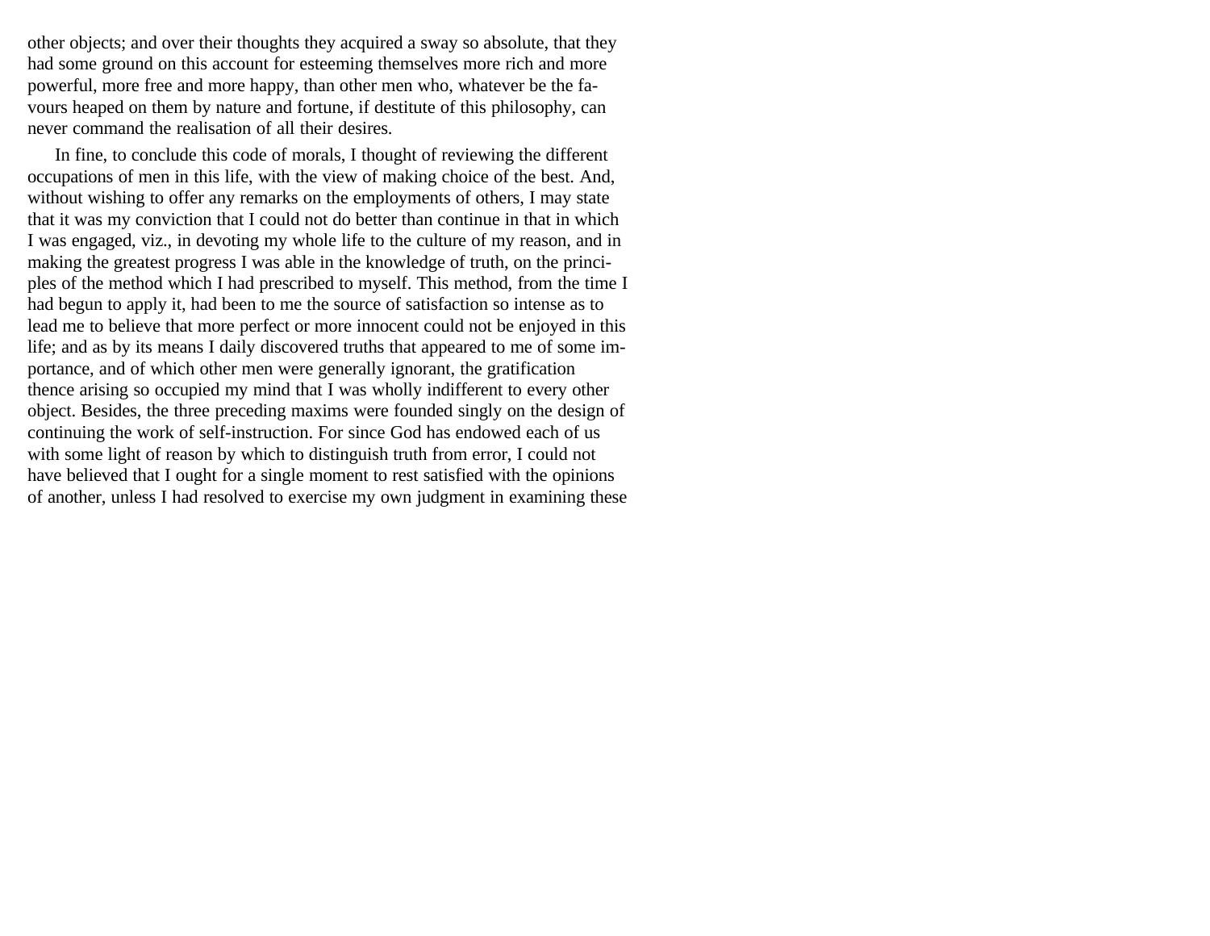other objects; and over their thoughts they acquired a sway so absolute, that they had some ground on this account for esteeming themselves more rich and more powerful, more free and more happy, than other men who, whatever be the favours heaped on them by nature and fortune, if destitute of this philosophy, can never command the realisation of all their desires.

In fine, to conclude this code of morals, I thought of reviewing the different occupations of men in this life, with the view of making choice of the best. And, without wishing to offer any remarks on the employments of others, I may state that it was my conviction that I could not do better than continue in that in which I was engaged, viz., in devoting my whole life to the culture of my reason, and in making the greatest progress I was able in the knowledge of truth, on the principles of the method which I had prescribed to myself. This method, from the time I had begun to apply it, had been to me the source of satisfaction so intense as to lead me to believe that more perfect or more innocent could not be enjoyed in this life; and as by its means I daily discovered truths that appeared to me of some importance, and of which other men were generally ignorant, the gratification thence arising so occupied my mind that I was wholly indifferent to every other object. Besides, the three preceding maxims were founded singly on the design of continuing the work of self-instruction. For since God has endowed each of us with some light of reason by which to distinguish truth from error, I could not have believed that I ought for a single moment to rest satisfied with the opinions of another, unless I had resolved to exercise my own judgment in examining these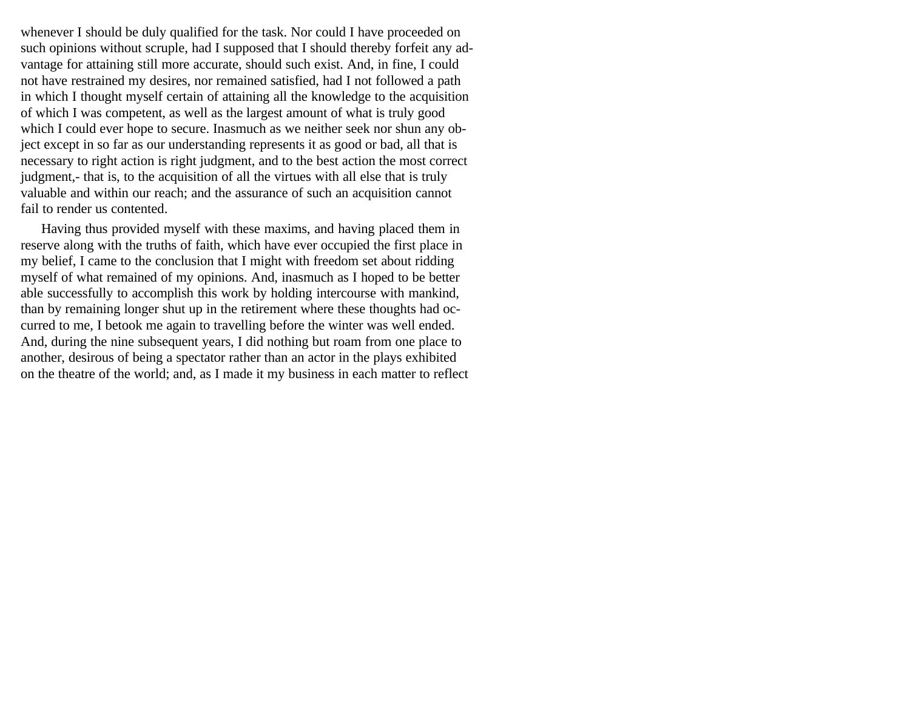whenever I should be duly qualified for the task. Nor could I have proceeded on such opinions without scruple, had I supposed that I should thereby forfeit any advantage for attaining still more accurate, should such exist. And, in fine, I could not have restrained my desires, nor remained satisfied, had I not followed a path in which I thought myself certain of attaining all the knowledge to the acquisition of which I was competent, as well as the largest amount of what is truly good which I could ever hope to secure. Inasmuch as we neither seek nor shun any object except in so far as our understanding represents it as good or bad, all that is necessary to right action is right judgment, and to the best action the most correct judgment,- that is, to the acquisition of all the virtues with all else that is truly valuable and within our reach; and the assurance of such an acquisition cannot fail to render us contented.

Having thus provided myself with these maxims, and having placed them in reserve along with the truths of faith, which have ever occupied the first place in my belief, I came to the conclusion that I might with freedom set about ridding myself of what remained of my opinions. And, inasmuch as I hoped to be better able successfully to accomplish this work by holding intercourse with mankind, than by remaining longer shut up in the retirement where these thoughts had occurred to me, I betook me again to travelling before the winter was well ended. And, during the nine subsequent years, I did nothing but roam from one place to another, desirous of being a spectator rather than an actor in the plays exhibited on the theatre of the world; and, as I made it my business in each matter to reflect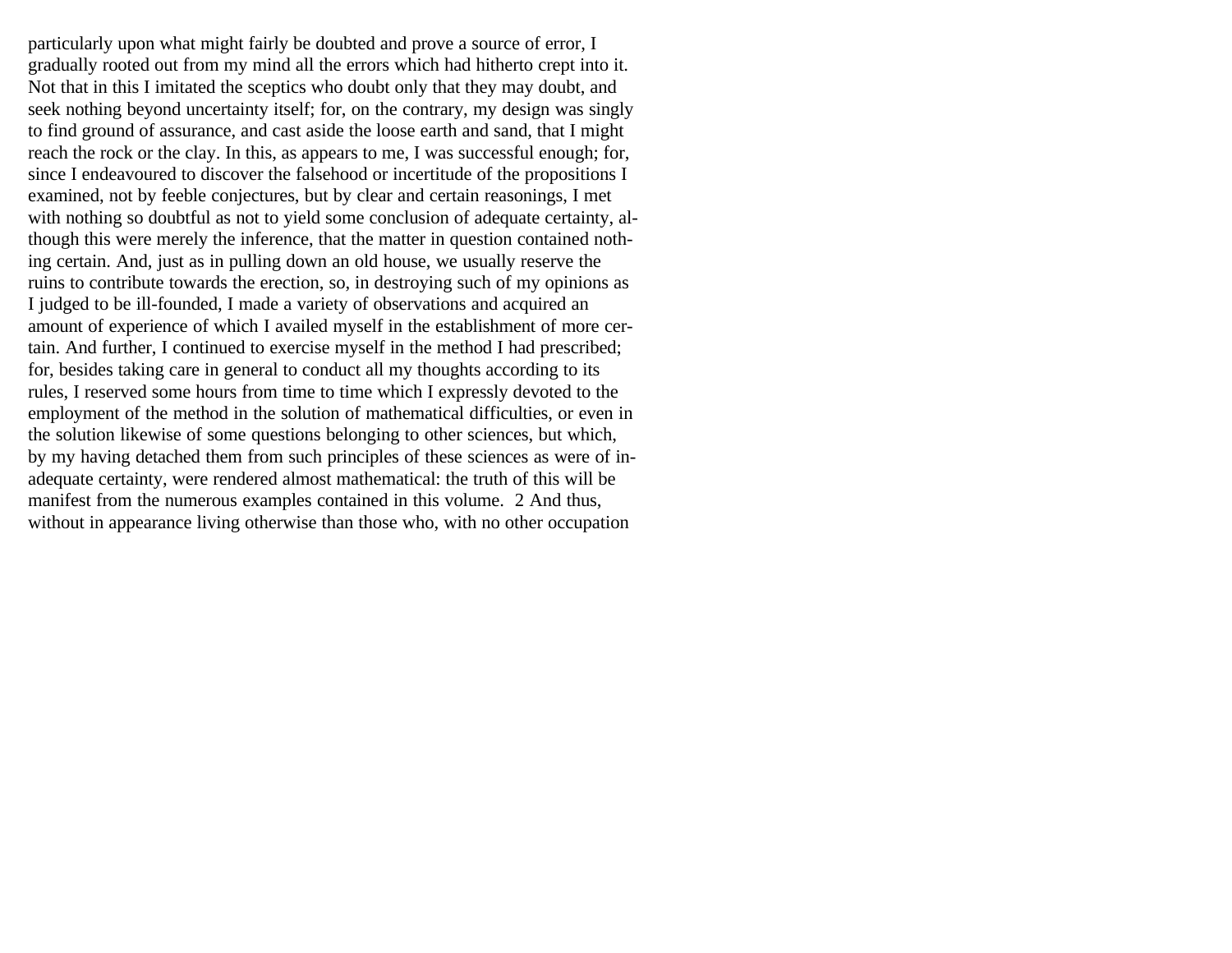particularly upon what might fairly be doubted and prove a source of error, I gradually rooted out from my mind all the errors which had hitherto crept into it. Not that in this I imitated the sceptics who doubt only that they may doubt, and seek nothing beyond uncertainty itself; for, on the contrary, my design was singly to find ground of assurance, and cast aside the loose earth and sand, that I might reach the rock or the clay. In this, as appears to me, I was successful enough; for, since I endeavoured to discover the falsehood or incertitude of the propositions I examined, not by feeble conjectures, but by clear and certain reasonings, I met with nothing so doubtful as not to yield some conclusion of adequate certainty, although this were merely the inference, that the matter in question contained nothing certain. And, just as in pulling down an old house, we usually reserve the ruins to contribute towards the erection, so, in destroying such of my opinions as I judged to be ill-founded, I made a variety of observations and acquired an amount of experience of which I availed myself in the establishment of more certain. And further, I continued to exercise myself in the method I had prescribed; for, besides taking care in general to conduct all my thoughts according to its rules, I reserved some hours from time to time which I expressly devoted to the employment of the method in the solution of mathematical difficulties, or even in the solution likewise of some questions belonging to other sciences, but which, by my having detached them from such principles of these sciences as were of inadequate certainty, were rendered almost mathematical: the truth of this will be manifest from the numerous examples contained in this volume. 2 And thus, without in appearance living otherwise than those who, with no other occupation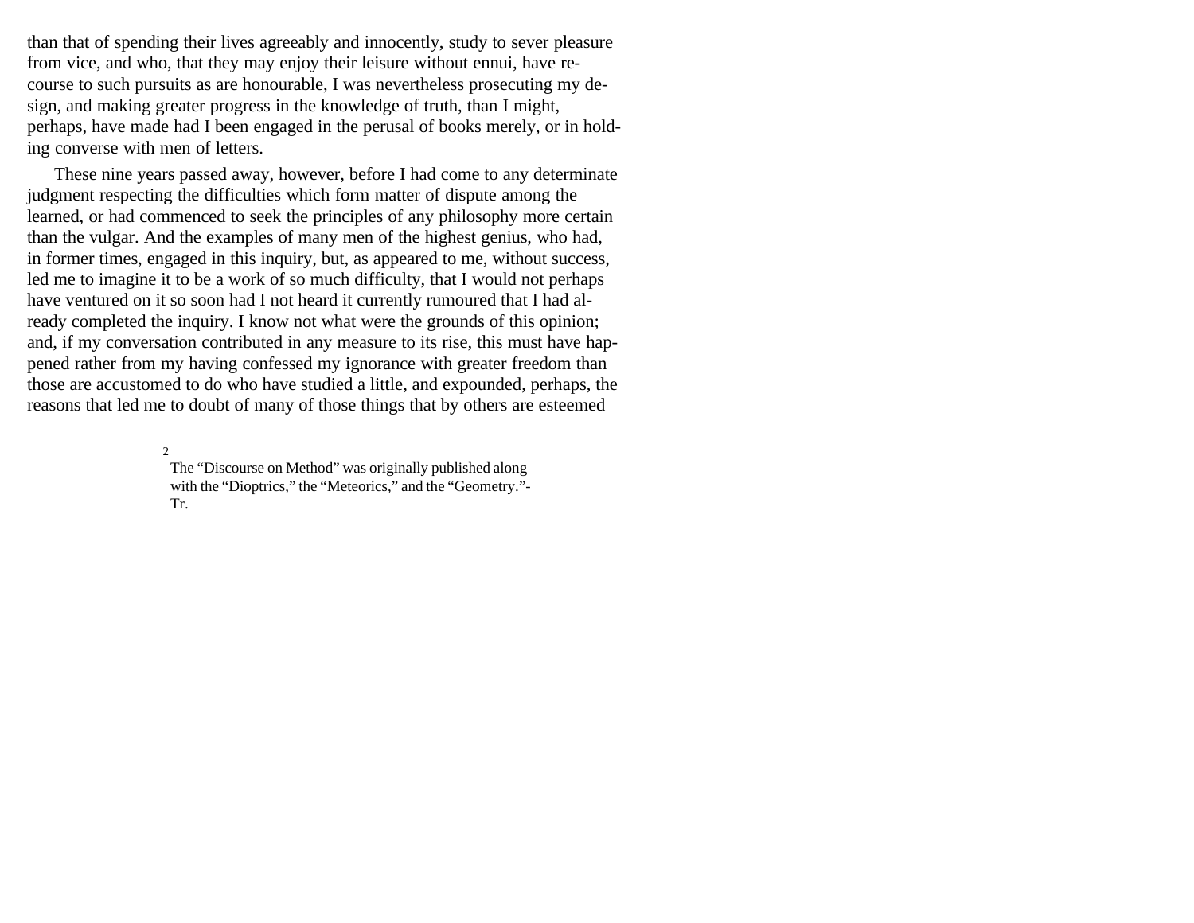than that of spending their lives agreeably and innocently, study to sever pleasure from vice, and who, that they may enjoy their leisure without ennui, have recourse to such pursuits as are honourable, I was nevertheless prosecuting my design, and making greater progress in the knowledge of truth, than I might, perhaps, have made had I been engaged in the perusal of books merely, or in holding converse with men of letters.

These nine years passed away, however, before I had come to any determinate judgment respecting the difficulties which form matter of dispute among the learned, or had commenced to seek the principles of any philosophy more certain than the vulgar. And the examples of many men of the highest genius, who had, in former times, engaged in this inquiry, but, as appeared to me, without success, led me to imagine it to be a work of so much difficulty, that I would not perhaps have ventured on it so soon had I not heard it currently rumoured that I had already completed the inquiry. I know not what were the grounds of this opinion; and, if my conversation contributed in any measure to its rise, this must have happened rather from my having confessed my ignorance with greater freedom than those are accustomed to do who have studied a little, and expounded, perhaps, the reasons that led me to doubt of many of those things that by others are esteemed

[2] The "Discourse on Method" was originally published along with the "Dioptrics," the "Meteorics," and the "Geometry."-Tr.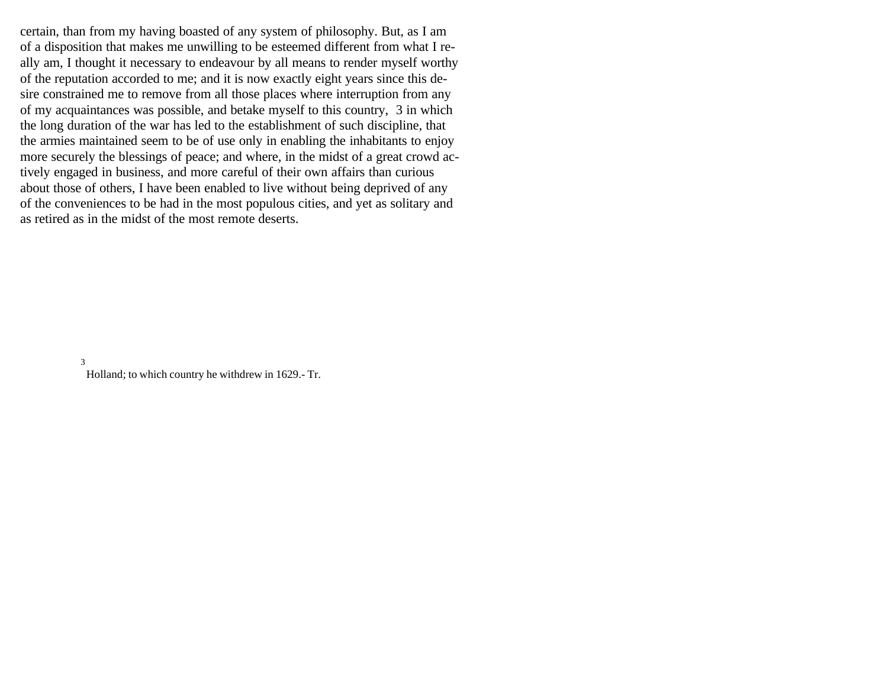certain, than from my having boasted of any system of philosophy. But, as I am of a disposition that makes me unwilling to be esteemed different from what I really am, I thought it necessary to endeavour by all means to render myself worthy of the reputation accorded to me; and it is now exactly eight years since this desire constrained me to remove from all those places where interruption from any of my acquaintances was possible, and betake myself to this country, [3] in which the long duration of the war has led to the establishment of such discipline, that the armies maintained seem to be of use only in enabling the inhabitants to enjoy more securely the blessings of peace; and where, in the midst of a great crowd actively engaged in business, and more careful of their own affairs than curious about those of others, I have been enabled to live without being deprived of any of the conveniences to be had in the most populous cities, and yet as solitary and as retired as in the midst of the most remote deserts.

[3] Holland; to which country he withdrew in 1629.- Tr.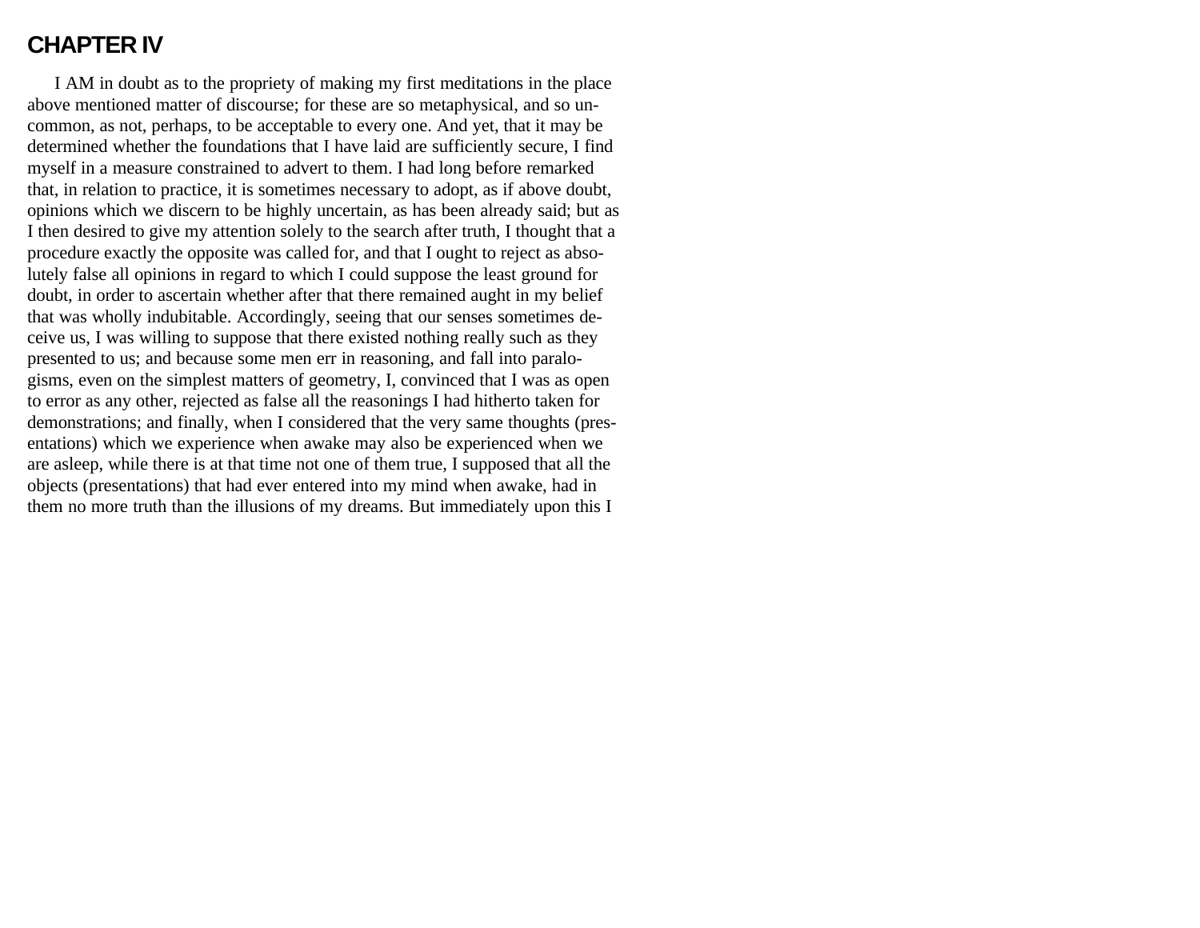## CHAPTER IV

I AM in doubt as to the propriety of making my first meditations in the place above mentioned matter of discourse; for these are so metaphysical, and so uncommon, as not, perhaps, to be acceptable to every one. And yet, that it may be determined whether the foundations that I have laid are sufficiently secure, I find myself in a measure constrained to advert to them. I had long before remarked that, in relation to practice, it is sometimes necessary to adopt, as if above doubt, opinions which we discern to be highly uncertain, as has been already said; but as I then desired to give my attention solely to the search after truth, I thought that a procedure exactly the opposite was called for, and that I ought to reject as absolutely false all opinions in regard to which I could suppose the least ground for doubt, in order to ascertain whether after that there remained aught in my belief that was wholly indubitable. Accordingly, seeing that our senses sometimes deceive us, I was willing to suppose that there existed nothing really such as they presented to us; and because some men err in reasoning, and fall into paralogisms, even on the simplest matters of geometry, I, convinced that I was as open to error as any other, rejected as false all the reasonings I had hitherto taken for demonstrations; and finally, when I considered that the very same thoughts (presentations) which we experience when awake may also be experienced when we are asleep, while there is at that time not one of them true, I supposed that all the objects (presentations) that had ever entered into my mind when awake, had in them no more truth than the illusions of my dreams. But immediately upon this I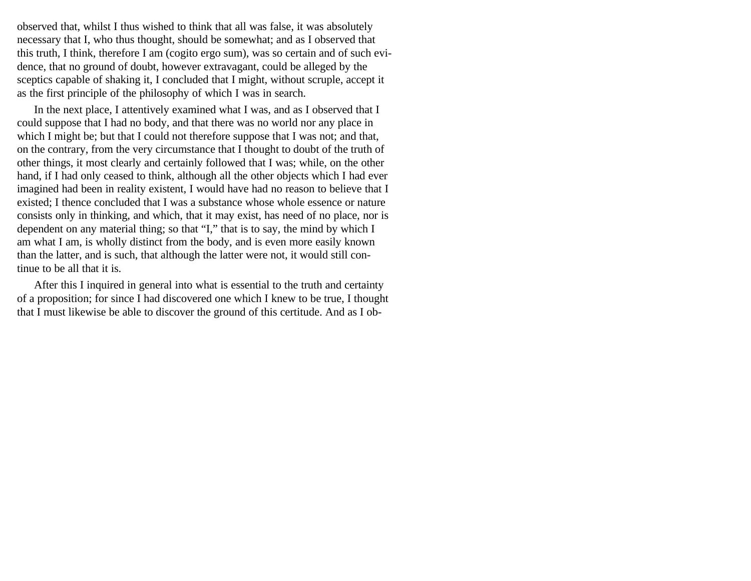observed that, whilst I thus wished to think that all was false, it was absolutely necessary that I, who thus thought, should be somewhat; and as I observed that this truth, I think, therefore I am (cogito ergo sum), was so certain and of such evidence, that no ground of doubt, however extravagant, could be alleged by the sceptics capable of shaking it, I concluded that I might, without scruple, accept it as the first principle of the philosophy of which I was in search.

In the next place, I attentively examined what I was, and as I observed that I could suppose that I had no body, and that there was no world nor any place in which I might be; but that I could not therefore suppose that I was not; and that, on the contrary, from the very circumstance that I thought to doubt of the truth of other things, it most clearly and certainly followed that I was; while, on the other hand, if I had only ceased to think, although all the other objects which I had ever imagined had been in reality existent, I would have had no reason to believe that I existed; I thence concluded that I was a substance whose whole essence or nature consists only in thinking, and which, that it may exist, has need of no place, nor is dependent on any material thing; so that "I," that is to say, the mind by which I am what I am, is wholly distinct from the body, and is even more easily known than the latter, and is such, that although the latter were not, it would still continue to be all that it is.

After this I inquired in general into what is essential to the truth and certainty of a proposition; for since I had discovered one which I knew to be true, I thought that I must likewise be able to discover the ground of this certitude. And as I ob-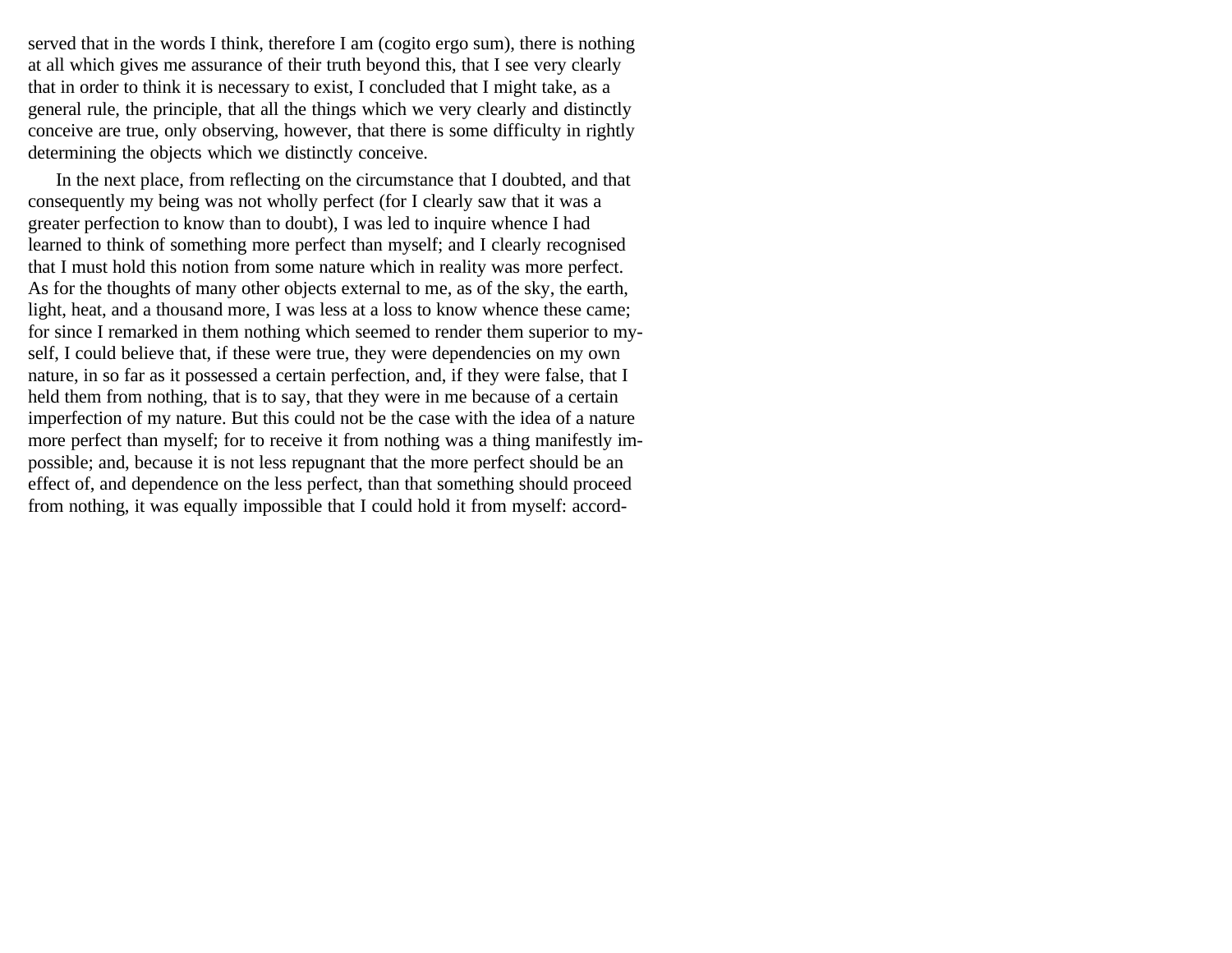served that in the words I think, therefore I am (cogito ergo sum), there is nothing at all which gives me assurance of their truth beyond this, that I see very clearly that in order to think it is necessary to exist, I concluded that I might take, as a general rule, the principle, that all the things which we very clearly and distinctly conceive are true, only observing, however, that there is some difficulty in rightly determining the objects which we distinctly conceive.

In the next place, from reflecting on the circumstance that I doubted, and that consequently my being was not wholly perfect (for I clearly saw that it was a greater perfection to know than to doubt), I was led to inquire whence I had learned to think of something more perfect than myself; and I clearly recognised that I must hold this notion from some nature which in reality was more perfect. As for the thoughts of many other objects external to me, as of the sky, the earth, light, heat, and a thousand more, I was less at a loss to know whence these came; for since I remarked in them nothing which seemed to render them superior to myself, I could believe that, if these were true, they were dependencies on my own nature, in so far as it possessed a certain perfection, and, if they were false, that I held them from nothing, that is to say, that they were in me because of a certain imperfection of my nature. But this could not be the case with the idea of a nature more perfect than myself; for to receive it from nothing was a thing manifestly impossible; and, because it is not less repugnant that the more perfect should be an effect of, and dependence on the less perfect, than that something should proceed from nothing, it was equally impossible that I could hold it from myself: accord-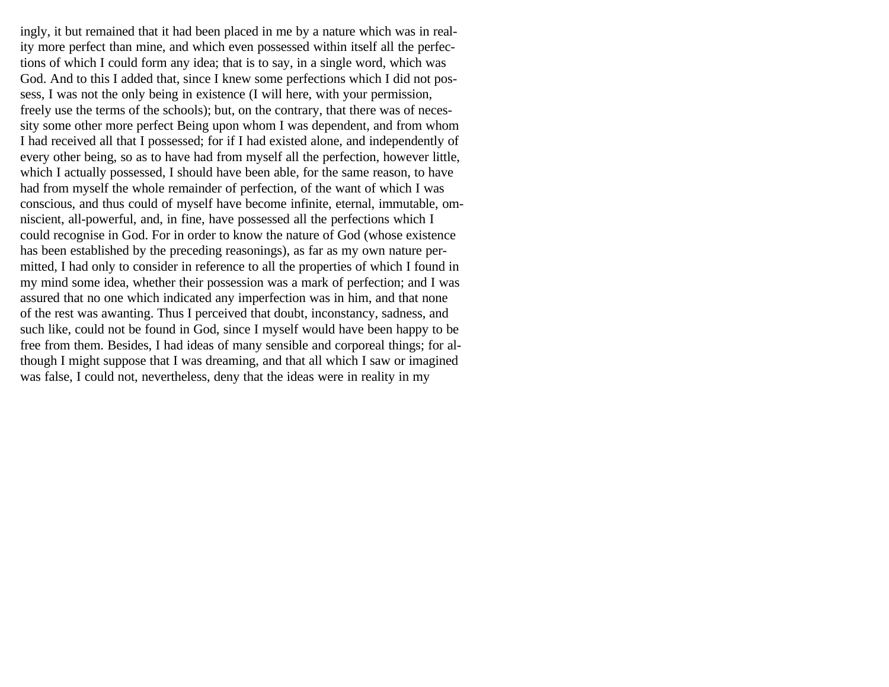ingly, it but remained that it had been placed in me by a nature which was in reality more perfect than mine, and which even possessed within itself all the perfections of which I could form any idea; that is to say, in a single word, which was God. And to this I added that, since I knew some perfections which I did not possess, I was not the only being in existence (I will here, with your permission, freely use the terms of the schools); but, on the contrary, that there was of necessity some other more perfect Being upon whom I was dependent, and from whom I had received all that I possessed; for if I had existed alone, and independently of every other being, so as to have had from myself all the perfection, however little, which I actually possessed, I should have been able, for the same reason, to have had from myself the whole remainder of perfection, of the want of which I was conscious, and thus could of myself have become infinite, eternal, immutable, omniscient, all-powerful, and, in fine, have possessed all the perfections which I could recognise in God. For in order to know the nature of God (whose existence has been established by the preceding reasonings), as far as my own nature permitted, I had only to consider in reference to all the properties of which I found in my mind some idea, whether their possession was a mark of perfection; and I was assured that no one which indicated any imperfection was in him, and that none of the rest was awanting. Thus I perceived that doubt, inconstancy, sadness, and such like, could not be found in God, since I myself would have been happy to be free from them. Besides, I had ideas of many sensible and corporeal things; for although I might suppose that I was dreaming, and that all which I saw or imagined was false, I could not, nevertheless, deny that the ideas were in reality in my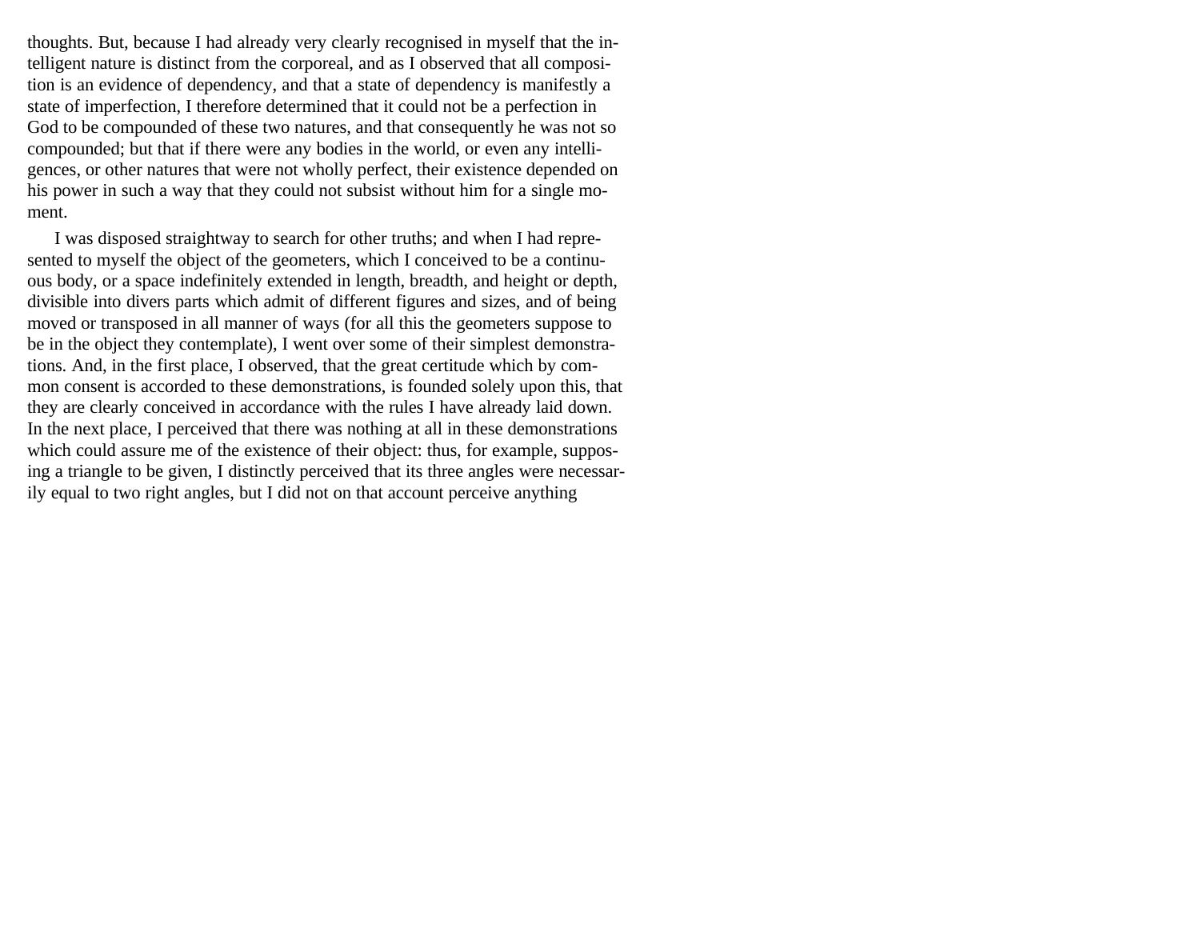thoughts. But, because I had already very clearly recognised in myself that the intelligent nature is distinct from the corporeal, and as I observed that all composition is an evidence of dependency, and that a state of dependency is manifestly a state of imperfection, I therefore determined that it could not be a perfection in God to be compounded of these two natures, and that consequently he was not so compounded; but that if there were any bodies in the world, or even any intelligences, or other natures that were not wholly perfect, their existence depended on his power in such a way that they could not subsist without him for a single moment.

I was disposed straightway to search for other truths; and when I had represented to myself the object of the geometers, which I conceived to be a continuous body, or a space indefinitely extended in length, breadth, and height or depth, divisible into divers parts which admit of different figures and sizes, and of being moved or transposed in all manner of ways (for all this the geometers suppose to be in the object they contemplate), I went over some of their simplest demonstrations. And, in the first place, I observed, that the great certitude which by common consent is accorded to these demonstrations, is founded solely upon this, that they are clearly conceived in accordance with the rules I have already laid down. In the next place, I perceived that there was nothing at all in these demonstrations which could assure me of the existence of their object: thus, for example, supposing a triangle to be given, I distinctly perceived that its three angles were necessarily equal to two right angles, but I did not on that account perceive anything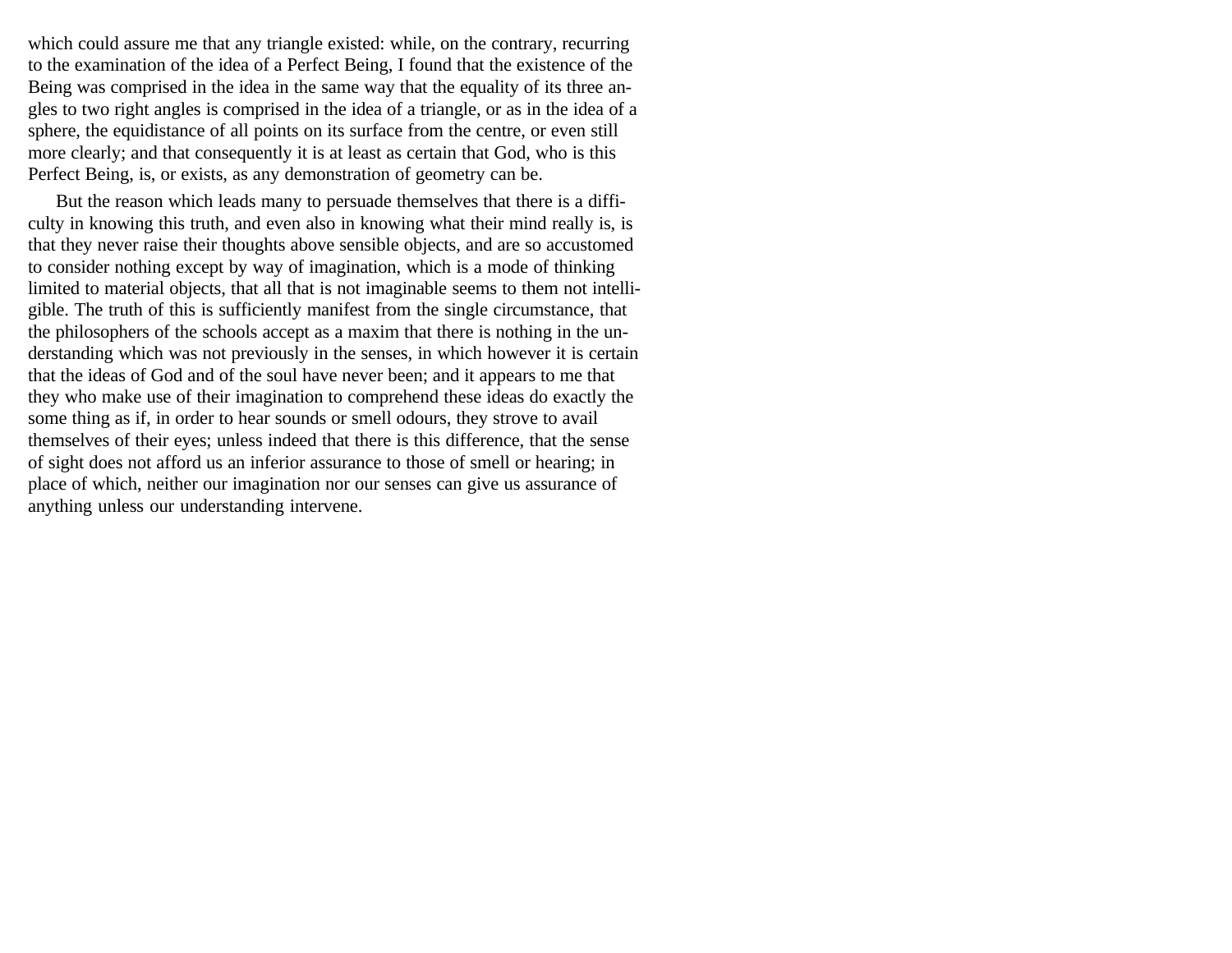which could assure me that any triangle existed: while, on the contrary, recurring to the examination of the idea of a Perfect Being, I found that the existence of the Being was comprised in the idea in the same way that the equality of its three angles to two right angles is comprised in the idea of a triangle, or as in the idea of a sphere, the equidistance of all points on its surface from the centre, or even still more clearly; and that consequently it is at least as certain that God, who is this Perfect Being, is, or exists, as any demonstration of geometry can be.

But the reason which leads many to persuade themselves that there is a difficulty in knowing this truth, and even also in knowing what their mind really is, is that they never raise their thoughts above sensible objects, and are so accustomed to consider nothing except by way of imagination, which is a mode of thinking limited to material objects, that all that is not imaginable seems to them not intelligible. The truth of this is sufficiently manifest from the single circumstance, that the philosophers of the schools accept as a maxim that there is nothing in the understanding which was not previously in the senses, in which however it is certain that the ideas of God and of the soul have never been; and it appears to me that they who make use of their imagination to comprehend these ideas do exactly the some thing as if, in order to hear sounds or smell odours, they strove to avail themselves of their eyes; unless indeed that there is this difference, that the sense of sight does not afford us an inferior assurance to those of smell or hearing; in place of which, neither our imagination nor our senses can give us assurance of anything unless our understanding intervene.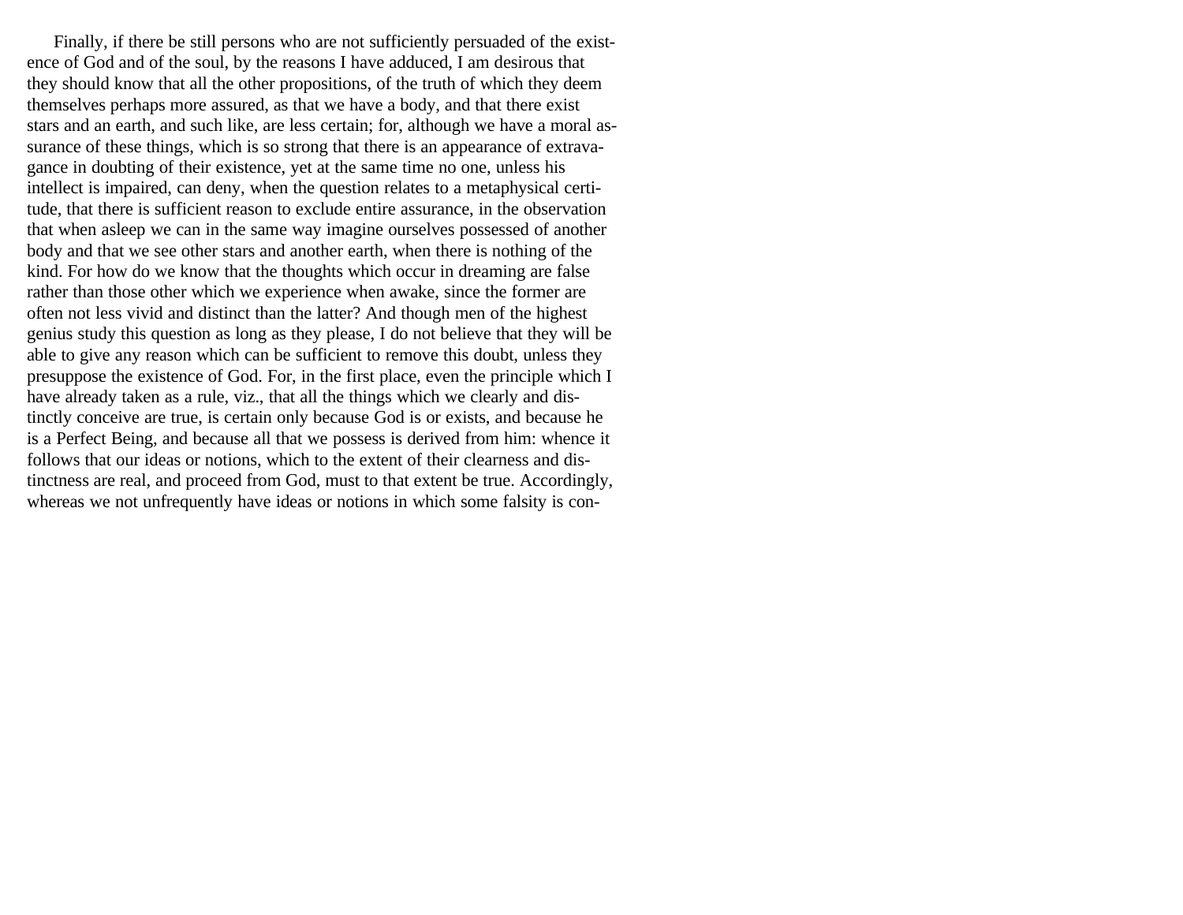Finally, if there be still persons who are not sufficiently persuaded of the existence of God and of the soul, by the reasons I have adduced, I am desirous that they should know that all the other propositions, of the truth of which they deem themselves perhaps more assured, as that we have a body, and that there exist stars and an earth, and such like, are less certain; for, although we have a moral assurance of these things, which is so strong that there is an appearance of extravagance in doubting of their existence, yet at the same time no one, unless his intellect is impaired, can deny, when the question relates to a metaphysical certitude, that there is sufficient reason to exclude entire assurance, in the observation that when asleep we can in the same way imagine ourselves possessed of another body and that we see other stars and another earth, when there is nothing of the kind. For how do we know that the thoughts which occur in dreaming are false rather than those other which we experience when awake, since the former are often not less vivid and distinct than the latter? And though men of the highest genius study this question as long as they please, I do not believe that they will be able to give any reason which can be sufficient to remove this doubt, unless they presuppose the existence of God. For, in the first place, even the principle which I have already taken as a rule, viz., that all the things which we clearly and distinctly conceive are true, is certain only because God is or exists, and because he is a Perfect Being, and because all that we possess is derived from him: whence it follows that our ideas or notions, which to the extent of their clearness and distinctness are real, and proceed from God, must to that extent be true. Accordingly, whereas we not unfrequently have ideas or notions in which some falsity is con-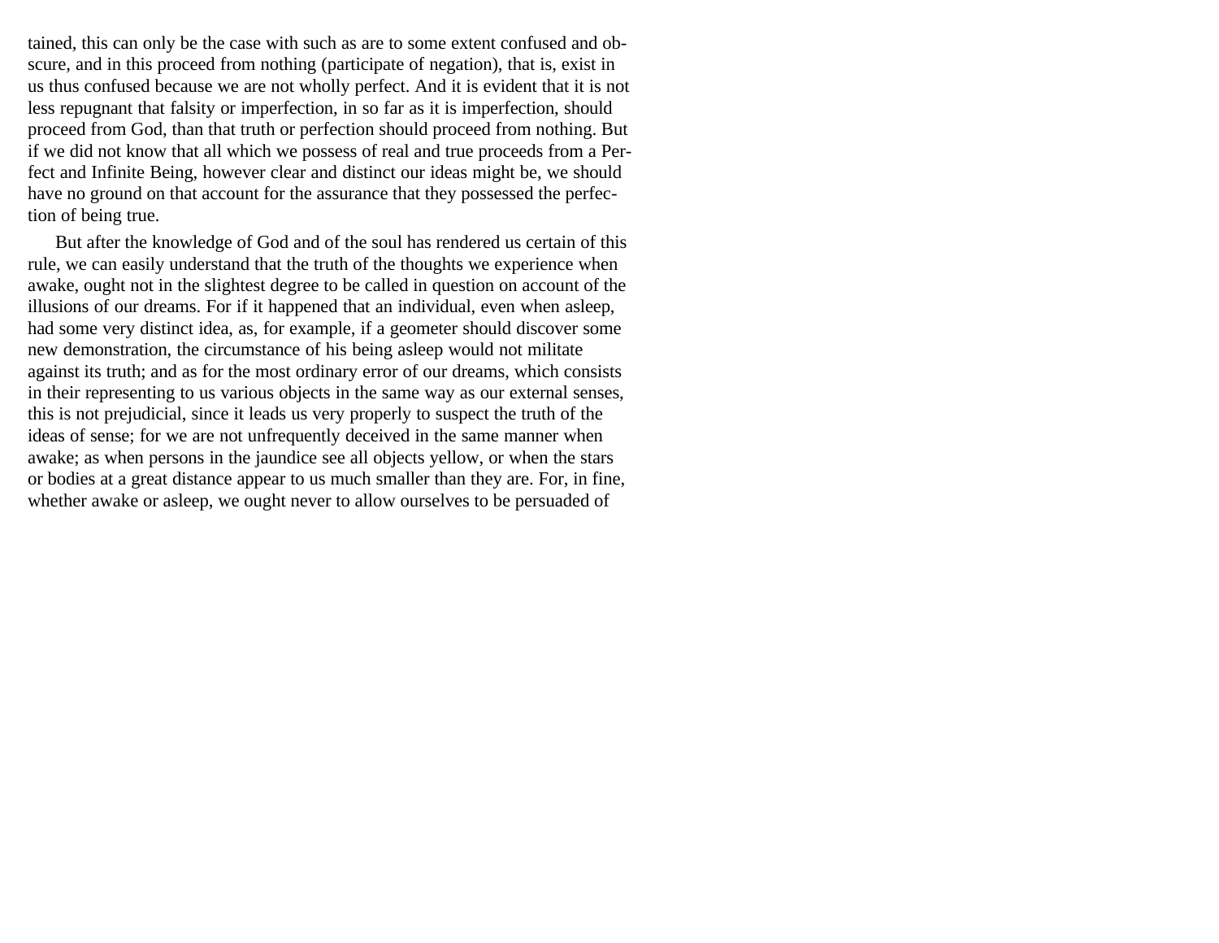tained, this can only be the case with such as are to some extent confused and obscure, and in this proceed from nothing (participate of negation), that is, exist in us thus confused because we are not wholly perfect. And it is evident that it is not less repugnant that falsity or imperfection, in so far as it is imperfection, should proceed from God, than that truth or perfection should proceed from nothing. But if we did not know that all which we possess of real and true proceeds from a Perfect and Infinite Being, however clear and distinct our ideas might be, we should have no ground on that account for the assurance that they possessed the perfection of being true.

But after the knowledge of God and of the soul has rendered us certain of this rule, we can easily understand that the truth of the thoughts we experience when awake, ought not in the slightest degree to be called in question on account of the illusions of our dreams. For if it happened that an individual, even when asleep, had some very distinct idea, as, for example, if a geometer should discover some new demonstration, the circumstance of his being asleep would not militate against its truth; and as for the most ordinary error of our dreams, which consists in their representing to us various objects in the same way as our external senses, this is not prejudicial, since it leads us very properly to suspect the truth of the ideas of sense; for we are not unfrequently deceived in the same manner when awake; as when persons in the jaundice see all objects yellow, or when the stars or bodies at a great distance appear to us much smaller than they are. For, in fine, whether awake or asleep, we ought never to allow ourselves to be persuaded of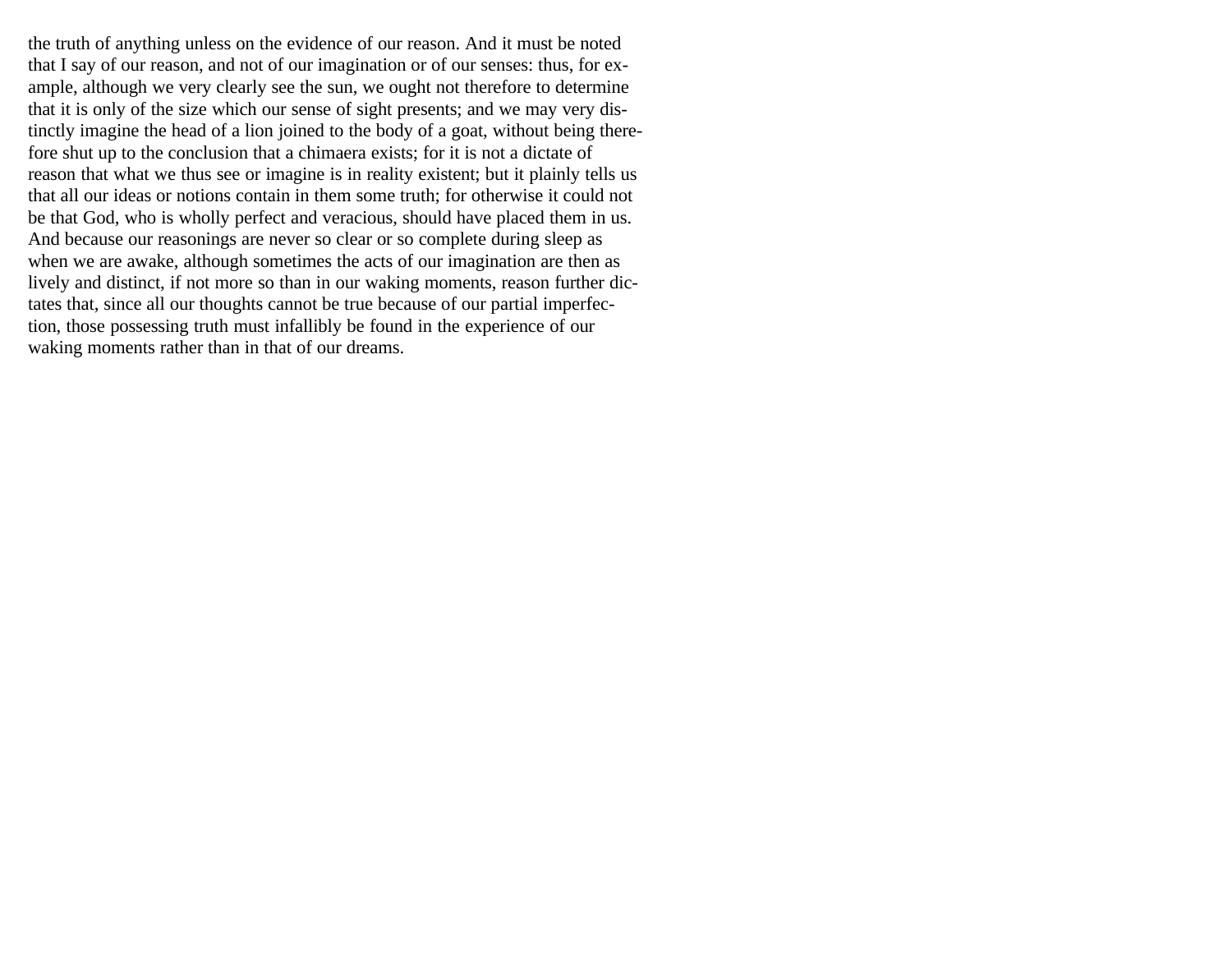the truth of anything unless on the evidence of our reason. And it must be noted that I say of our reason, and not of our imagination or of our senses: thus, for example, although we very clearly see the sun, we ought not therefore to determine that it is only of the size which our sense of sight presents; and we may very distinctly imagine the head of a lion joined to the body of a goat, without being therefore shut up to the conclusion that a chimaera exists; for it is not a dictate of reason that what we thus see or imagine is in reality existent; but it plainly tells us that all our ideas or notions contain in them some truth; for otherwise it could not be that God, who is wholly perfect and veracious, should have placed them in us. And because our reasonings are never so clear or so complete during sleep as when we are awake, although sometimes the acts of our imagination are then as lively and distinct, if not more so than in our waking moments, reason further dictates that, since all our thoughts cannot be true because of our partial imperfection, those possessing truth must infallibly be found in the experience of our waking moments rather than in that of our dreams.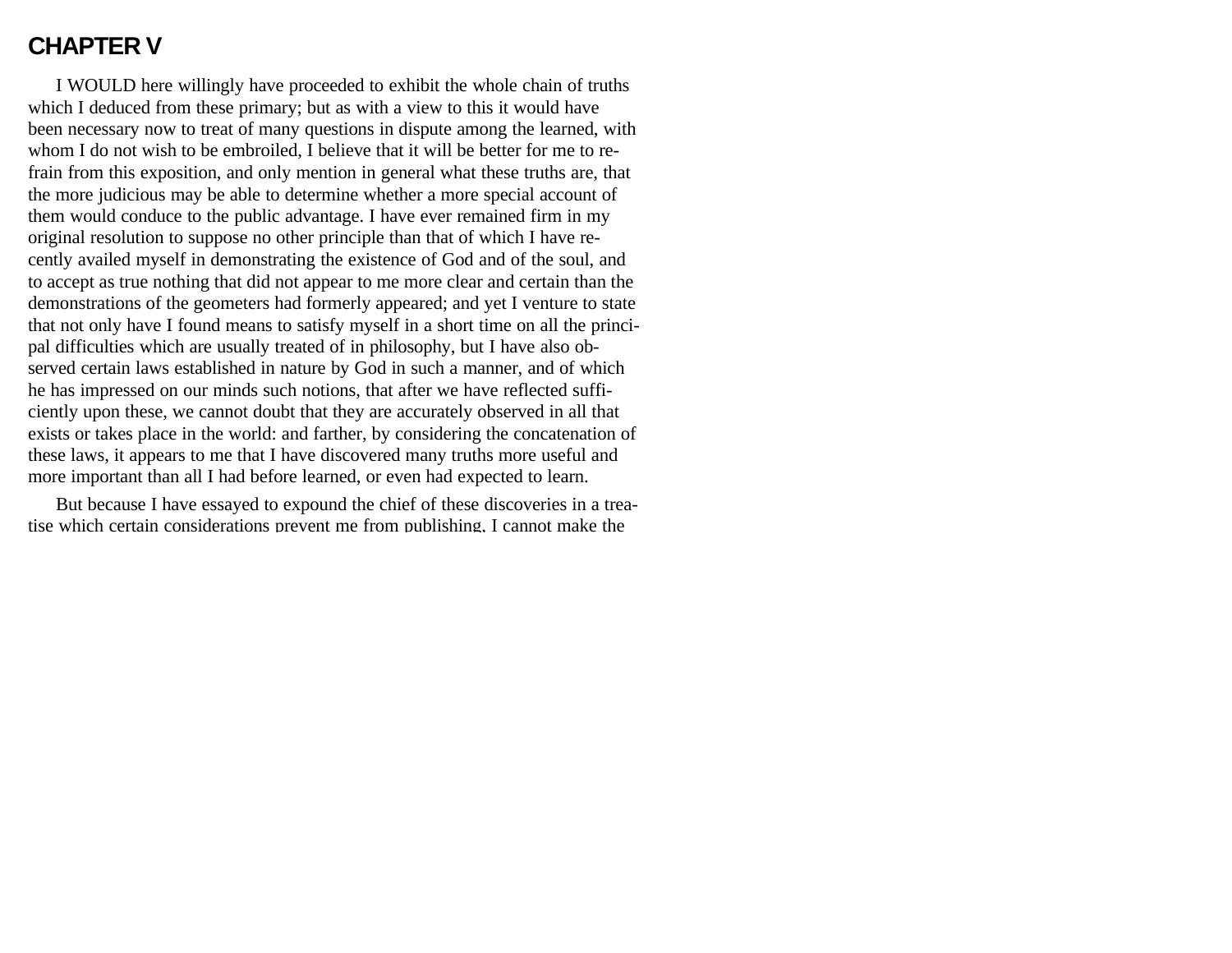# CHAPTER V

I WOULD here willingly have proceeded to exhibit the whole chain of truths which I deduced from these primary; but as with a view to this it would have been necessary now to treat of many questions in dispute among the learned, with whom I do not wish to be embroiled, I believe that it will be better for me to refrain from this exposition, and only mention in general what these truths are, that the more judicious may be able to determine whether a more special account of them would conduce to the public advantage. I have ever remained firm in my original resolution to suppose no other principle than that of which I have recently availed myself in demonstrating the existence of God and of the soul, and to accept as true nothing that did not appear to me more clear and certain than the demonstrations of the geometers had formerly appeared; and yet I venture to state that not only have I found means to satisfy myself in a short time on all the principal difficulties which are usually treated of in philosophy, but I have also observed certain laws established in nature by God in such a manner, and of which he has impressed on our minds such notions, that after we have reflected sufficiently upon these, we cannot doubt that they are accurately observed in all that exists or takes place in the world: and farther, by considering the concatenation of these laws, it appears to me that I have discovered many truths more useful and more important than all I had before learned, or even had expected to learn.

But because I have essayed to expound the chief of these discoveries in a treatise which certain considerations prevent me from publishing, I cannot make the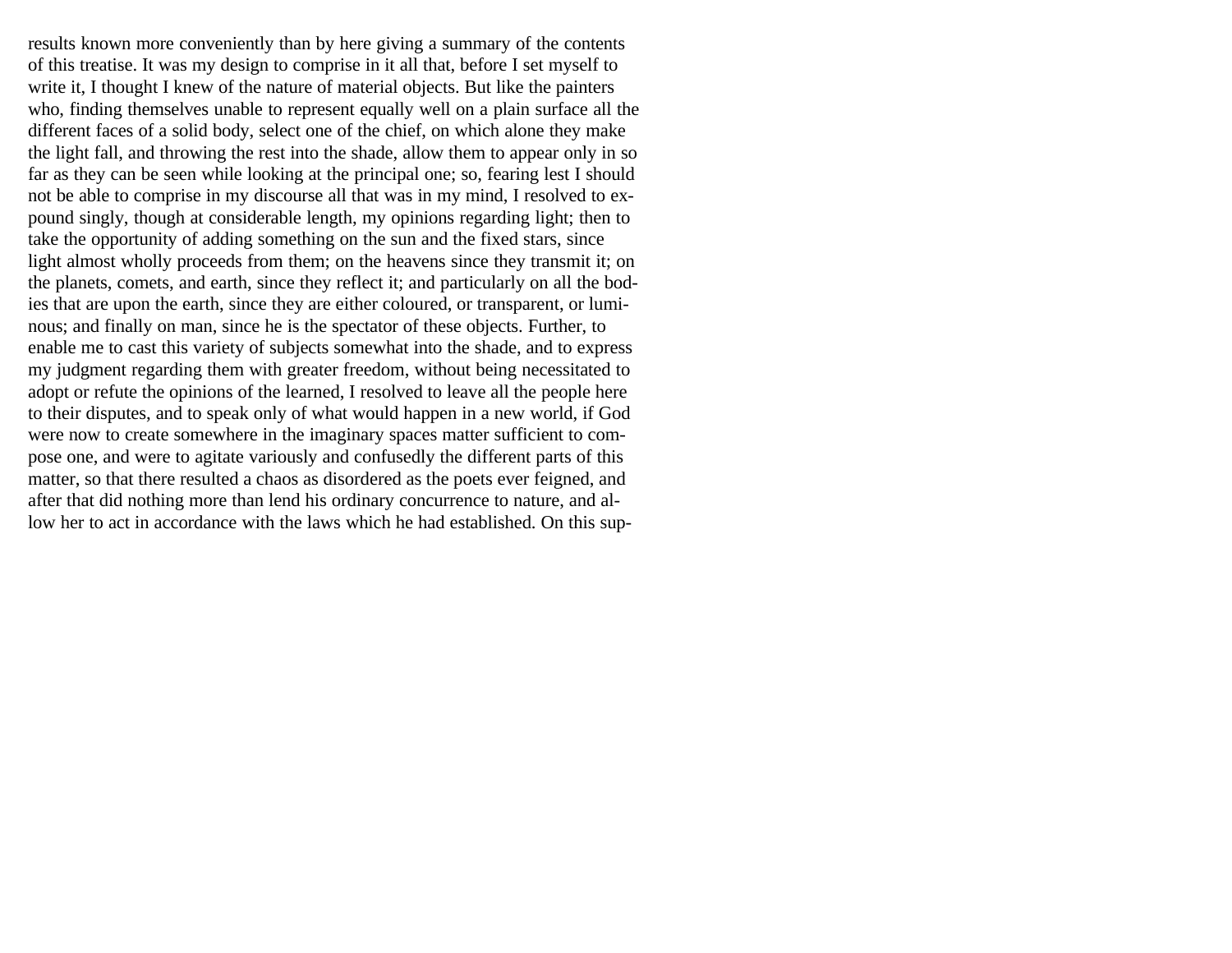results known more conveniently than by here giving a summary of the contents of this treatise. It was my design to comprise in it all that, before I set myself to write it, I thought I knew of the nature of material objects. But like the painters who, finding themselves unable to represent equally well on a plain surface all the different faces of a solid body, select one of the chief, on which alone they make the light fall, and throwing the rest into the shade, allow them to appear only in so far as they can be seen while looking at the principal one; so, fearing lest I should not be able to comprise in my discourse all that was in my mind, I resolved to expound singly, though at considerable length, my opinions regarding light; then to take the opportunity of adding something on the sun and the fixed stars, since light almost wholly proceeds from them; on the heavens since they transmit it; on the planets, comets, and earth, since they reflect it; and particularly on all the bodies that are upon the earth, since they are either coloured, or transparent, or luminous; and finally on man, since he is the spectator of these objects. Further, to enable me to cast this variety of subjects somewhat into the shade, and to express my judgment regarding them with greater freedom, without being necessitated to adopt or refute the opinions of the learned, I resolved to leave all the people here to their disputes, and to speak only of what would happen in a new world, if God were now to create somewhere in the imaginary spaces matter sufficient to compose one, and were to agitate variously and confusedly the different parts of this matter, so that there resulted a chaos as disordered as the poets ever feigned, and after that did nothing more than lend his ordinary concurrence to nature, and allow her to act in accordance with the laws which he had established. On this sup-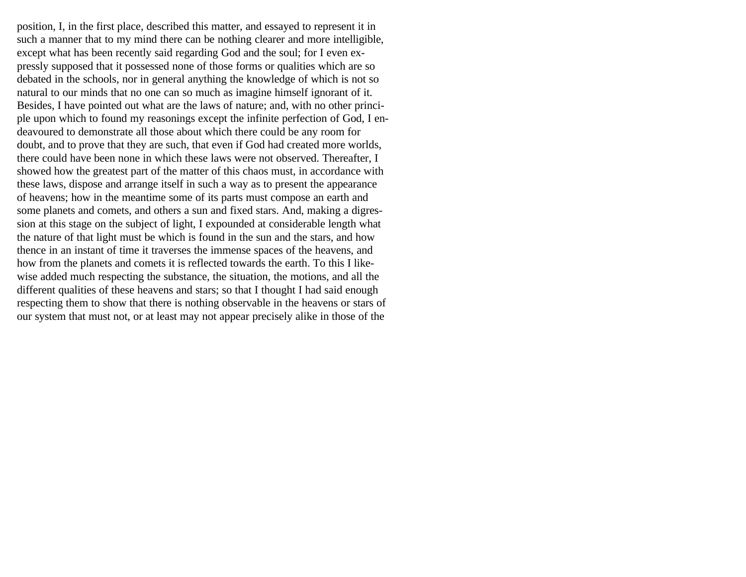position, I, in the first place, described this matter, and essayed to represent it in such a manner that to my mind there can be nothing clearer and more intelligible, except what has been recently said regarding God and the soul; for I even expressly supposed that it possessed none of those forms or qualities which are so debated in the schools, nor in general anything the knowledge of which is not so natural to our minds that no one can so much as imagine himself ignorant of it. Besides, I have pointed out what are the laws of nature; and, with no other principle upon which to found my reasonings except the infinite perfection of God, I endeavoured to demonstrate all those about which there could be any room for doubt, and to prove that they are such, that even if God had created more worlds, there could have been none in which these laws were not observed. Thereafter, I showed how the greatest part of the matter of this chaos must, in accordance with these laws, dispose and arrange itself in such a way as to present the appearance of heavens; how in the meantime some of its parts must compose an earth and some planets and comets, and others a sun and fixed stars. And, making a digression at this stage on the subject of light, I expounded at considerable length what the nature of that light must be which is found in the sun and the stars, and how thence in an instant of time it traverses the immense spaces of the heavens, and how from the planets and comets it is reflected towards the earth. To this I likewise added much respecting the substance, the situation, the motions, and all the different qualities of these heavens and stars; so that I thought I had said enough respecting them to show that there is nothing observable in the heavens or stars of our system that must not, or at least may not appear precisely alike in those of the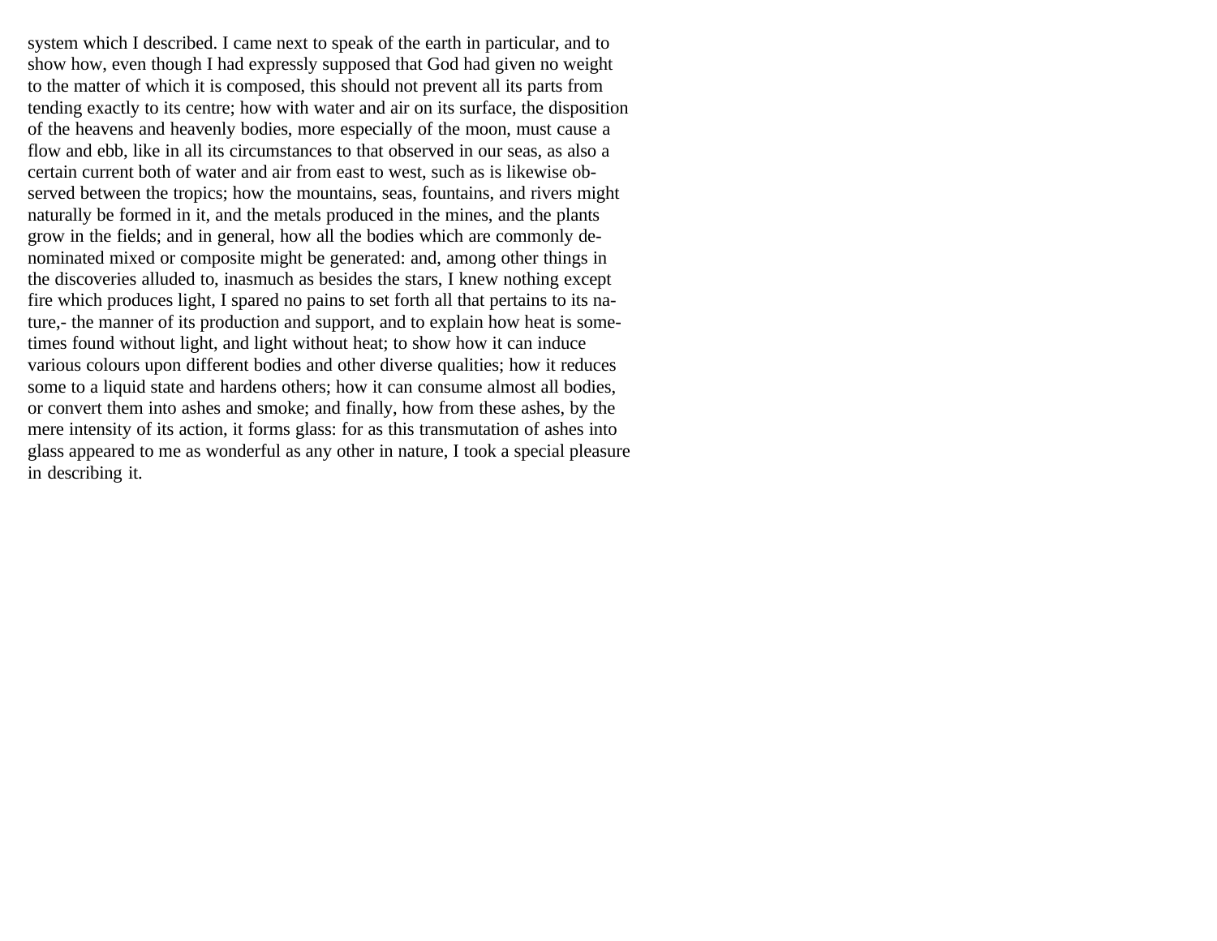system which I described. I came next to speak of the earth in particular, and to show how, even though I had expressly supposed that God had given no weight to the matter of which it is composed, this should not prevent all its parts from tending exactly to its centre; how with water and air on its surface, the disposition of the heavens and heavenly bodies, more especially of the moon, must cause a flow and ebb, like in all its circumstances to that observed in our seas, as also a certain current both of water and air from east to west, such as is likewise observed between the tropics; how the mountains, seas, fountains, and rivers might naturally be formed in it, and the metals produced in the mines, and the plants grow in the fields; and in general, how all the bodies which are commonly denominated mixed or composite might be generated: and, among other things in the discoveries alluded to, inasmuch as besides the stars, I knew nothing except fire which produces light, I spared no pains to set forth all that pertains to its nature,- the manner of its production and support, and to explain how heat is sometimes found without light, and light without heat; to show how it can induce various colours upon different bodies and other diverse qualities; how it reduces some to a liquid state and hardens others; how it can consume almost all bodies, or convert them into ashes and smoke; and finally, how from these ashes, by the mere intensity of its action, it forms glass: for as this transmutation of ashes into glass appeared to me as wonderful as any other in nature, I took a special pleasure in describing it.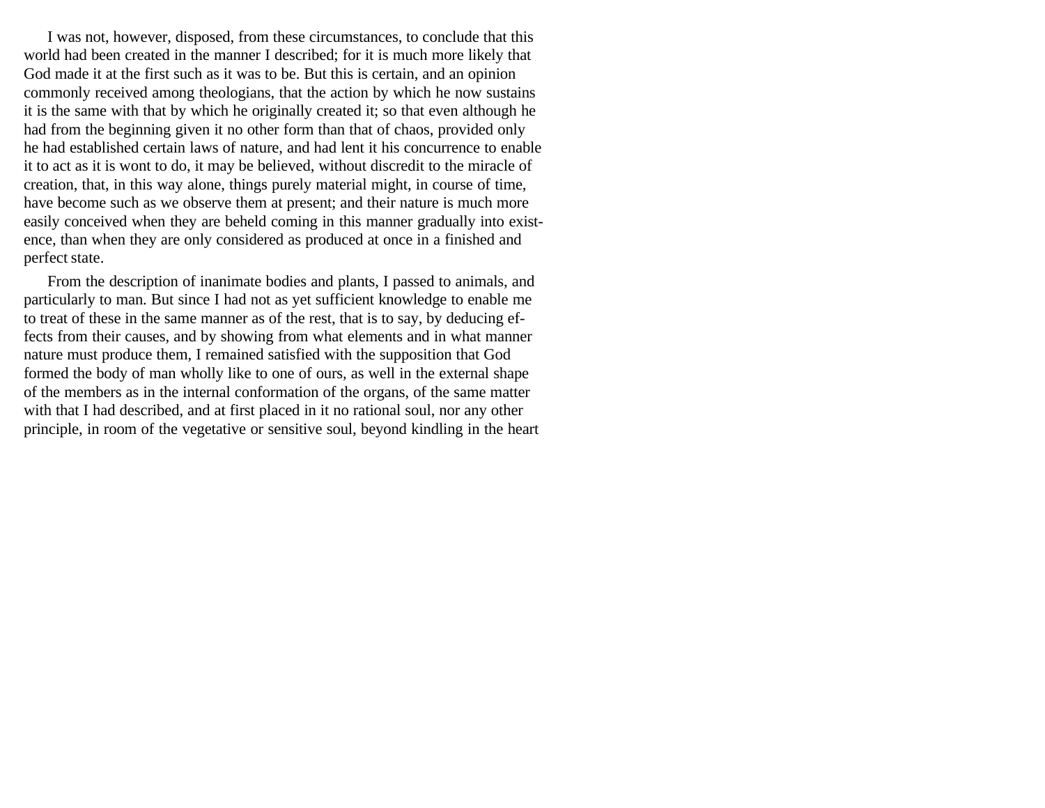I was not, however, disposed, from these circumstances, to conclude that this world had been created in the manner I described; for it is much more likely that God made it at the first such as it was to be. But this is certain, and an opinion commonly received among theologians, that the action by which he now sustains it is the same with that by which he originally created it; so that even although he had from the beginning given it no other form than that of chaos, provided only he had established certain laws of nature, and had lent it his concurrence to enable it to act as it is wont to do, it may be believed, without discredit to the miracle of creation, that, in this way alone, things purely material might, in course of time, have become such as we observe them at present; and their nature is much more easily conceived when they are beheld coming in this manner gradually into existence, than when they are only considered as produced at once in a finished and perfect state.

From the description of inanimate bodies and plants, I passed to animals, and particularly to man. But since I had not as yet sufficient knowledge to enable me to treat of these in the same manner as of the rest, that is to say, by deducing effects from their causes, and by showing from what elements and in what manner nature must produce them, I remained satisfied with the supposition that God formed the body of man wholly like to one of ours, as well in the external shape of the members as in the internal conformation of the organs, of the same matter with that I had described, and at first placed in it no rational soul, nor any other principle, in room of the vegetative or sensitive soul, beyond kindling in the heart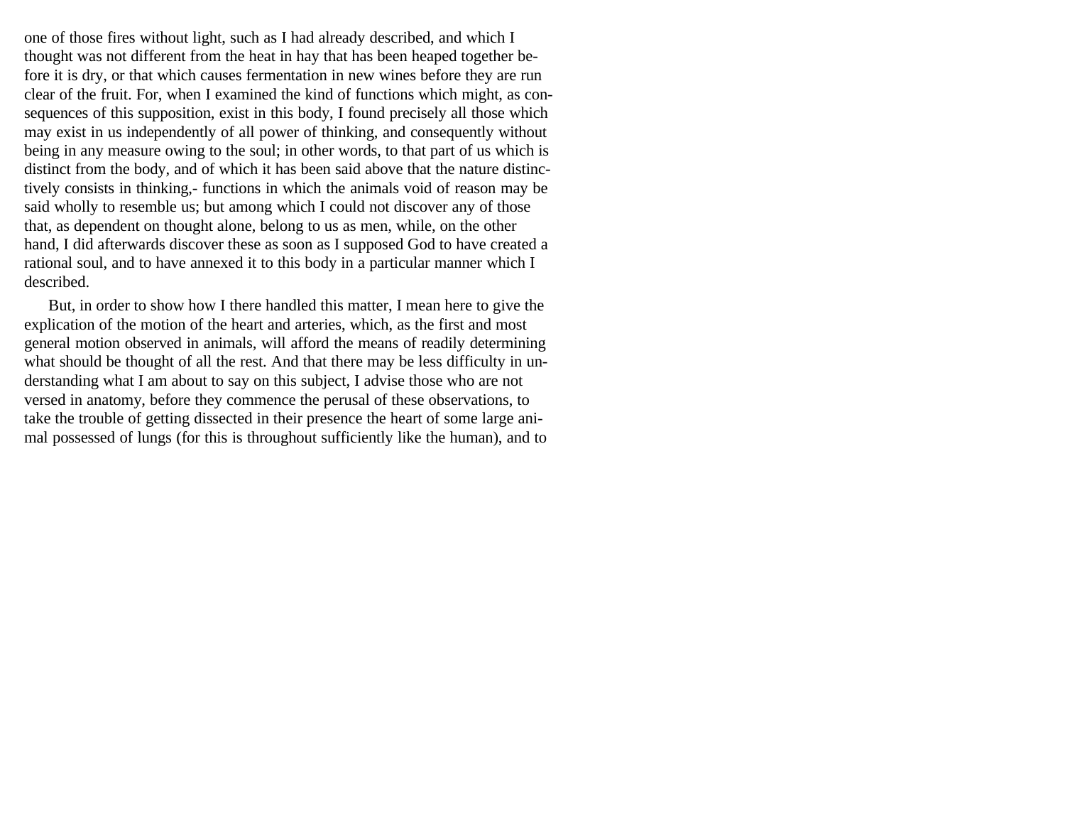one of those fires without light, such as I had already described, and which I thought was not different from the heat in hay that has been heaped together before it is dry, or that which causes fermentation in new wines before they are run clear of the fruit. For, when I examined the kind of functions which might, as consequences of this supposition, exist in this body, I found precisely all those which may exist in us independently of all power of thinking, and consequently without being in any measure owing to the soul; in other words, to that part of us which is distinct from the body, and of which it has been said above that the nature distinctively consists in thinking,- functions in which the animals void of reason may be said wholly to resemble us; but among which I could not discover any of those that, as dependent on thought alone, belong to us as men, while, on the other hand, I did afterwards discover these as soon as I supposed God to have created a rational soul, and to have annexed it to this body in a particular manner which I described.

But, in order to show how I there handled this matter, I mean here to give the explication of the motion of the heart and arteries, which, as the first and most general motion observed in animals, will afford the means of readily determining what should be thought of all the rest. And that there may be less difficulty in understanding what I am about to say on this subject, I advise those who are not versed in anatomy, before they commence the perusal of these observations, to take the trouble of getting dissected in their presence the heart of some large animal possessed of lungs (for this is throughout sufficiently like the human), and to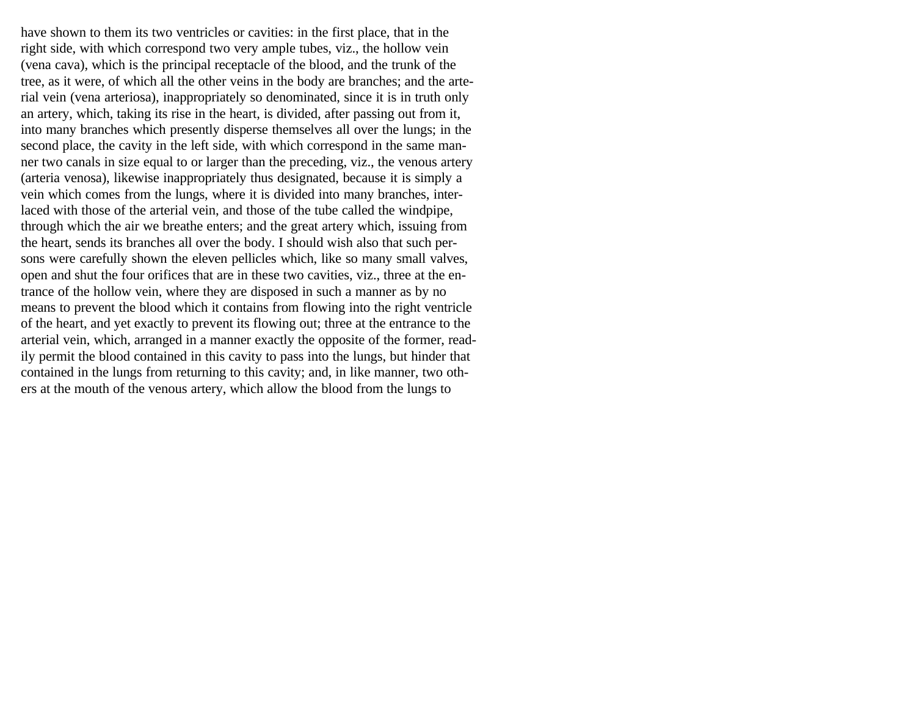have shown to them its two ventricles or cavities: in the first place, that in the right side, with which correspond two very ample tubes, viz., the hollow vein (vena cava), which is the principal receptacle of the blood, and the trunk of the tree, as it were, of which all the other veins in the body are branches; and the arterial vein (vena arteriosa), inappropriately so denominated, since it is in truth only an artery, which, taking its rise in the heart, is divided, after passing out from it, into many branches which presently disperse themselves all over the lungs; in the second place, the cavity in the left side, with which correspond in the same manner two canals in size equal to or larger than the preceding, viz., the venous artery (arteria venosa), likewise inappropriately thus designated, because it is simply a vein which comes from the lungs, where it is divided into many branches, interlaced with those of the arterial vein, and those of the tube called the windpipe, through which the air we breathe enters; and the great artery which, issuing from the heart, sends its branches all over the body. I should wish also that such persons were carefully shown the eleven pellicles which, like so many small valves, open and shut the four orifices that are in these two cavities, viz., three at the entrance of the hollow vein, where they are disposed in such a manner as by no means to prevent the blood which it contains from flowing into the right ventricle of the heart, and yet exactly to prevent its flowing out; three at the entrance to the arterial vein, which, arranged in a manner exactly the opposite of the former, readily permit the blood contained in this cavity to pass into the lungs, but hinder that contained in the lungs from returning to this cavity; and, in like manner, two others at the mouth of the venous artery, which allow the blood from the lungs to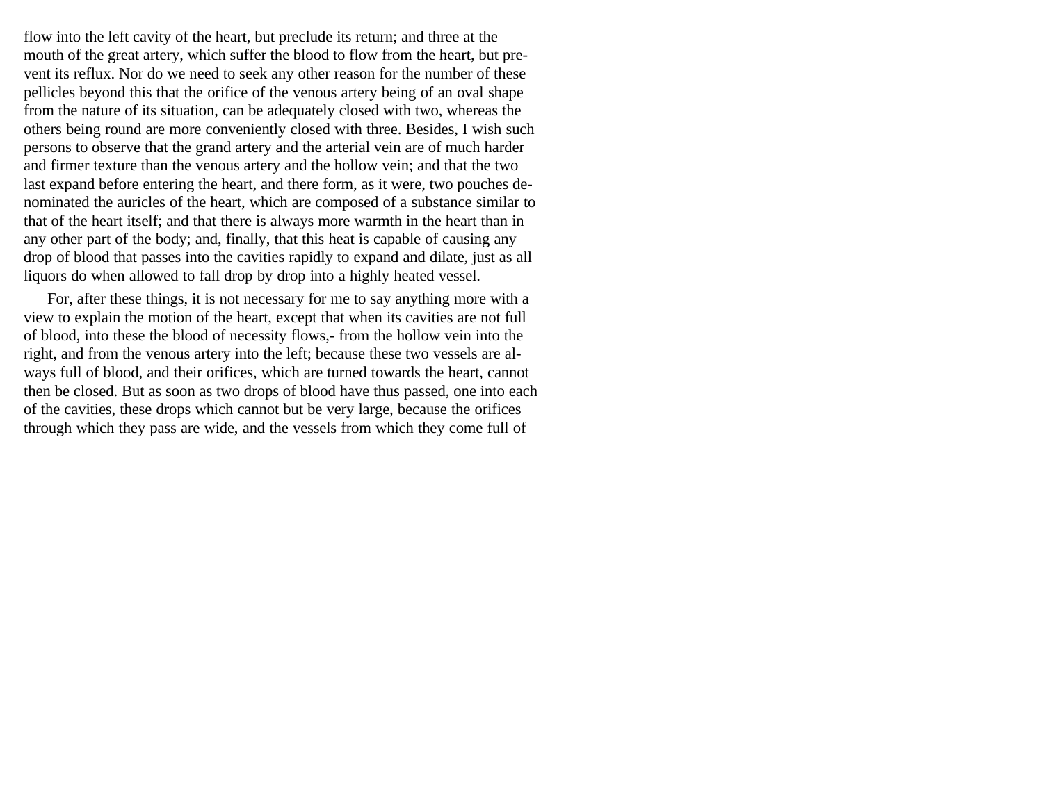flow into the left cavity of the heart, but preclude its return; and three at the mouth of the great artery, which suffer the blood to flow from the heart, but prevent its reflux. Nor do we need to seek any other reason for the number of these pellicles beyond this that the orifice of the venous artery being of an oval shape from the nature of its situation, can be adequately closed with two, whereas the others being round are more conveniently closed with three. Besides, I wish such persons to observe that the grand artery and the arterial vein are of much harder and firmer texture than the venous artery and the hollow vein; and that the two last expand before entering the heart, and there form, as it were, two pouches denominated the auricles of the heart, which are composed of a substance similar to that of the heart itself; and that there is always more warmth in the heart than in any other part of the body; and, finally, that this heat is capable of causing any drop of blood that passes into the cavities rapidly to expand and dilate, just as all liquors do when allowed to fall drop by drop into a highly heated vessel.

For, after these things, it is not necessary for me to say anything more with a view to explain the motion of the heart, except that when its cavities are not full of blood, into these the blood of necessity flows,- from the hollow vein into the right, and from the venous artery into the left; because these two vessels are always full of blood, and their orifices, which are turned towards the heart, cannot then be closed. But as soon as two drops of blood have thus passed, one into each of the cavities, these drops which cannot but be very large, because the orifices through which they pass are wide, and the vessels from which they come full of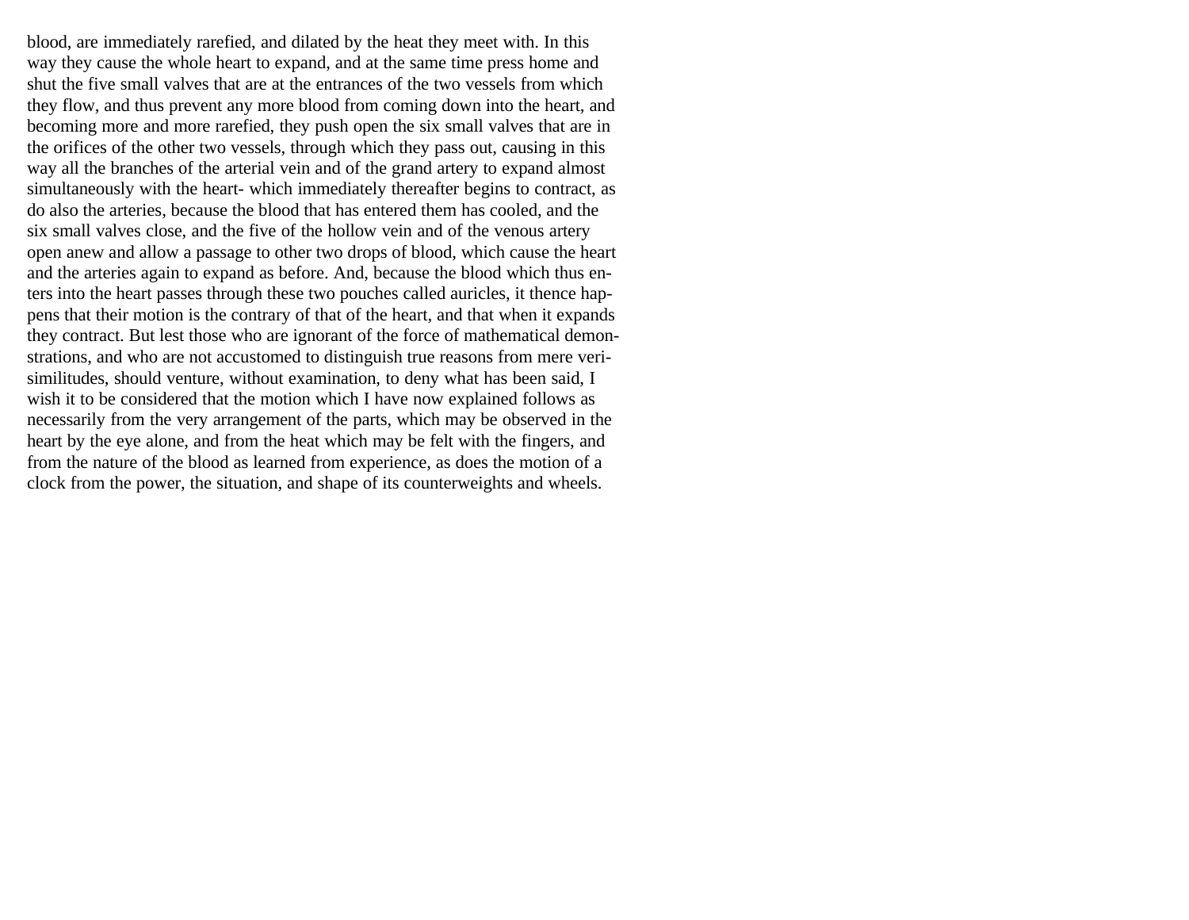blood, are immediately rarefied, and dilated by the heat they meet with. In this way they cause the whole heart to expand, and at the same time press home and shut the five small valves that are at the entrances of the two vessels from which they flow, and thus prevent any more blood from coming down into the heart, and becoming more and more rarefied, they push open the six small valves that are in the orifices of the other two vessels, through which they pass out, causing in this way all the branches of the arterial vein and of the grand artery to expand almost simultaneously with the heart- which immediately thereafter begins to contract, as do also the arteries, because the blood that has entered them has cooled, and the six small valves close, and the five of the hollow vein and of the venous artery open anew and allow a passage to other two drops of blood, which cause the heart and the arteries again to expand as before. And, because the blood which thus enters into the heart passes through these two pouches called auricles, it thence happens that their motion is the contrary of that of the heart, and that when it expands they contract. But lest those who are ignorant of the force of mathematical demonstrations, and who are not accustomed to distinguish true reasons from mere verisimilitudes, should venture, without examination, to deny what has been said, I wish it to be considered that the motion which I have now explained follows as necessarily from the very arrangement of the parts, which may be observed in the heart by the eye alone, and from the heat which may be felt with the fingers, and from the nature of the blood as learned from experience, as does the motion of a clock from the power, the situation, and shape of its counterweights and wheels.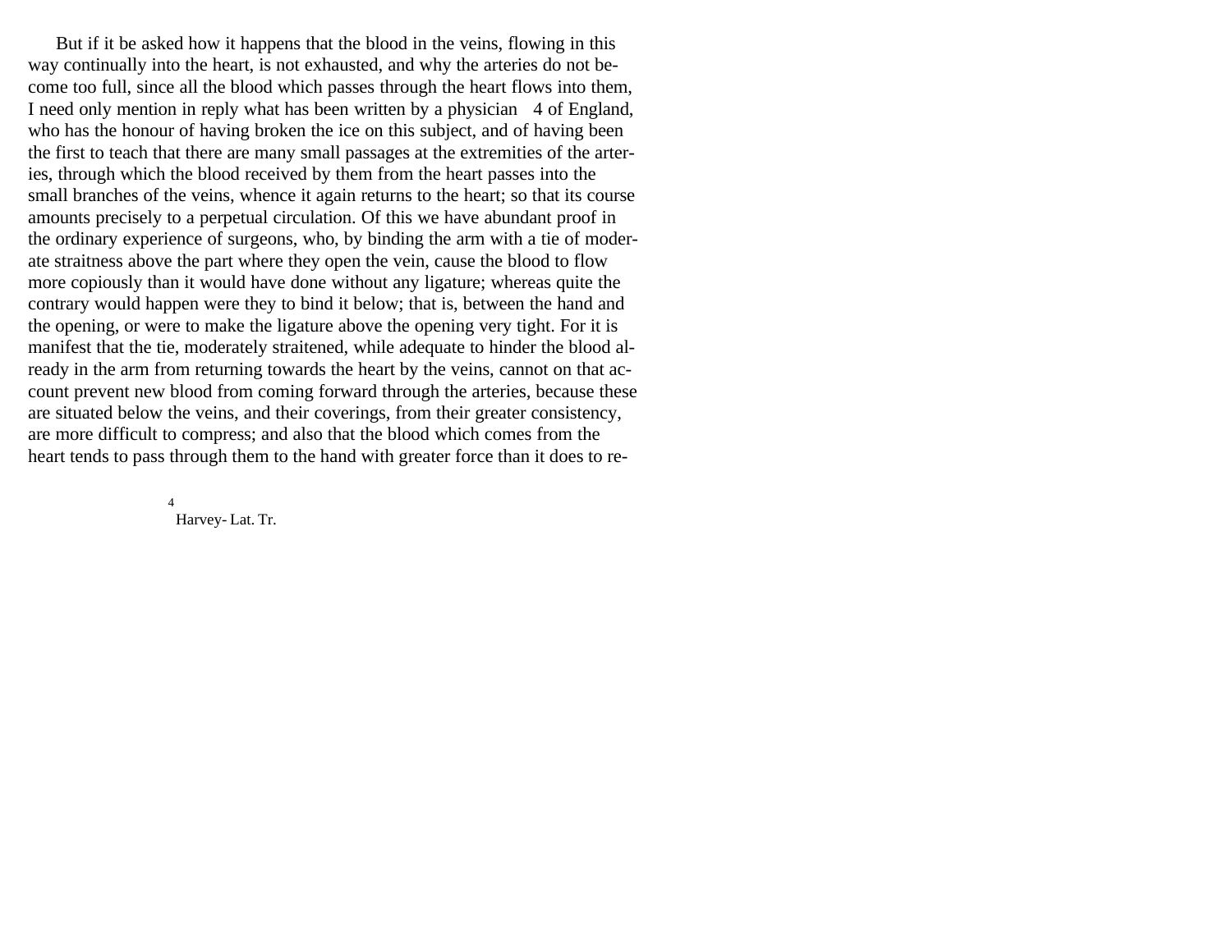But if it be asked how it happens that the blood in the veins, flowing in this way continually into the heart, is not exhausted, and why the arteries do not become too full, since all the blood which passes through the heart flows into them, I need only mention in reply what has been written by a physician [4] of England, who has the honour of having broken the ice on this subject, and of having been the first to teach that there are many small passages at the extremities of the arteries, through which the blood received by them from the heart passes into the small branches of the veins, whence it again returns to the heart; so that its course amounts precisely to a perpetual circulation. Of this we have abundant proof in the ordinary experience of surgeons, who, by binding the arm with a tie of moderate straitness above the part where they open the vein, cause the blood to flow more copiously than it would have done without any ligature; whereas quite the contrary would happen were they to bind it below; that is, between the hand and the opening, or were to make the ligature above the opening very tight. For it is manifest that the tie, moderately straitened, while adequate to hinder the blood already in the arm from returning towards the heart by the veins, cannot on that account prevent new blood from coming forward through the arteries, because these are situated below the veins, and their coverings, from their greater consistency, are more difficult to compress; and also that the blood which comes from the heart tends to pass through them to the hand with greater force than it does to re-

[4] Harvey- Lat. Tr.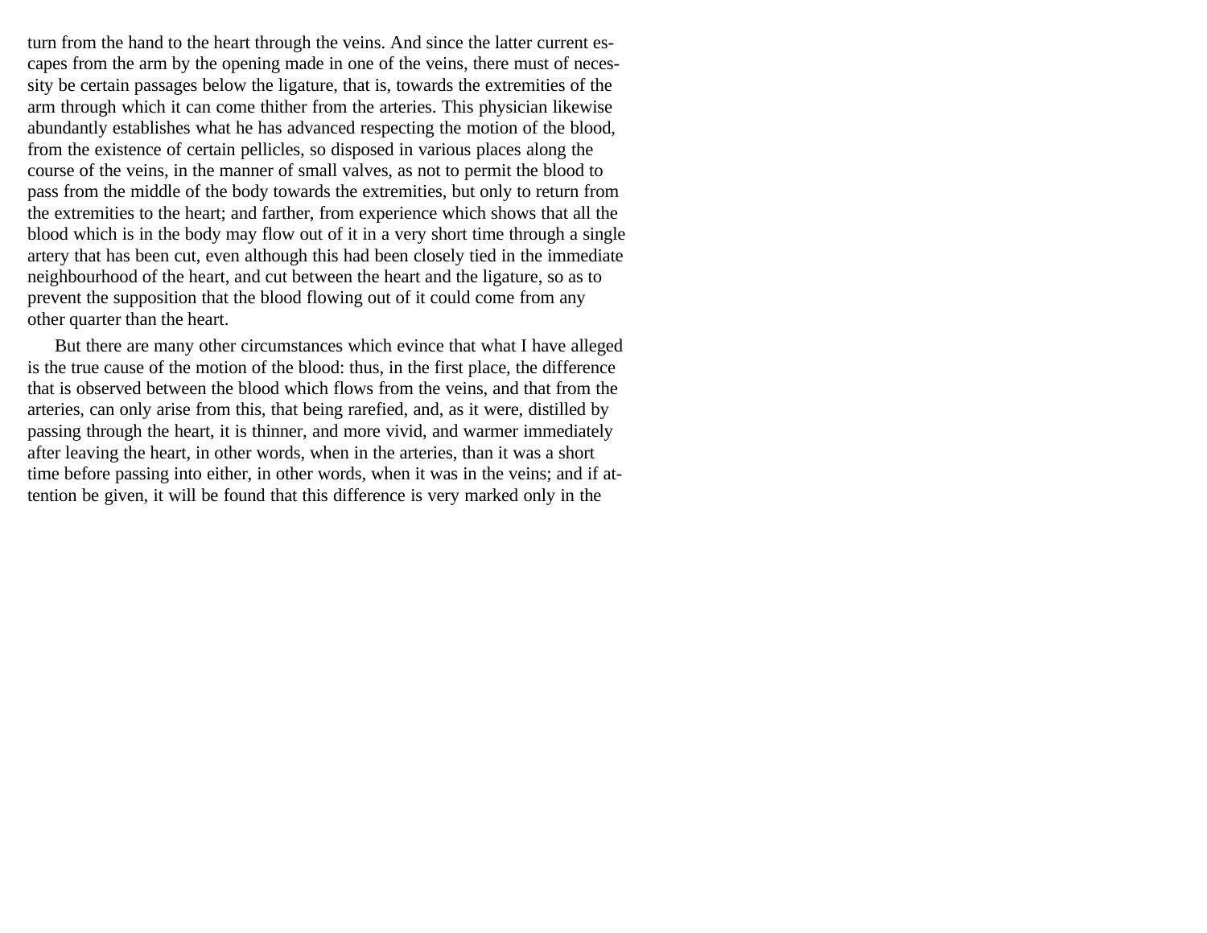turn from the hand to the heart through the veins. And since the latter current escapes from the arm by the opening made in one of the veins, there must of necessity be certain passages below the ligature, that is, towards the extremities of the arm through which it can come thither from the arteries. This physician likewise abundantly establishes what he has advanced respecting the motion of the blood, from the existence of certain pellicles, so disposed in various places along the course of the veins, in the manner of small valves, as not to permit the blood to pass from the middle of the body towards the extremities, but only to return from the extremities to the heart; and farther, from experience which shows that all the blood which is in the body may flow out of it in a very short time through a single artery that has been cut, even although this had been closely tied in the immediate neighbourhood of the heart, and cut between the heart and the ligature, so as to prevent the supposition that the blood flowing out of it could come from any other quarter than the heart.

But there are many other circumstances which evince that what I have alleged is the true cause of the motion of the blood: thus, in the first place, the difference that is observed between the blood which flows from the veins, and that from the arteries, can only arise from this, that being rarefied, and, as it were, distilled by passing through the heart, it is thinner, and more vivid, and warmer immediately after leaving the heart, in other words, when in the arteries, than it was a short time before passing into either, in other words, when it was in the veins; and if attention be given, it will be found that this difference is very marked only in the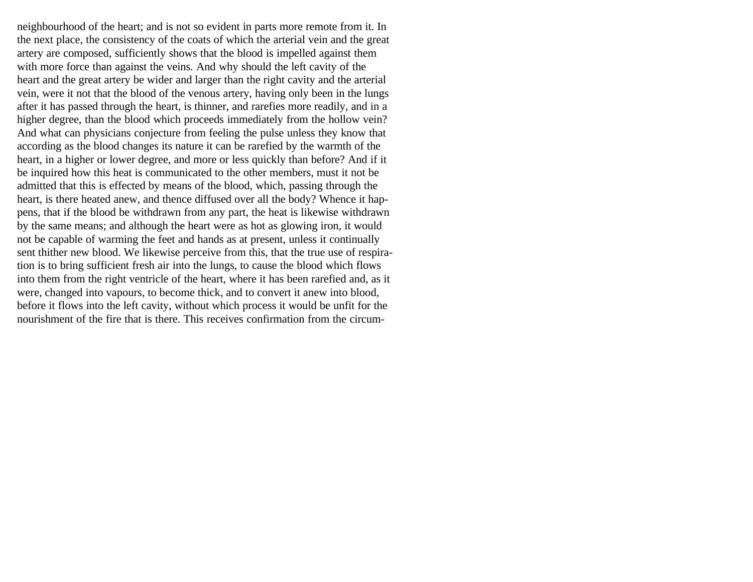neighbourhood of the heart; and is not so evident in parts more remote from it. In the next place, the consistency of the coats of which the arterial vein and the great artery are composed, sufficiently shows that the blood is impelled against them with more force than against the veins. And why should the left cavity of the heart and the great artery be wider and larger than the right cavity and the arterial vein, were it not that the blood of the venous artery, having only been in the lungs after it has passed through the heart, is thinner, and rarefies more readily, and in a higher degree, than the blood which proceeds immediately from the hollow vein? And what can physicians conjecture from feeling the pulse unless they know that according as the blood changes its nature it can be rarefied by the warmth of the heart, in a higher or lower degree, and more or less quickly than before? And if it be inquired how this heat is communicated to the other members, must it not be admitted that this is effected by means of the blood, which, passing through the heart, is there heated anew, and thence diffused over all the body? Whence it happens, that if the blood be withdrawn from any part, the heat is likewise withdrawn by the same means; and although the heart were as hot as glowing iron, it would not be capable of warming the feet and hands as at present, unless it continually sent thither new blood. We likewise perceive from this, that the true use of respiration is to bring sufficient fresh air into the lungs, to cause the blood which flows into them from the right ventricle of the heart, where it has been rarefied and, as it were, changed into vapours, to become thick, and to convert it anew into blood, before it flows into the left cavity, without which process it would be unfit for the nourishment of the fire that is there. This receives confirmation from the circum-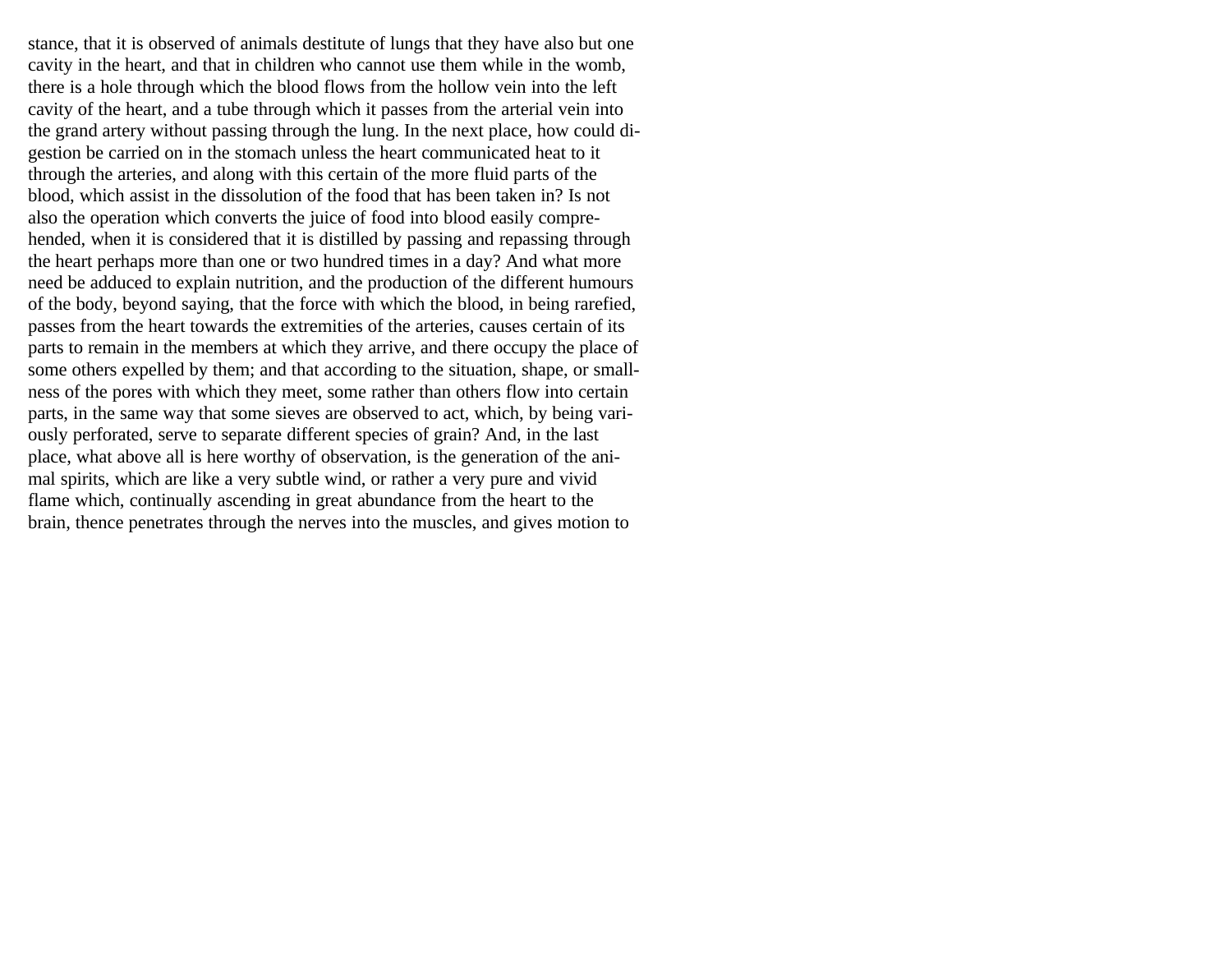stance, that it is observed of animals destitute of lungs that they have also but one cavity in the heart, and that in children who cannot use them while in the womb, there is a hole through which the blood flows from the hollow vein into the left cavity of the heart, and a tube through which it passes from the arterial vein into the grand artery without passing through the lung. In the next place, how could digestion be carried on in the stomach unless the heart communicated heat to it through the arteries, and along with this certain of the more fluid parts of the blood, which assist in the dissolution of the food that has been taken in? Is not also the operation which converts the juice of food into blood easily comprehended, when it is considered that it is distilled by passing and repassing through the heart perhaps more than one or two hundred times in a day? And what more need be adduced to explain nutrition, and the production of the different humours of the body, beyond saying, that the force with which the blood, in being rarefied, passes from the heart towards the extremities of the arteries, causes certain of its parts to remain in the members at which they arrive, and there occupy the place of some others expelled by them; and that according to the situation, shape, or smallness of the pores with which they meet, some rather than others flow into certain parts, in the same way that some sieves are observed to act, which, by being variously perforated, serve to separate different species of grain? And, in the last place, what above all is here worthy of observation, is the generation of the animal spirits, which are like a very subtle wind, or rather a very pure and vivid flame which, continually ascending in great abundance from the heart to the brain, thence penetrates through the nerves into the muscles, and gives motion to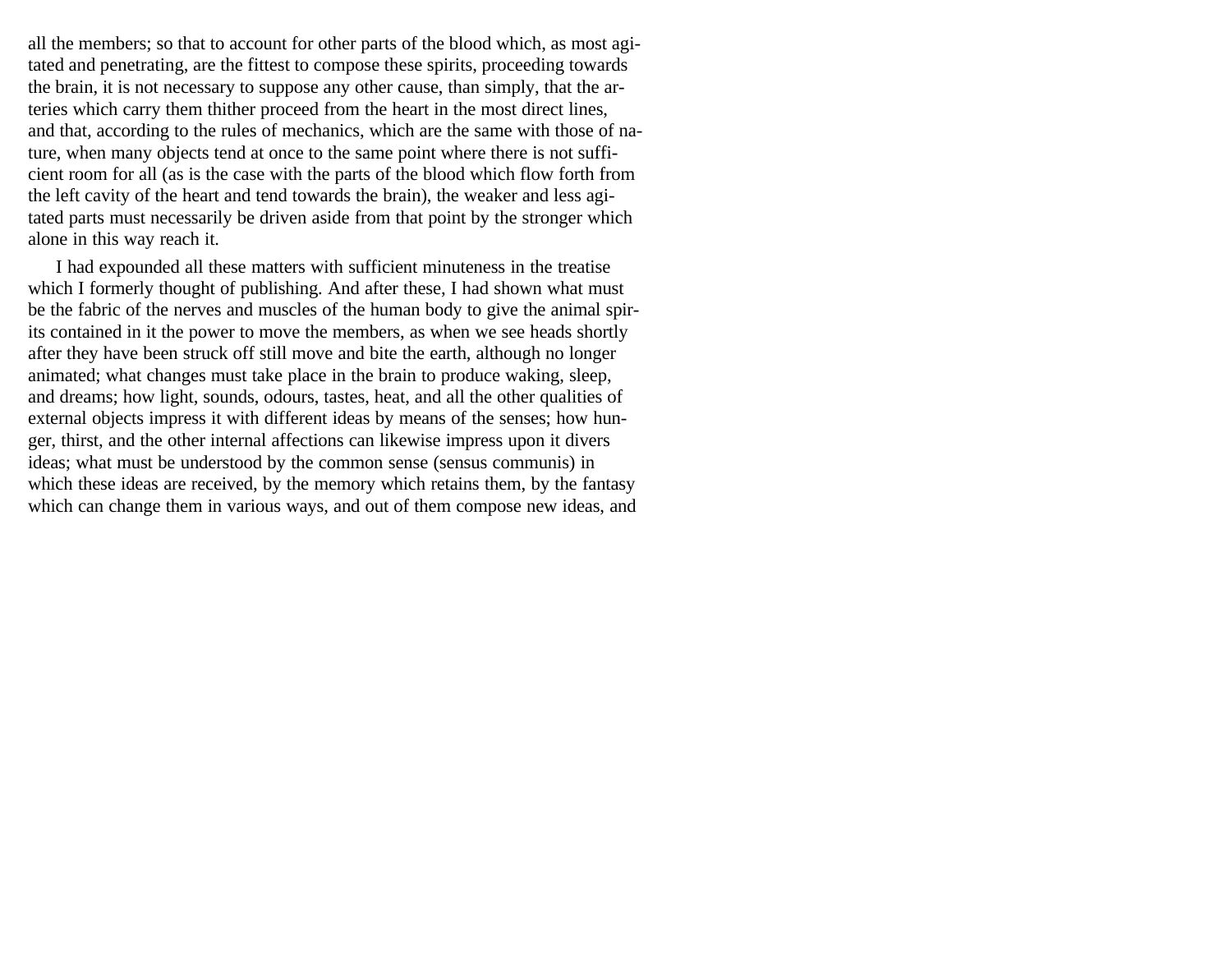all the members; so that to account for other parts of the blood which, as most agitated and penetrating, are the fittest to compose these spirits, proceeding towards the brain, it is not necessary to suppose any other cause, than simply, that the arteries which carry them thither proceed from the heart in the most direct lines, and that, according to the rules of mechanics, which are the same with those of nature, when many objects tend at once to the same point where there is not sufficient room for all (as is the case with the parts of the blood which flow forth from the left cavity of the heart and tend towards the brain), the weaker and less agitated parts must necessarily be driven aside from that point by the stronger which alone in this way reach it.

I had expounded all these matters with sufficient minuteness in the treatise which I formerly thought of publishing. And after these, I had shown what must be the fabric of the nerves and muscles of the human body to give the animal spirits contained in it the power to move the members, as when we see heads shortly after they have been struck off still move and bite the earth, although no longer animated; what changes must take place in the brain to produce waking, sleep, and dreams; how light, sounds, odours, tastes, heat, and all the other qualities of external objects impress it with different ideas by means of the senses; how hunger, thirst, and the other internal affections can likewise impress upon it divers ideas; what must be understood by the common sense (sensus communis) in which these ideas are received, by the memory which retains them, by the fantasy which can change them in various ways, and out of them compose new ideas, and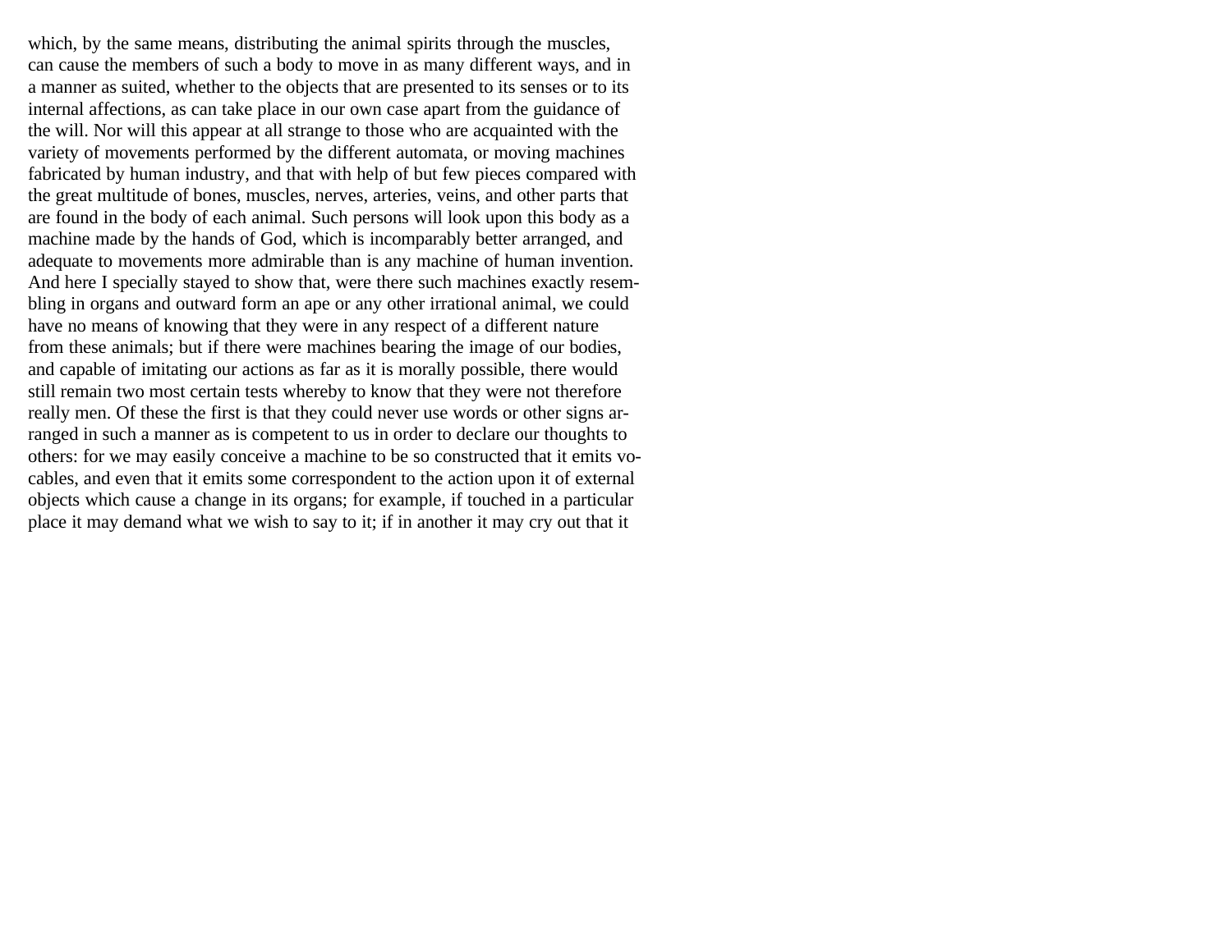which, by the same means, distributing the animal spirits through the muscles, can cause the members of such a body to move in as many different ways, and in a manner as suited, whether to the objects that are presented to its senses or to its internal affections, as can take place in our own case apart from the guidance of the will. Nor will this appear at all strange to those who are acquainted with the variety of movements performed by the different automata, or moving machines fabricated by human industry, and that with help of but few pieces compared with the great multitude of bones, muscles, nerves, arteries, veins, and other parts that are found in the body of each animal. Such persons will look upon this body as a machine made by the hands of God, which is incomparably better arranged, and adequate to movements more admirable than is any machine of human invention. And here I specially stayed to show that, were there such machines exactly resembling in organs and outward form an ape or any other irrational animal, we could have no means of knowing that they were in any respect of a different nature from these animals; but if there were machines bearing the image of our bodies, and capable of imitating our actions as far as it is morally possible, there would still remain two most certain tests whereby to know that they were not therefore really men. Of these the first is that they could never use words or other signs arranged in such a manner as is competent to us in order to declare our thoughts to others: for we may easily conceive a machine to be so constructed that it emits vocables, and even that it emits some correspondent to the action upon it of external objects which cause a change in its organs; for example, if touched in a particular place it may demand what we wish to say to it; if in another it may cry out that it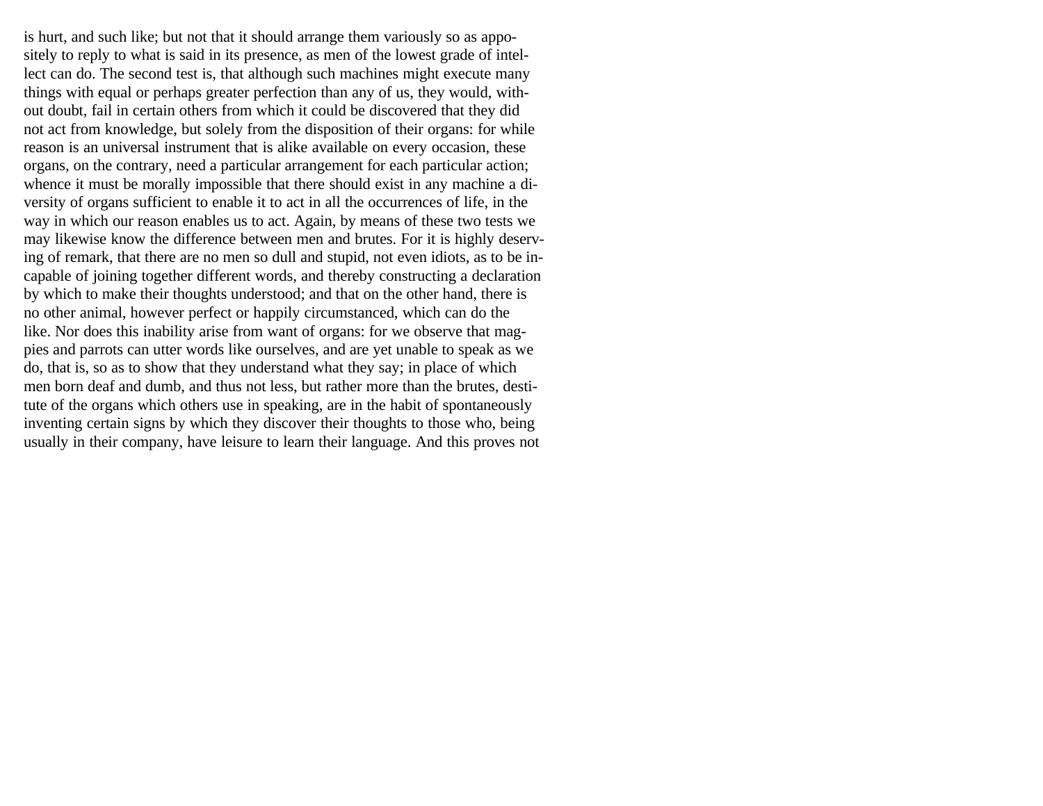is hurt, and such like; but not that it should arrange them variously so as appositely to reply to what is said in its presence, as men of the lowest grade of intellect can do. The second test is, that although such machines might execute many things with equal or perhaps greater perfection than any of us, they would, without doubt, fail in certain others from which it could be discovered that they did not act from knowledge, but solely from the disposition of their organs: for while reason is an universal instrument that is alike available on every occasion, these organs, on the contrary, need a particular arrangement for each particular action; whence it must be morally impossible that there should exist in any machine a diversity of organs sufficient to enable it to act in all the occurrences of life, in the way in which our reason enables us to act. Again, by means of these two tests we may likewise know the difference between men and brutes. For it is highly deserving of remark, that there are no men so dull and stupid, not even idiots, as to be incapable of joining together different words, and thereby constructing a declaration by which to make their thoughts understood; and that on the other hand, there is no other animal, however perfect or happily circumstanced, which can do the like. Nor does this inability arise from want of organs: for we observe that magpies and parrots can utter words like ourselves, and are yet unable to speak as we do, that is, so as to show that they understand what they say; in place of which men born deaf and dumb, and thus not less, but rather more than the brutes, destitute of the organs which others use in speaking, are in the habit of spontaneously inventing certain signs by which they discover their thoughts to those who, being usually in their company, have leisure to learn their language. And this proves not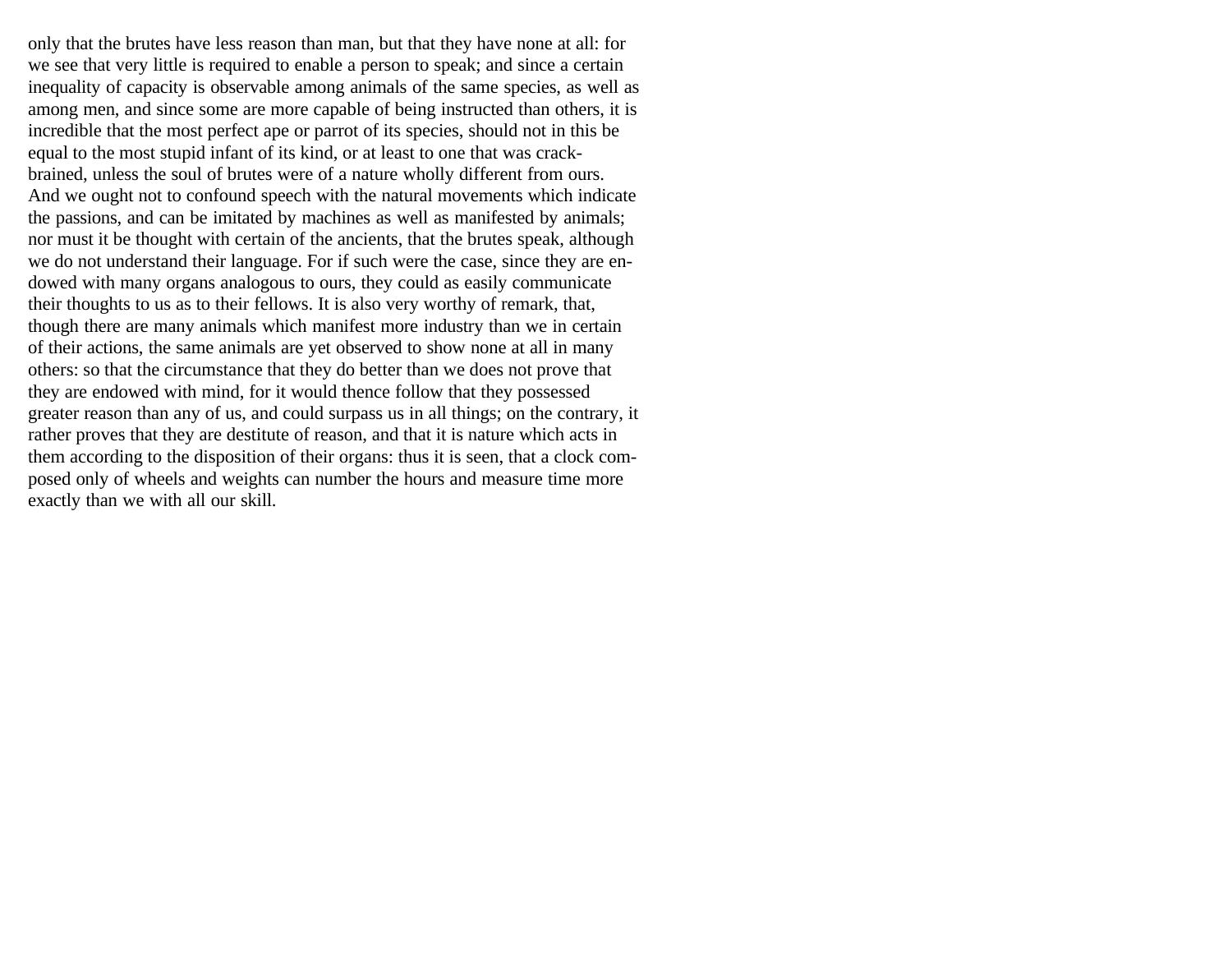only that the brutes have less reason than man, but that they have none at all: for we see that very little is required to enable a person to speak; and since a certain inequality of capacity is observable among animals of the same species, as well as among men, and since some are more capable of being instructed than others, it is incredible that the most perfect ape or parrot of its species, should not in this be equal to the most stupid infant of its kind, or at least to one that was crack-brained, unless the soul of brutes were of a nature wholly different from ours. And we ought not to confound speech with the natural movements which indicate the passions, and can be imitated by machines as well as manifested by animals; nor must it be thought with certain of the ancients, that the brutes speak, although we do not understand their language. For if such were the case, since they are endowed with many organs analogous to ours, they could as easily communicate their thoughts to us as to their fellows. It is also very worthy of remark, that, though there are many animals which manifest more industry than we in certain of their actions, the same animals are yet observed to show none at all in many others: so that the circumstance that they do better than we does not prove that they are endowed with mind, for it would thence follow that they possessed greater reason than any of us, and could surpass us in all things; on the contrary, it rather proves that they are destitute of reason, and that it is nature which acts in them according to the disposition of their organs: thus it is seen, that a clock composed only of wheels and weights can number the hours and measure time more exactly than we with all our skill.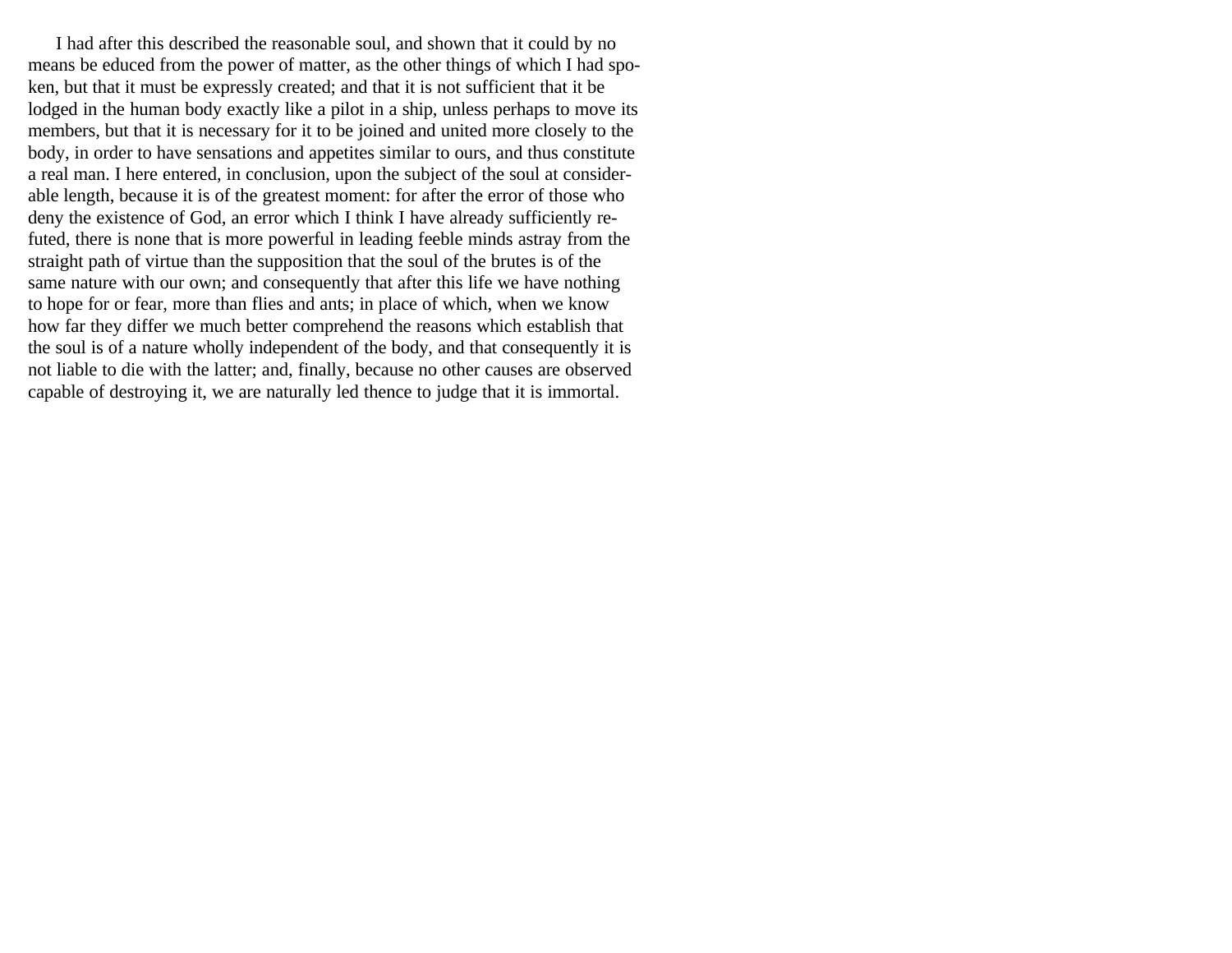I had after this described the reasonable soul, and shown that it could by no means be educed from the power of matter, as the other things of which I had spoken, but that it must be expressly created; and that it is not sufficient that it be lodged in the human body exactly like a pilot in a ship, unless perhaps to move its members, but that it is necessary for it to be joined and united more closely to the body, in order to have sensations and appetites similar to ours, and thus constitute a real man. I here entered, in conclusion, upon the subject of the soul at considerable length, because it is of the greatest moment: for after the error of those who deny the existence of God, an error which I think I have already sufficiently refuted, there is none that is more powerful in leading feeble minds astray from the straight path of virtue than the supposition that the soul of the brutes is of the same nature with our own; and consequently that after this life we have nothing to hope for or fear, more than flies and ants; in place of which, when we know how far they differ we much better comprehend the reasons which establish that the soul is of a nature wholly independent of the body, and that consequently it is not liable to die with the latter; and, finally, because no other causes are observed capable of destroying it, we are naturally led thence to judge that it is immortal.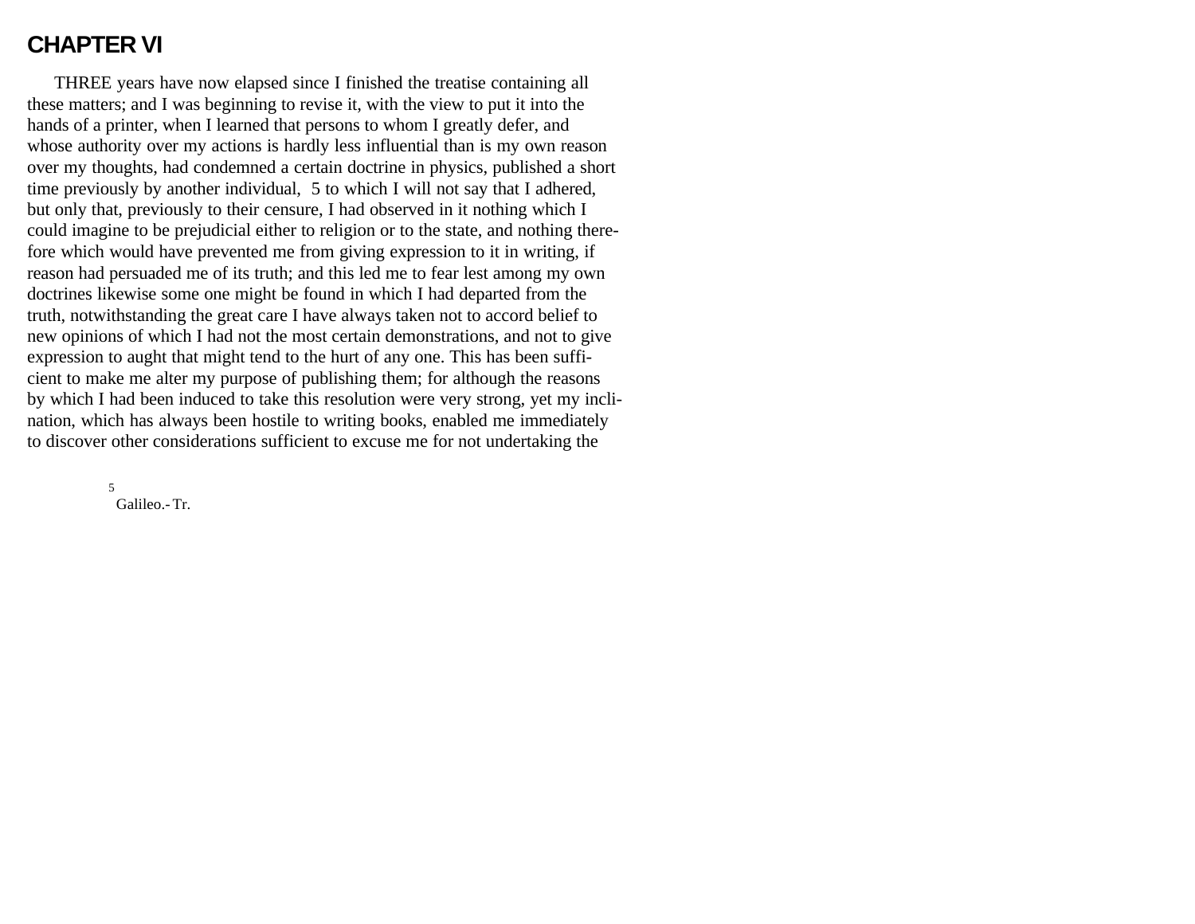# CHAPTER VI

THREE years have now elapsed since I finished the treatise containing all these matters; and I was beginning to revise it, with the view to put it into the hands of a printer, when I learned that persons to whom I greatly defer, and whose authority over my actions is hardly less influential than is my own reason over my thoughts, had condemned a certain doctrine in physics, published a short time previously by another individual, [5] to which I will not say that I adhered, but only that, previously to their censure, I had observed in it nothing which I could imagine to be prejudicial either to religion or to the state, and nothing therefore which would have prevented me from giving expression to it in writing, if reason had persuaded me of its truth; and this led me to fear lest among my own doctrines likewise some one might be found in which I had departed from the truth, notwithstanding the great care I have always taken not to accord belief to new opinions of which I had not the most certain demonstrations, and not to give expression to aught that might tend to the hurt of any one. This has been sufficient to make me alter my purpose of publishing them; for although the reasons by which I had been induced to take this resolution were very strong, yet my inclination, which has always been hostile to writing books, enabled me immediately to discover other considerations sufficient to excuse me for not undertaking the

[5] Galileo.- Tr.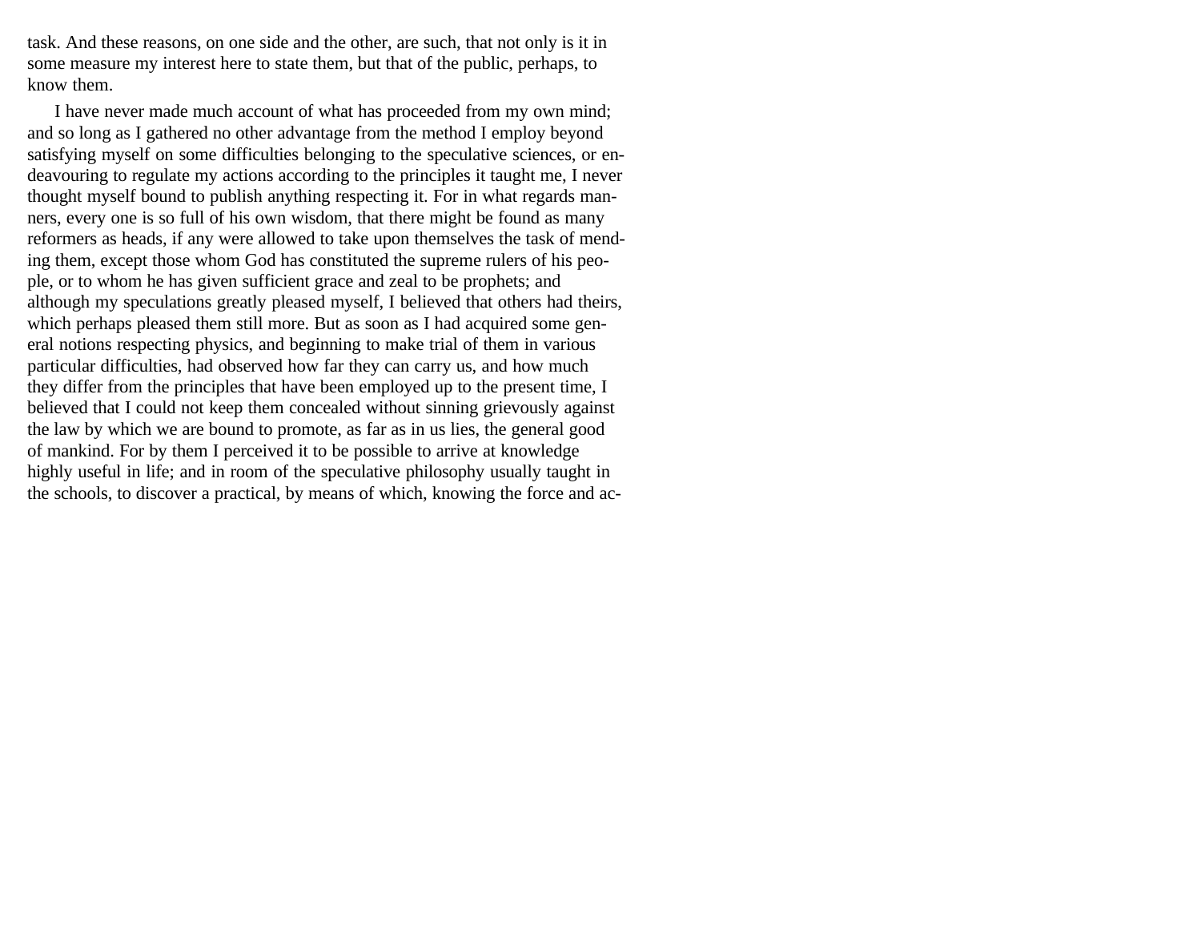task. And these reasons, on one side and the other, are such, that not only is it in some measure my interest here to state them, but that of the public, perhaps, to know them.

I have never made much account of what has proceeded from my own mind; and so long as I gathered no other advantage from the method I employ beyond satisfying myself on some difficulties belonging to the speculative sciences, or endeavouring to regulate my actions according to the principles it taught me, I never thought myself bound to publish anything respecting it. For in what regards manners, every one is so full of his own wisdom, that there might be found as many reformers as heads, if any were allowed to take upon themselves the task of mending them, except those whom God has constituted the supreme rulers of his people, or to whom he has given sufficient grace and zeal to be prophets; and although my speculations greatly pleased myself, I believed that others had theirs, which perhaps pleased them still more. But as soon as I had acquired some general notions respecting physics, and beginning to make trial of them in various particular difficulties, had observed how far they can carry us, and how much they differ from the principles that have been employed up to the present time, I believed that I could not keep them concealed without sinning grievously against the law by which we are bound to promote, as far as in us lies, the general good of mankind. For by them I perceived it to be possible to arrive at knowledge highly useful in life; and in room of the speculative philosophy usually taught in the schools, to discover a practical, by means of which, knowing the force and ac-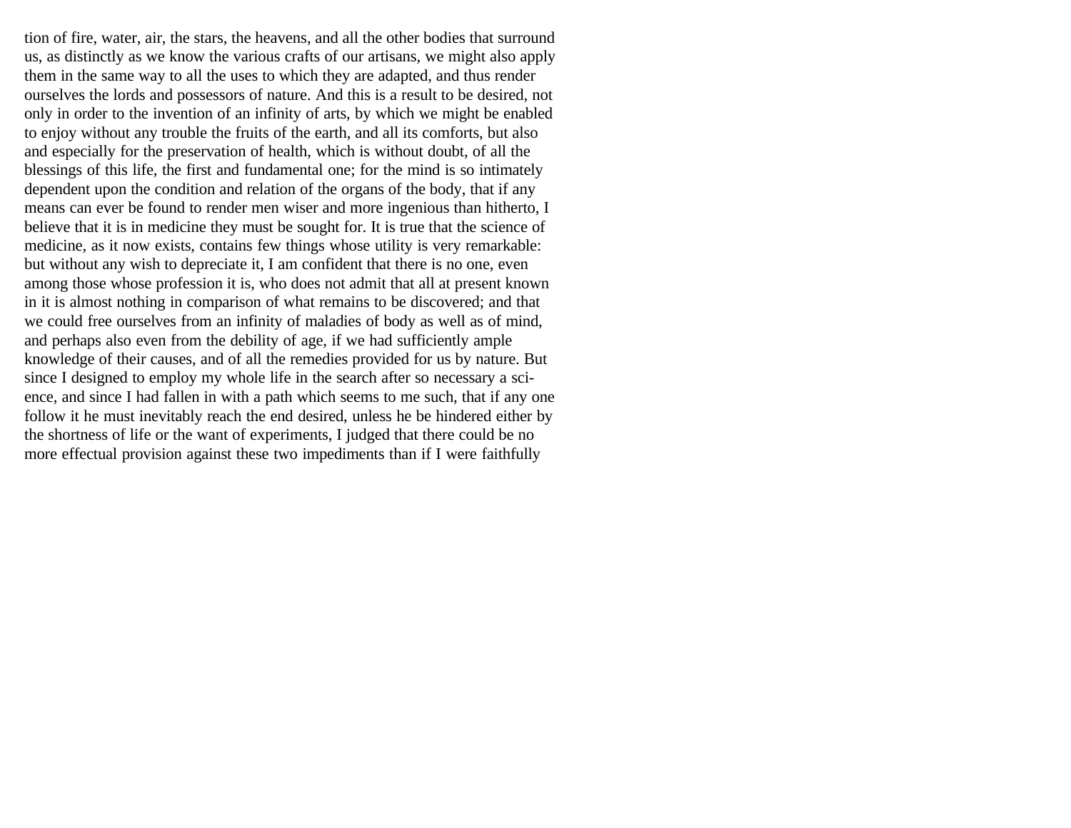tion of fire, water, air, the stars, the heavens, and all the other bodies that surround us, as distinctly as we know the various crafts of our artisans, we might also apply them in the same way to all the uses to which they are adapted, and thus render ourselves the lords and possessors of nature. And this is a result to be desired, not only in order to the invention of an infinity of arts, by which we might be enabled to enjoy without any trouble the fruits of the earth, and all its comforts, but also and especially for the preservation of health, which is without doubt, of all the blessings of this life, the first and fundamental one; for the mind is so intimately dependent upon the condition and relation of the organs of the body, that if any means can ever be found to render men wiser and more ingenious than hitherto, I believe that it is in medicine they must be sought for. It is true that the science of medicine, as it now exists, contains few things whose utility is very remarkable: but without any wish to depreciate it, I am confident that there is no one, even among those whose profession it is, who does not admit that all at present known in it is almost nothing in comparison of what remains to be discovered; and that we could free ourselves from an infinity of maladies of body as well as of mind, and perhaps also even from the debility of age, if we had sufficiently ample knowledge of their causes, and of all the remedies provided for us by nature. But since I designed to employ my whole life in the search after so necessary a science, and since I had fallen in with a path which seems to me such, that if any one follow it he must inevitably reach the end desired, unless he be hindered either by the shortness of life or the want of experiments, I judged that there could be no more effectual provision against these two impediments than if I were faithfully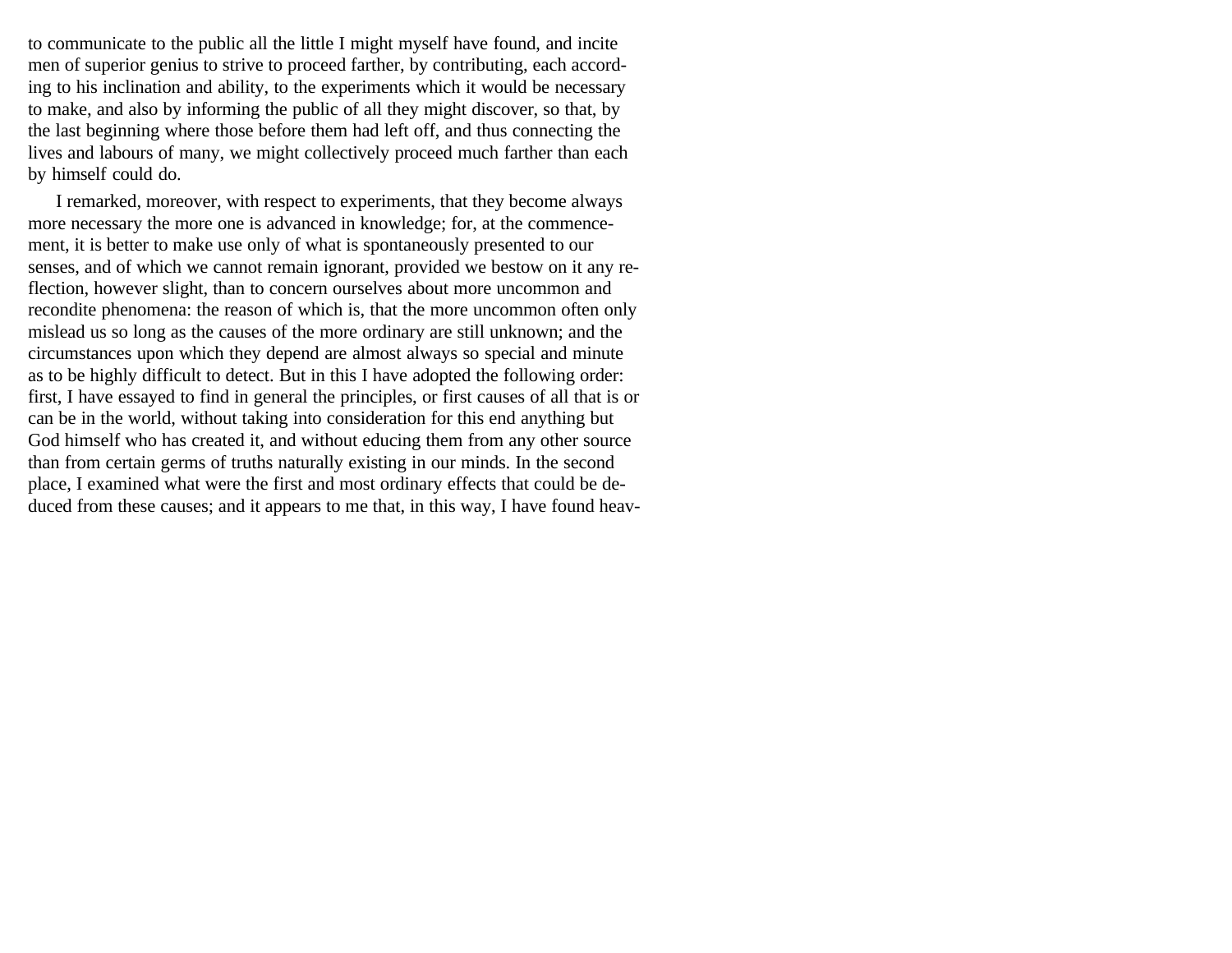to communicate to the public all the little I might myself have found, and incite men of superior genius to strive to proceed farther, by contributing, each according to his inclination and ability, to the experiments which it would be necessary to make, and also by informing the public of all they might discover, so that, by the last beginning where those before them had left off, and thus connecting the lives and labours of many, we might collectively proceed much farther than each by himself could do.

I remarked, moreover, with respect to experiments, that they become always more necessary the more one is advanced in knowledge; for, at the commencement, it is better to make use only of what is spontaneously presented to our senses, and of which we cannot remain ignorant, provided we bestow on it any reflection, however slight, than to concern ourselves about more uncommon and recondite phenomena: the reason of which is, that the more uncommon often only mislead us so long as the causes of the more ordinary are still unknown; and the circumstances upon which they depend are almost always so special and minute as to be highly difficult to detect. But in this I have adopted the following order: first, I have essayed to find in general the principles, or first causes of all that is or can be in the world, without taking into consideration for this end anything but God himself who has created it, and without educing them from any other source than from certain germs of truths naturally existing in our minds. In the second place, I examined what were the first and most ordinary effects that could be deduced from these causes; and it appears to me that, in this way, I have found heav-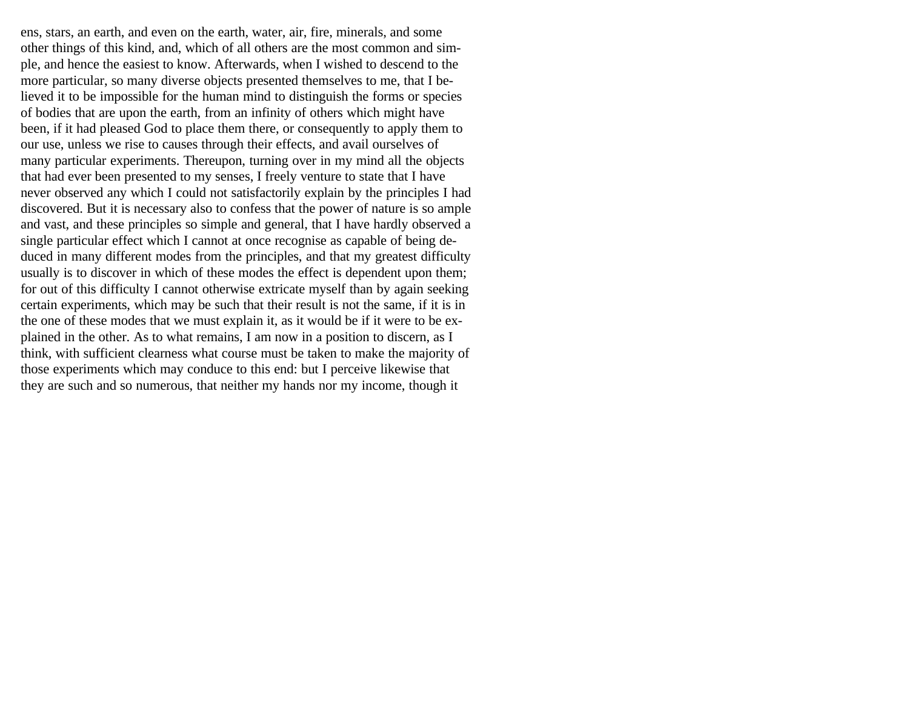ens, stars, an earth, and even on the earth, water, air, fire, minerals, and some other things of this kind, and, which of all others are the most common and simple, and hence the easiest to know. Afterwards, when I wished to descend to the more particular, so many diverse objects presented themselves to me, that I believed it to be impossible for the human mind to distinguish the forms or species of bodies that are upon the earth, from an infinity of others which might have been, if it had pleased God to place them there, or consequently to apply them to our use, unless we rise to causes through their effects, and avail ourselves of many particular experiments. Thereupon, turning over in my mind all the objects that had ever been presented to my senses, I freely venture to state that I have never observed any which I could not satisfactorily explain by the principles I had discovered. But it is necessary also to confess that the power of nature is so ample and vast, and these principles so simple and general, that I have hardly observed a single particular effect which I cannot at once recognise as capable of being deduced in many different modes from the principles, and that my greatest difficulty usually is to discover in which of these modes the effect is dependent upon them; for out of this difficulty I cannot otherwise extricate myself than by again seeking certain experiments, which may be such that their result is not the same, if it is in the one of these modes that we must explain it, as it would be if it were to be explained in the other. As to what remains, I am now in a position to discern, as I think, with sufficient clearness what course must be taken to make the majority of those experiments which may conduce to this end: but I perceive likewise that they are such and so numerous, that neither my hands nor my income, though it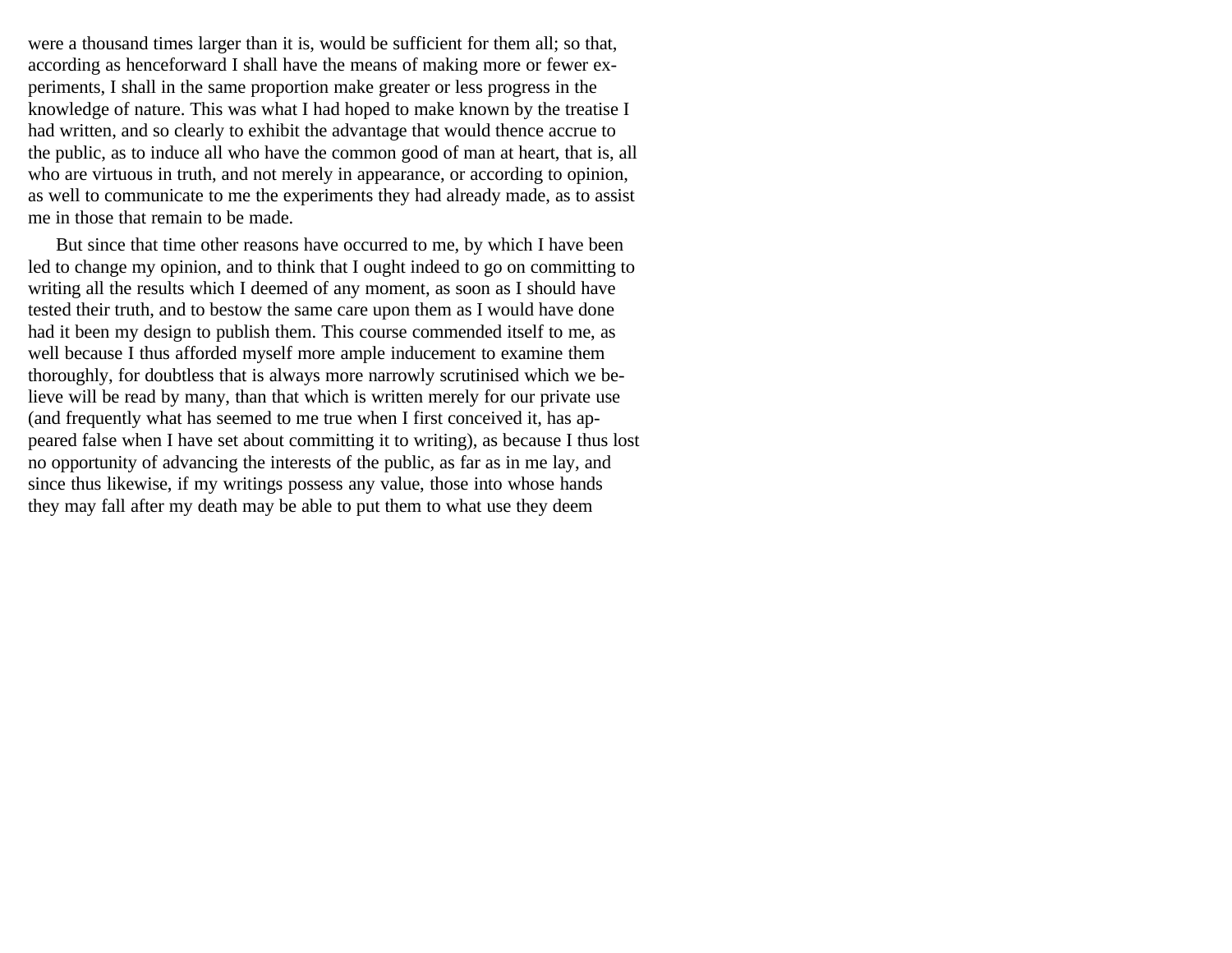were a thousand times larger than it is, would be sufficient for them all; so that, according as henceforward I shall have the means of making more or fewer experiments, I shall in the same proportion make greater or less progress in the knowledge of nature. This was what I had hoped to make known by the treatise I had written, and so clearly to exhibit the advantage that would thence accrue to the public, as to induce all who have the common good of man at heart, that is, all who are virtuous in truth, and not merely in appearance, or according to opinion, as well to communicate to me the experiments they had already made, as to assist me in those that remain to be made.

But since that time other reasons have occurred to me, by which I have been led to change my opinion, and to think that I ought indeed to go on committing to writing all the results which I deemed of any moment, as soon as I should have tested their truth, and to bestow the same care upon them as I would have done had it been my design to publish them. This course commended itself to me, as well because I thus afforded myself more ample inducement to examine them thoroughly, for doubtless that is always more narrowly scrutinised which we believe will be read by many, than that which is written merely for our private use (and frequently what has seemed to me true when I first conceived it, has appeared false when I have set about committing it to writing), as because I thus lost no opportunity of advancing the interests of the public, as far as in me lay, and since thus likewise, if my writings possess any value, those into whose hands they may fall after my death may be able to put them to what use they deem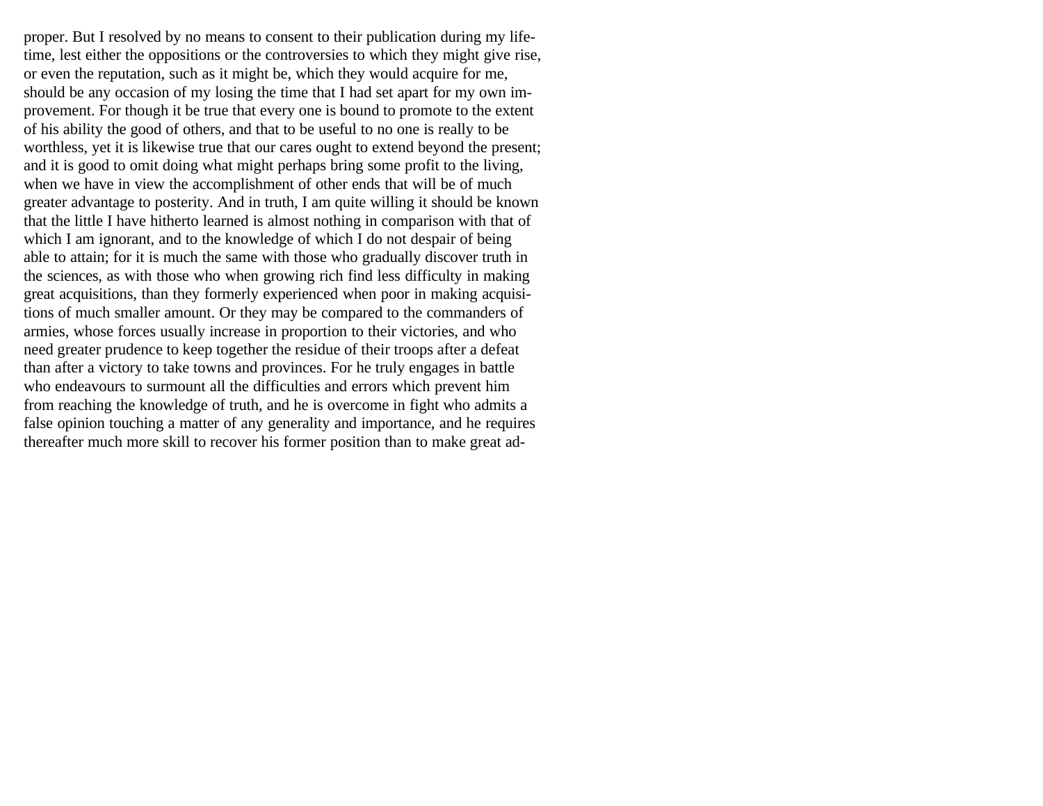proper. But I resolved by no means to consent to their publication during my lifetime, lest either the oppositions or the controversies to which they might give rise, or even the reputation, such as it might be, which they would acquire for me, should be any occasion of my losing the time that I had set apart for my own improvement. For though it be true that every one is bound to promote to the extent of his ability the good of others, and that to be useful to no one is really to be worthless, yet it is likewise true that our cares ought to extend beyond the present; and it is good to omit doing what might perhaps bring some profit to the living, when we have in view the accomplishment of other ends that will be of much greater advantage to posterity. And in truth, I am quite willing it should be known that the little I have hitherto learned is almost nothing in comparison with that of which I am ignorant, and to the knowledge of which I do not despair of being able to attain; for it is much the same with those who gradually discover truth in the sciences, as with those who when growing rich find less difficulty in making great acquisitions, than they formerly experienced when poor in making acquisitions of much smaller amount. Or they may be compared to the commanders of armies, whose forces usually increase in proportion to their victories, and who need greater prudence to keep together the residue of their troops after a defeat than after a victory to take towns and provinces. For he truly engages in battle who endeavours to surmount all the difficulties and errors which prevent him from reaching the knowledge of truth, and he is overcome in fight who admits a false opinion touching a matter of any generality and importance, and he requires thereafter much more skill to recover his former position than to make great ad-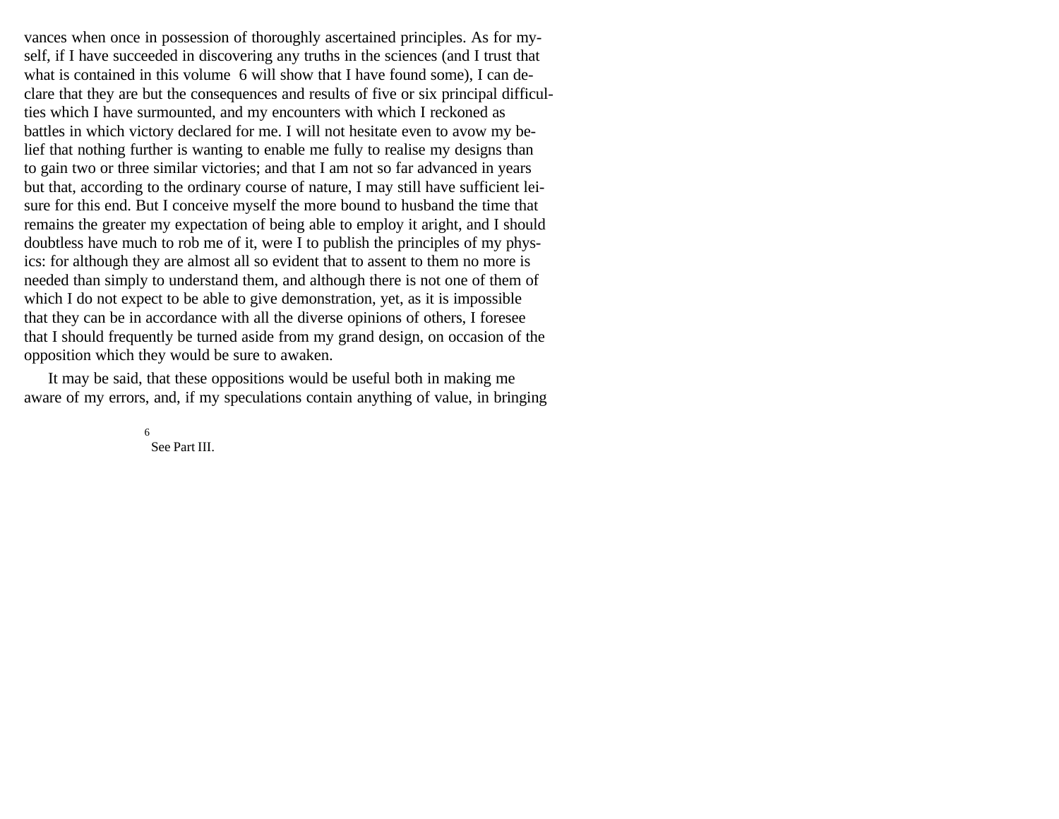vances when once in possession of thoroughly ascertained principles. As for myself, if I have succeeded in discovering any truths in the sciences (and I trust that what is contained in this volume [6] will show that I have found some), I can declare that they are but the consequences and results of five or six principal difficulties which I have surmounted, and my encounters with which I reckoned as battles in which victory declared for me. I will not hesitate even to avow my belief that nothing further is wanting to enable me fully to realise my designs than to gain two or three similar victories; and that I am not so far advanced in years but that, according to the ordinary course of nature, I may still have sufficient leisure for this end. But I conceive myself the more bound to husband the time that remains the greater my expectation of being able to employ it aright, and I should doubtless have much to rob me of it, were I to publish the principles of my physics: for although they are almost all so evident that to assent to them no more is needed than simply to understand them, and although there is not one of them of which I do not expect to be able to give demonstration, yet, as it is impossible that they can be in accordance with all the diverse opinions of others, I foresee that I should frequently be turned aside from my grand design, on occasion of the opposition which they would be sure to awaken.

It may be said, that these oppositions would be useful both in making me aware of my errors, and, if my speculations contain anything of value, in bringing

[6] See Part III.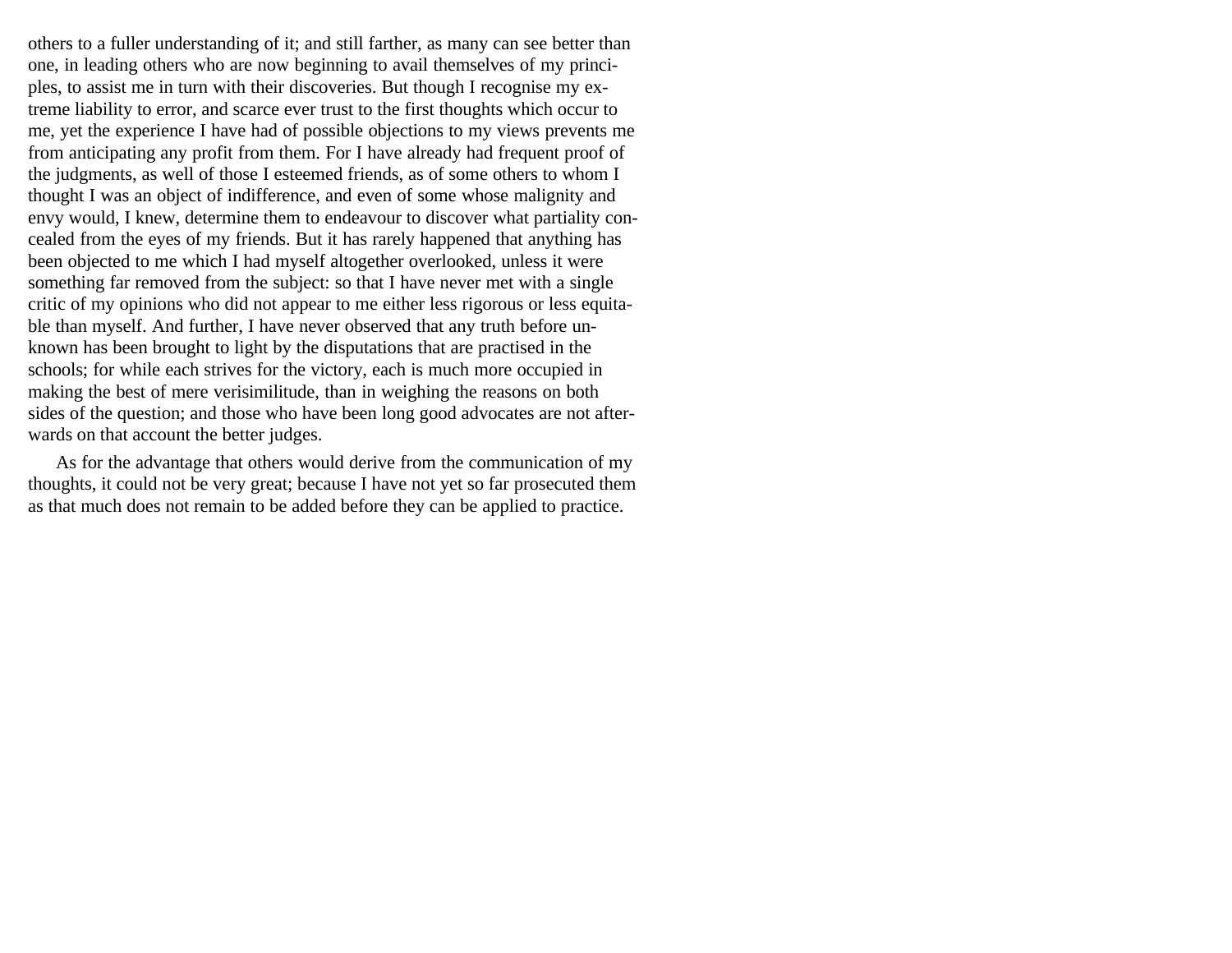others to a fuller understanding of it; and still farther, as many can see better than one, in leading others who are now beginning to avail themselves of my principles, to assist me in turn with their discoveries. But though I recognise my extreme liability to error, and scarce ever trust to the first thoughts which occur to me, yet the experience I have had of possible objections to my views prevents me from anticipating any profit from them. For I have already had frequent proof of the judgments, as well of those I esteemed friends, as of some others to whom I thought I was an object of indifference, and even of some whose malignity and envy would, I knew, determine them to endeavour to discover what partiality concealed from the eyes of my friends. But it has rarely happened that anything has been objected to me which I had myself altogether overlooked, unless it were something far removed from the subject: so that I have never met with a single critic of my opinions who did not appear to me either less rigorous or less equitable than myself. And further, I have never observed that any truth before unknown has been brought to light by the disputations that are practised in the schools; for while each strives for the victory, each is much more occupied in making the best of mere verisimilitude, than in weighing the reasons on both sides of the question; and those who have been long good advocates are not afterwards on that account the better judges.

As for the advantage that others would derive from the communication of my thoughts, it could not be very great; because I have not yet so far prosecuted them as that much does not remain to be added before they can be applied to practice.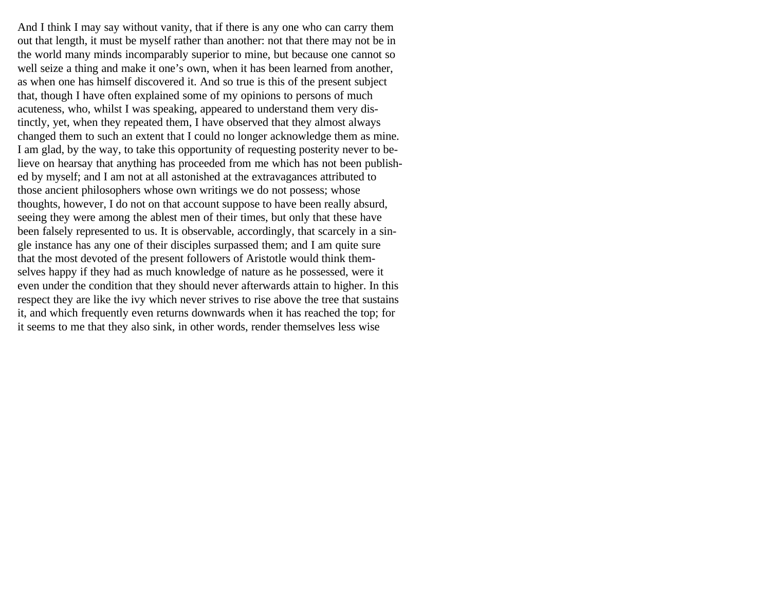And I think I may say without vanity, that if there is any one who can carry them out that length, it must be myself rather than another: not that there may not be in the world many minds incomparably superior to mine, but because one cannot so well seize a thing and make it one's own, when it has been learned from another, as when one has himself discovered it. And so true is this of the present subject that, though I have often explained some of my opinions to persons of much acuteness, who, whilst I was speaking, appeared to understand them very distinctly, yet, when they repeated them, I have observed that they almost always changed them to such an extent that I could no longer acknowledge them as mine. I am glad, by the way, to take this opportunity of requesting posterity never to believe on hearsay that anything has proceeded from me which has not been published by myself; and I am not at all astonished at the extravagances attributed to those ancient philosophers whose own writings we do not possess; whose thoughts, however, I do not on that account suppose to have been really absurd, seeing they were among the ablest men of their times, but only that these have been falsely represented to us. It is observable, accordingly, that scarcely in a single instance has any one of their disciples surpassed them; and I am quite sure that the most devoted of the present followers of Aristotle would think themselves happy if they had as much knowledge of nature as he possessed, were it even under the condition that they should never afterwards attain to higher. In this respect they are like the ivy which never strives to rise above the tree that sustains it, and which frequently even returns downwards when it has reached the top; for it seems to me that they also sink, in other words, render themselves less wise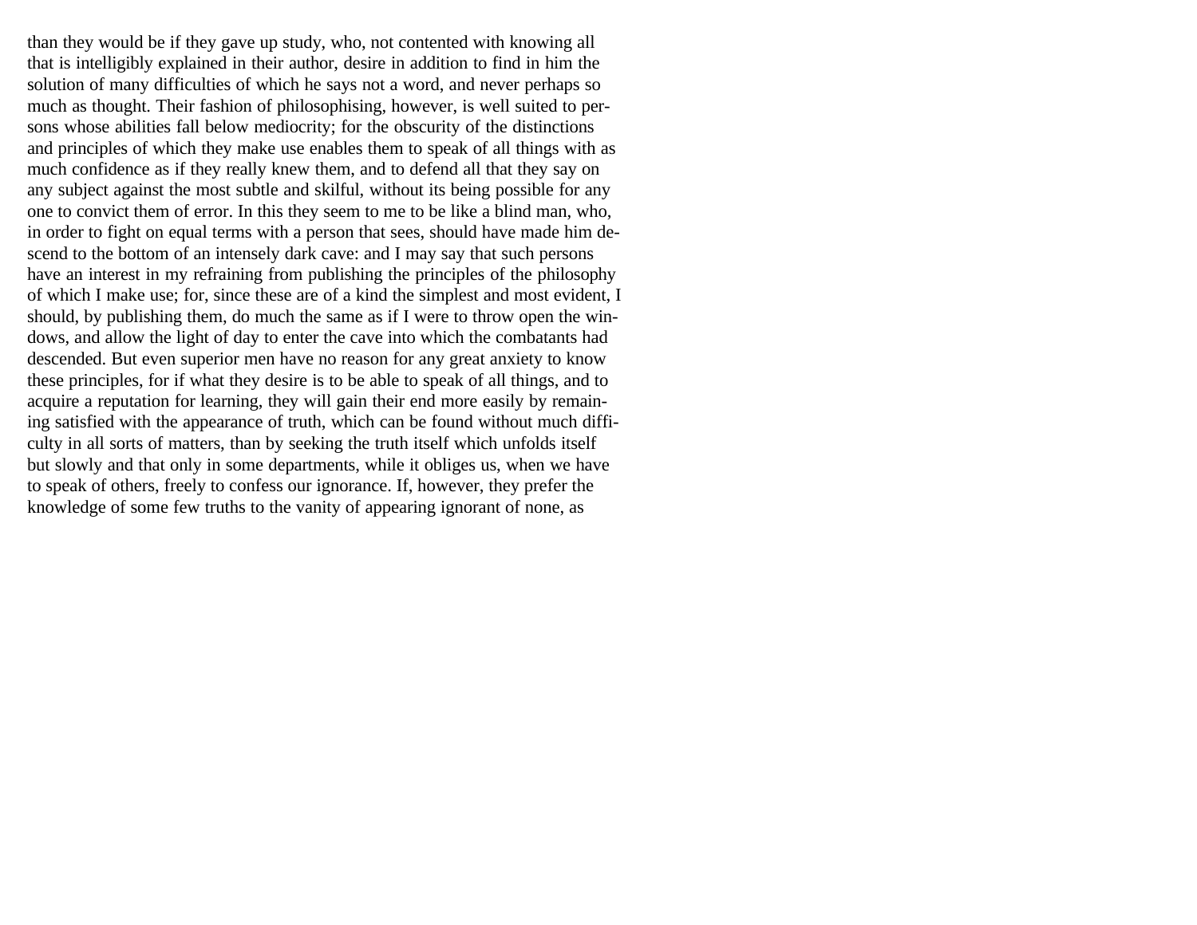than they would be if they gave up study, who, not contented with knowing all that is intelligibly explained in their author, desire in addition to find in him the solution of many difficulties of which he says not a word, and never perhaps so much as thought. Their fashion of philosophising, however, is well suited to persons whose abilities fall below mediocrity; for the obscurity of the distinctions and principles of which they make use enables them to speak of all things with as much confidence as if they really knew them, and to defend all that they say on any subject against the most subtle and skilful, without its being possible for any one to convict them of error. In this they seem to me to be like a blind man, who, in order to fight on equal terms with a person that sees, should have made him descend to the bottom of an intensely dark cave: and I may say that such persons have an interest in my refraining from publishing the principles of the philosophy of which I make use; for, since these are of a kind the simplest and most evident, I should, by publishing them, do much the same as if I were to throw open the windows, and allow the light of day to enter the cave into which the combatants had descended. But even superior men have no reason for any great anxiety to know these principles, for if what they desire is to be able to speak of all things, and to acquire a reputation for learning, they will gain their end more easily by remaining satisfied with the appearance of truth, which can be found without much difficulty in all sorts of matters, than by seeking the truth itself which unfolds itself but slowly and that only in some departments, while it obliges us, when we have to speak of others, freely to confess our ignorance. If, however, they prefer the knowledge of some few truths to the vanity of appearing ignorant of none, as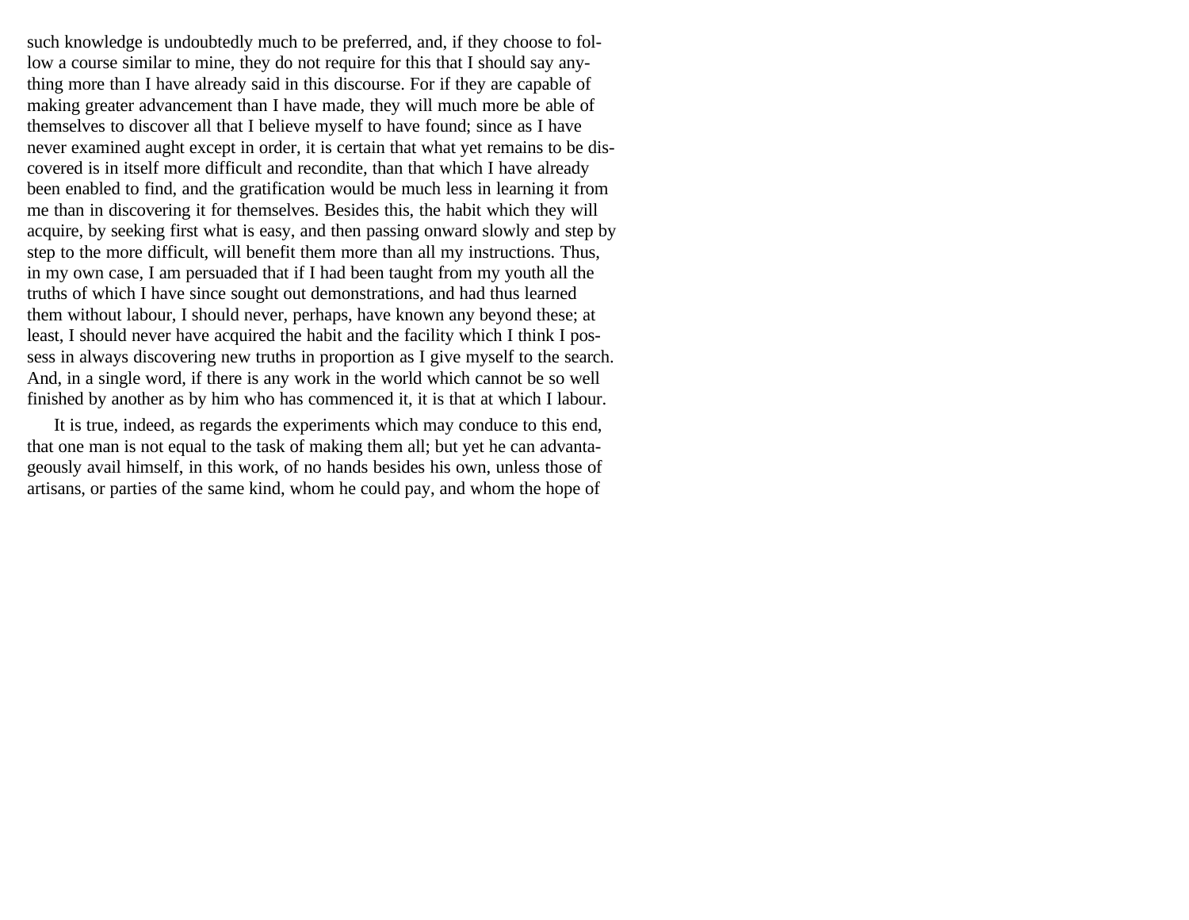such knowledge is undoubtedly much to be preferred, and, if they choose to follow a course similar to mine, they do not require for this that I should say anything more than I have already said in this discourse. For if they are capable of making greater advancement than I have made, they will much more be able of themselves to discover all that I believe myself to have found; since as I have never examined aught except in order, it is certain that what yet remains to be discovered is in itself more difficult and recondite, than that which I have already been enabled to find, and the gratification would be much less in learning it from me than in discovering it for themselves. Besides this, the habit which they will acquire, by seeking first what is easy, and then passing onward slowly and step by step to the more difficult, will benefit them more than all my instructions. Thus, in my own case, I am persuaded that if I had been taught from my youth all the truths of which I have since sought out demonstrations, and had thus learned them without labour, I should never, perhaps, have known any beyond these; at least, I should never have acquired the habit and the facility which I think I possess in always discovering new truths in proportion as I give myself to the search. And, in a single word, if there is any work in the world which cannot be so well finished by another as by him who has commenced it, it is that at which I labour.

It is true, indeed, as regards the experiments which may conduce to this end, that one man is not equal to the task of making them all; but yet he can advantageously avail himself, in this work, of no hands besides his own, unless those of artisans, or parties of the same kind, whom he could pay, and whom the hope of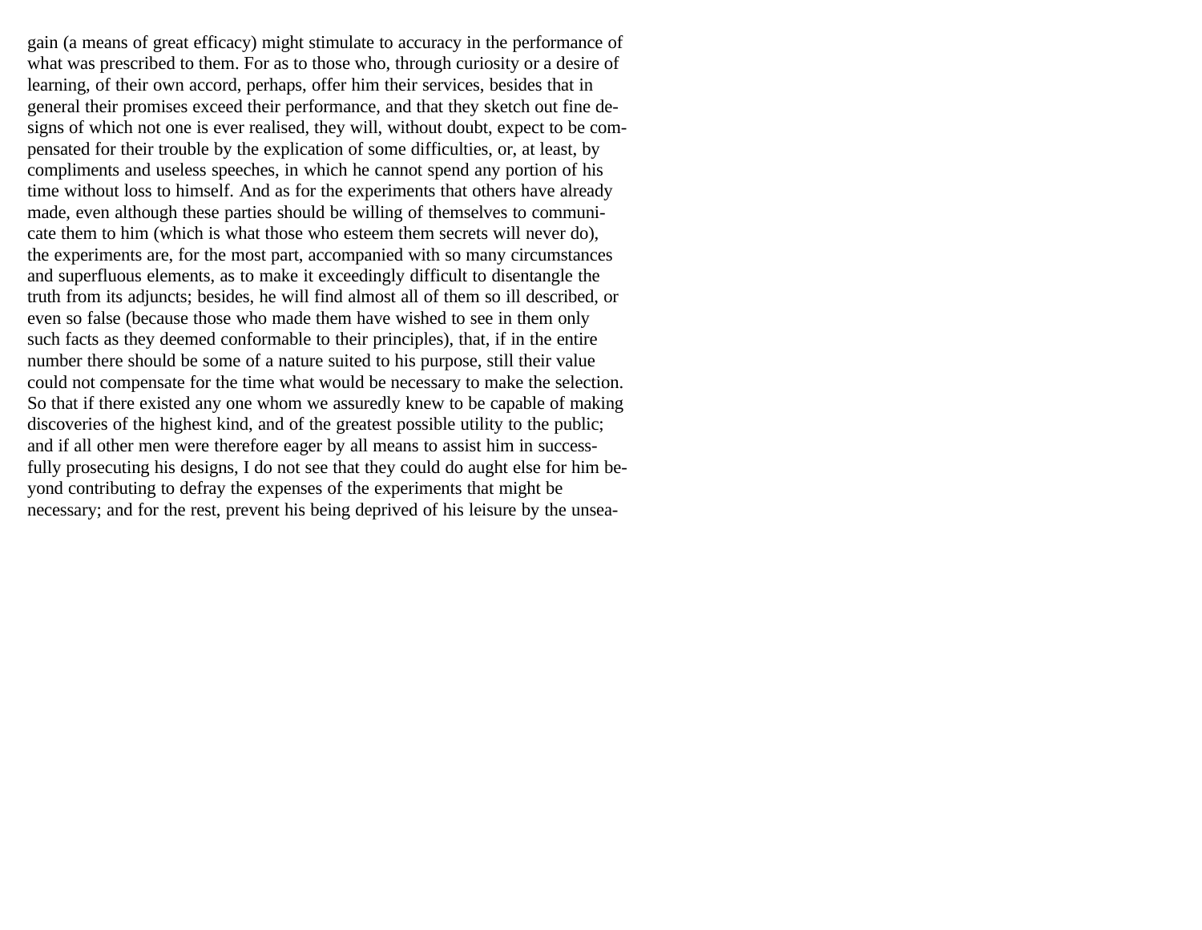gain (a means of great efficacy) might stimulate to accuracy in the performance of what was prescribed to them. For as to those who, through curiosity or a desire of learning, of their own accord, perhaps, offer him their services, besides that in general their promises exceed their performance, and that they sketch out fine designs of which not one is ever realised, they will, without doubt, expect to be compensated for their trouble by the explication of some difficulties, or, at least, by compliments and useless speeches, in which he cannot spend any portion of his time without loss to himself. And as for the experiments that others have already made, even although these parties should be willing of themselves to communicate them to him (which is what those who esteem them secrets will never do), the experiments are, for the most part, accompanied with so many circumstances and superfluous elements, as to make it exceedingly difficult to disentangle the truth from its adjuncts; besides, he will find almost all of them so ill described, or even so false (because those who made them have wished to see in them only such facts as they deemed conformable to their principles), that, if in the entire number there should be some of a nature suited to his purpose, still their value could not compensate for the time what would be necessary to make the selection. So that if there existed any one whom we assuredly knew to be capable of making discoveries of the highest kind, and of the greatest possible utility to the public; and if all other men were therefore eager by all means to assist him in successfully prosecuting his designs, I do not see that they could do aught else for him beyond contributing to defray the expenses of the experiments that might be necessary; and for the rest, prevent his being deprived of his leisure by the unsea-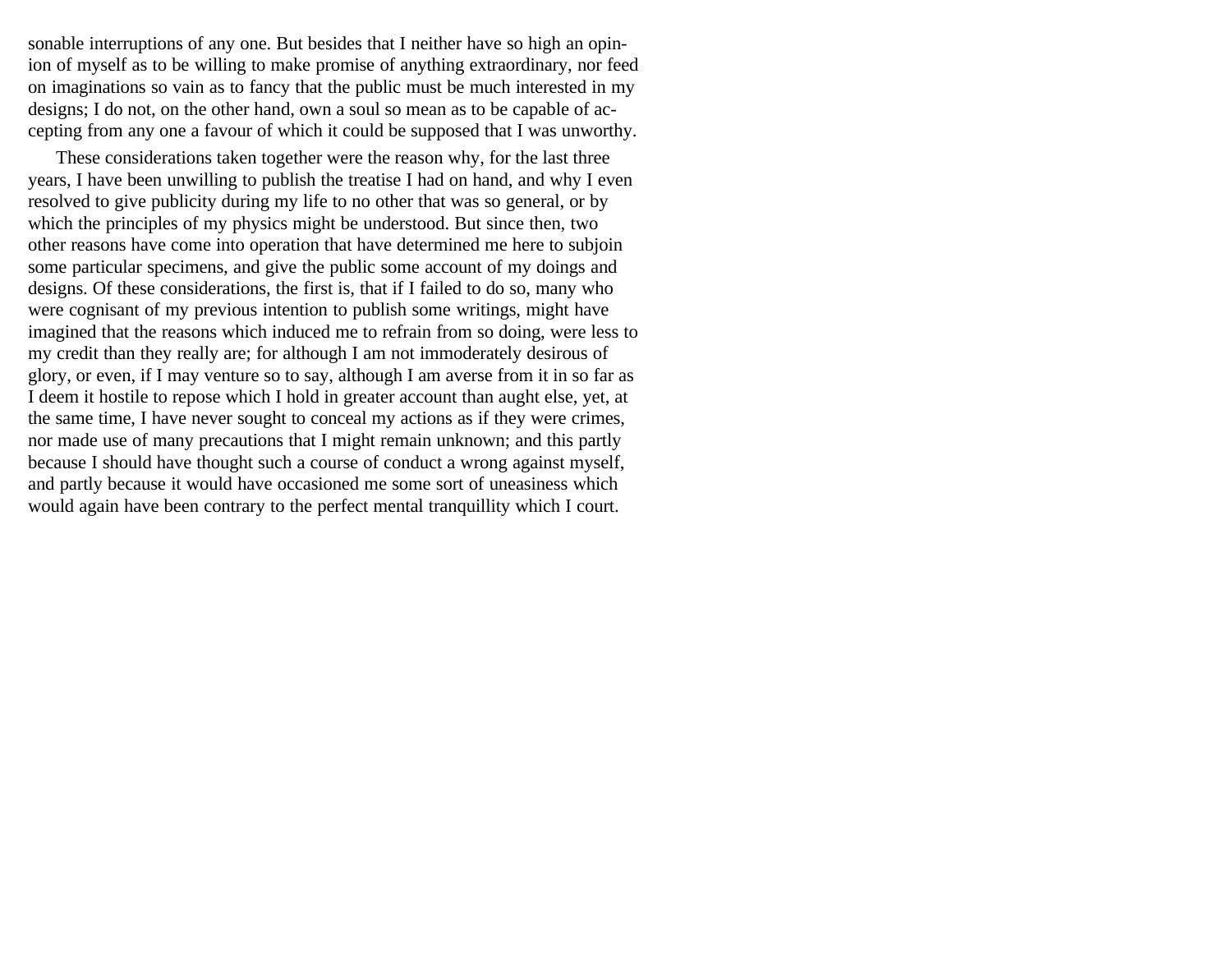sonable interruptions of any one. But besides that I neither have so high an opinion of myself as to be willing to make promise of anything extraordinary, nor feed on imaginations so vain as to fancy that the public must be much interested in my designs; I do not, on the other hand, own a soul so mean as to be capable of accepting from any one a favour of which it could be supposed that I was unworthy.

These considerations taken together were the reason why, for the last three years, I have been unwilling to publish the treatise I had on hand, and why I even resolved to give publicity during my life to no other that was so general, or by which the principles of my physics might be understood. But since then, two other reasons have come into operation that have determined me here to subjoin some particular specimens, and give the public some account of my doings and designs. Of these considerations, the first is, that if I failed to do so, many who were cognisant of my previous intention to publish some writings, might have imagined that the reasons which induced me to refrain from so doing, were less to my credit than they really are; for although I am not immoderately desirous of glory, or even, if I may venture so to say, although I am averse from it in so far as I deem it hostile to repose which I hold in greater account than aught else, yet, at the same time, I have never sought to conceal my actions as if they were crimes, nor made use of many precautions that I might remain unknown; and this partly because I should have thought such a course of conduct a wrong against myself, and partly because it would have occasioned me some sort of uneasiness which would again have been contrary to the perfect mental tranquillity which I court.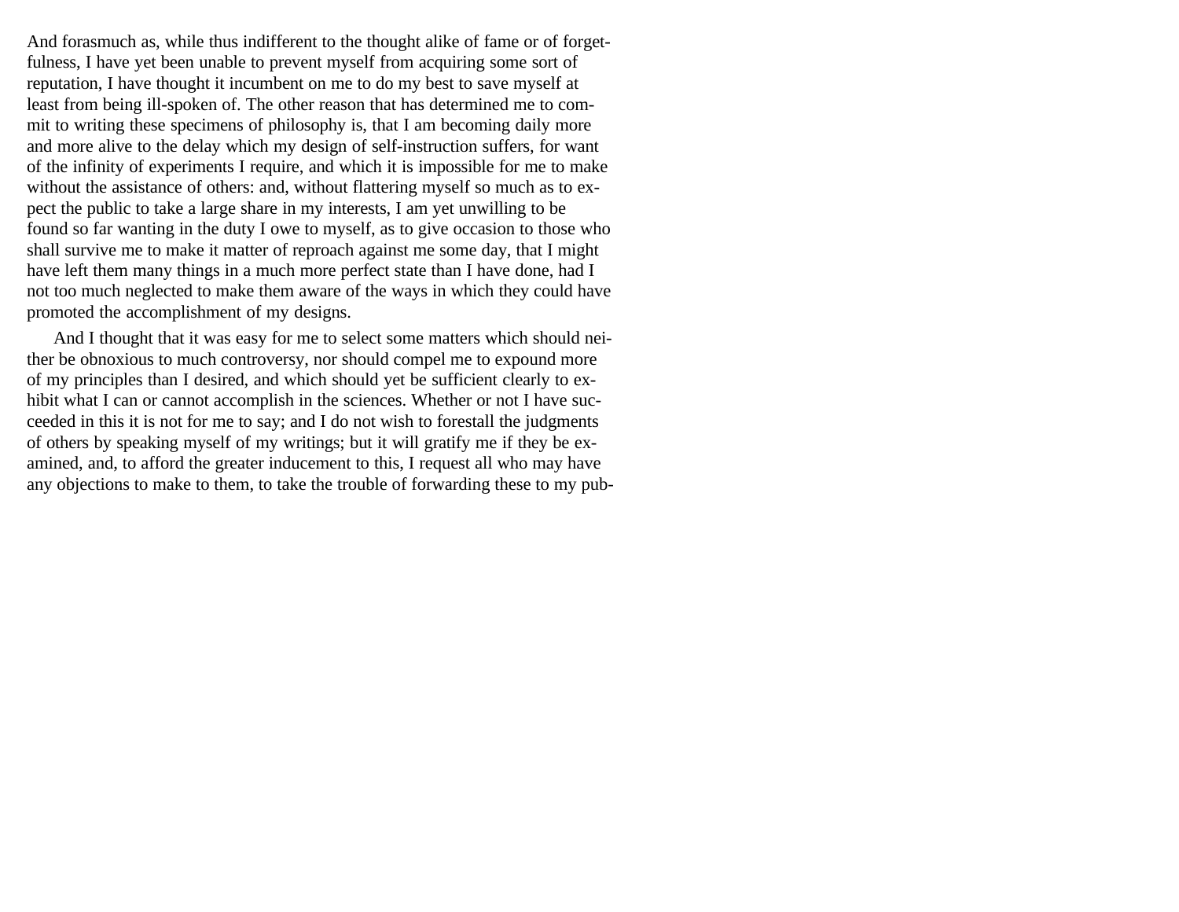And forasmuch as, while thus indifferent to the thought alike of fame or of forgetfulness, I have yet been unable to prevent myself from acquiring some sort of reputation, I have thought it incumbent on me to do my best to save myself at least from being ill-spoken of. The other reason that has determined me to commit to writing these specimens of philosophy is, that I am becoming daily more and more alive to the delay which my design of self-instruction suffers, for want of the infinity of experiments I require, and which it is impossible for me to make without the assistance of others: and, without flattering myself so much as to expect the public to take a large share in my interests, I am yet unwilling to be found so far wanting in the duty I owe to myself, as to give occasion to those who shall survive me to make it matter of reproach against me some day, that I might have left them many things in a much more perfect state than I have done, had I not too much neglected to make them aware of the ways in which they could have promoted the accomplishment of my designs.

And I thought that it was easy for me to select some matters which should neither be obnoxious to much controversy, nor should compel me to expound more of my principles than I desired, and which should yet be sufficient clearly to exhibit what I can or cannot accomplish in the sciences. Whether or not I have succeeded in this it is not for me to say; and I do not wish to forestall the judgments of others by speaking myself of my writings; but it will gratify me if they be examined, and, to afford the greater inducement to this, I request all who may have any objections to make to them, to take the trouble of forwarding these to my pub-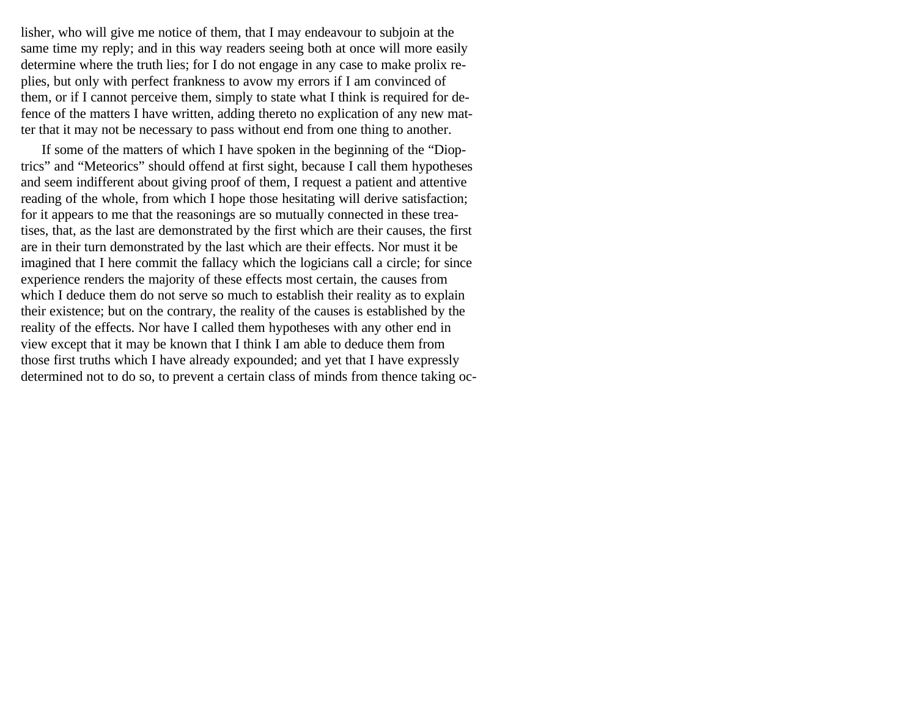lisher, who will give me notice of them, that I may endeavour to subjoin at the same time my reply; and in this way readers seeing both at once will more easily determine where the truth lies; for I do not engage in any case to make prolix replies, but only with perfect frankness to avow my errors if I am convinced of them, or if I cannot perceive them, simply to state what I think is required for defence of the matters I have written, adding thereto no explication of any new matter that it may not be necessary to pass without end from one thing to another.

If some of the matters of which I have spoken in the beginning of the "Dioptrics" and "Meteorics" should offend at first sight, because I call them hypotheses and seem indifferent about giving proof of them, I request a patient and attentive reading of the whole, from which I hope those hesitating will derive satisfaction; for it appears to me that the reasonings are so mutually connected in these treatises, that, as the last are demonstrated by the first which are their causes, the first are in their turn demonstrated by the last which are their effects. Nor must it be imagined that I here commit the fallacy which the logicians call a circle; for since experience renders the majority of these effects most certain, the causes from which I deduce them do not serve so much to establish their reality as to explain their existence; but on the contrary, the reality of the causes is established by the reality of the effects. Nor have I called them hypotheses with any other end in view except that it may be known that I think I am able to deduce them from those first truths which I have already expounded; and yet that I have expressly determined not to do so, to prevent a certain class of minds from thence taking oc-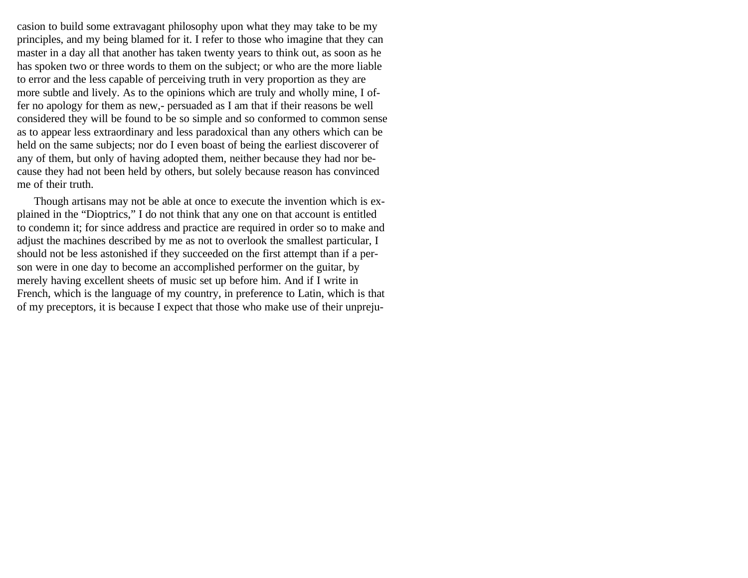casion to build some extravagant philosophy upon what they may take to be my principles, and my being blamed for it. I refer to those who imagine that they can master in a day all that another has taken twenty years to think out, as soon as he has spoken two or three words to them on the subject; or who are the more liable to error and the less capable of perceiving truth in very proportion as they are more subtle and lively. As to the opinions which are truly and wholly mine, I offer no apology for them as new,- persuaded as I am that if their reasons be well considered they will be found to be so simple and so conformed to common sense as to appear less extraordinary and less paradoxical than any others which can be held on the same subjects; nor do I even boast of being the earliest discoverer of any of them, but only of having adopted them, neither because they had nor because they had not been held by others, but solely because reason has convinced me of their truth.

Though artisans may not be able at once to execute the invention which is explained in the "Dioptrics," I do not think that any one on that account is entitled to condemn it; for since address and practice are required in order so to make and adjust the machines described by me as not to overlook the smallest particular, I should not be less astonished if they succeeded on the first attempt than if a person were in one day to become an accomplished performer on the guitar, by merely having excellent sheets of music set up before him. And if I write in French, which is the language of my country, in preference to Latin, which is that of my preceptors, it is because I expect that those who make use of their unpreju-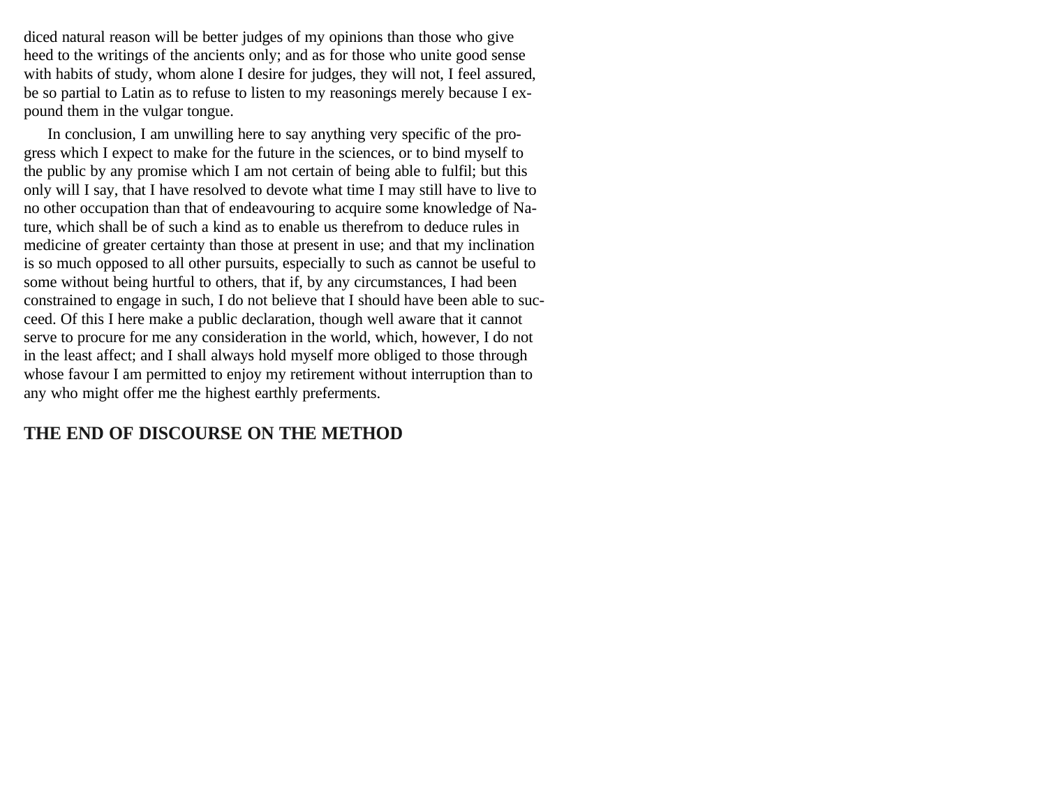diced natural reason will be better judges of my opinions than those who give heed to the writings of the ancients only; and as for those who unite good sense with habits of study, whom alone I desire for judges, they will not, I feel assured, be so partial to Latin as to refuse to listen to my reasonings merely because I expound them in the vulgar tongue.

In conclusion, I am unwilling here to say anything very specific of the progress which I expect to make for the future in the sciences, or to bind myself to the public by any promise which I am not certain of being able to fulfil; but this only will I say, that I have resolved to devote what time I may still have to live to no other occupation than that of endeavouring to acquire some knowledge of Nature, which shall be of such a kind as to enable us therefrom to deduce rules in medicine of greater certainty than those at present in use; and that my inclination is so much opposed to all other pursuits, especially to such as cannot be useful to some without being hurtful to others, that if, by any circumstances, I had been constrained to engage in such, I do not believe that I should have been able to succeed. Of this I here make a public declaration, though well aware that it cannot serve to procure for me any consideration in the world, which, however, I do not in the least affect; and I shall always hold myself more obliged to those through whose favour I am permitted to enjoy my retirement without interruption than to any who might offer me the highest earthly preferments.

**THE END OF DISCOURSE ON THE METHOD**